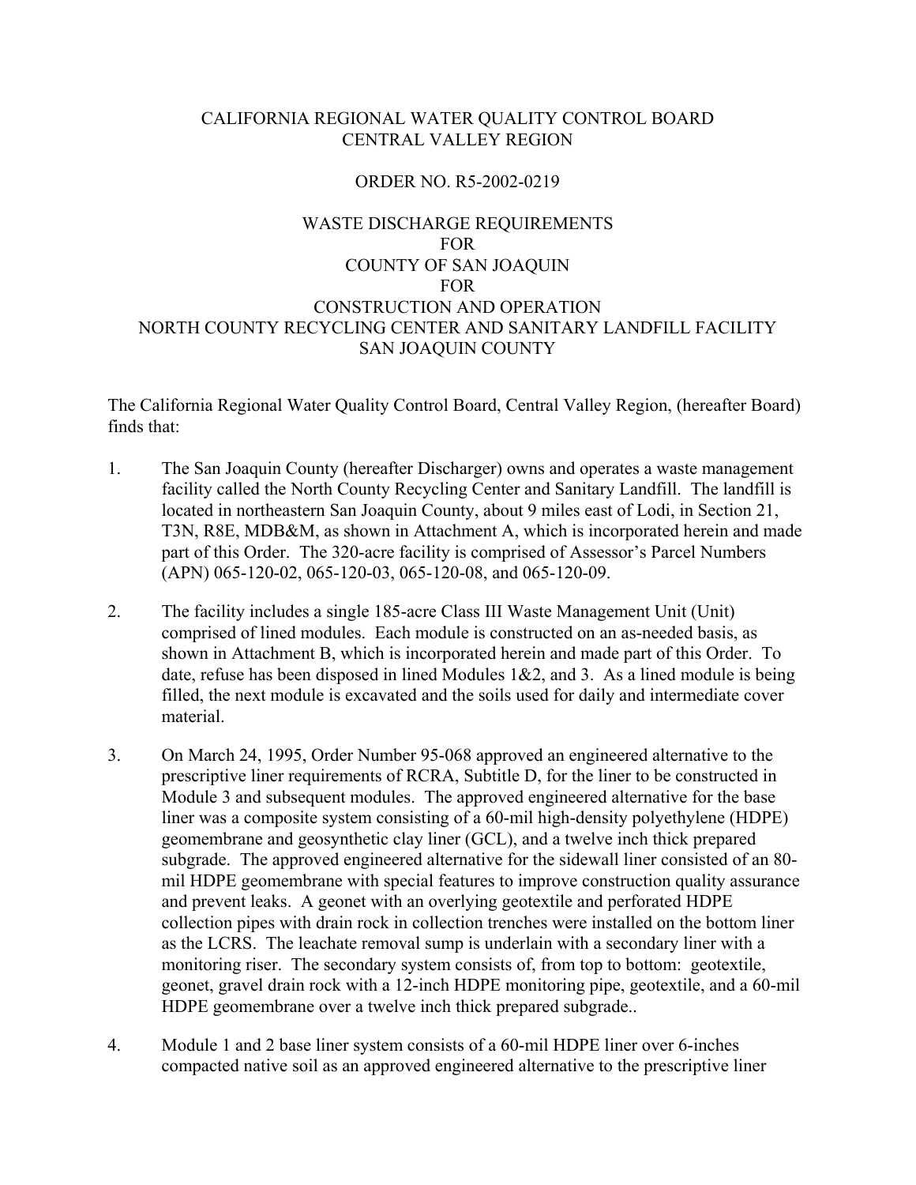CALIFORNIA REGIONAL WATER QUALITY CONTROL BOARD
CENTRAL VALLEY REGION

ORDER NO. R5-2002-0219

WASTE DISCHARGE REQUIREMENTS
FOR
COUNTY OF SAN JOAQUIN
FOR
CONSTRUCTION AND OPERATION
NORTH COUNTY RECYCLING CENTER AND SANITARY LANDFILL FACILITY
SAN JOAQUIN COUNTY

The California Regional Water Quality Control Board, Central Valley Region, (hereafter Board) finds that:

1. The San Joaquin County (hereafter Discharger) owns and operates a waste management facility called the North County Recycling Center and Sanitary Landfill. The landfill is located in northeastern San Joaquin County, about 9 miles east of Lodi, in Section 21, T3N, R8E, MDB&M, as shown in Attachment A, which is incorporated herein and made part of this Order. The 320-acre facility is comprised of Assessor's Parcel Numbers (APN) 065-120-02, 065-120-03, 065-120-08, and 065-120-09.

2. The facility includes a single 185-acre Class III Waste Management Unit (Unit) comprised of lined modules. Each module is constructed on an as-needed basis, as shown in Attachment B, which is incorporated herein and made part of this Order. To date, refuse has been disposed in lined Modules 1&2, and 3. As a lined module is being filled, the next module is excavated and the soils used for daily and intermediate cover material.

3. On March 24, 1995, Order Number 95-068 approved an engineered alternative to the prescriptive liner requirements of RCRA, Subtitle D, for the liner to be constructed in Module 3 and subsequent modules. The approved engineered alternative for the base liner was a composite system consisting of a 60-mil high-density polyethylene (HDPE) geomembrane and geosynthetic clay liner (GCL), and a twelve inch thick prepared subgrade. The approved engineered alternative for the sidewall liner consisted of an 80-mil HDPE geomembrane with special features to improve construction quality assurance and prevent leaks. A geonet with an overlying geotextile and perforated HDPE collection pipes with drain rock in collection trenches were installed on the bottom liner as the LCRS. The leachate removal sump is underlain with a secondary liner with a monitoring riser. The secondary system consists of, from top to bottom: geotextile, geonet, gravel drain rock with a 12-inch HDPE monitoring pipe, geotextile, and a 60-mil HDPE geomembrane over a twelve inch thick prepared subgrade..

4. Module 1 and 2 base liner system consists of a 60-mil HDPE liner over 6-inches compacted native soil as an approved engineered alternative to the prescriptive liner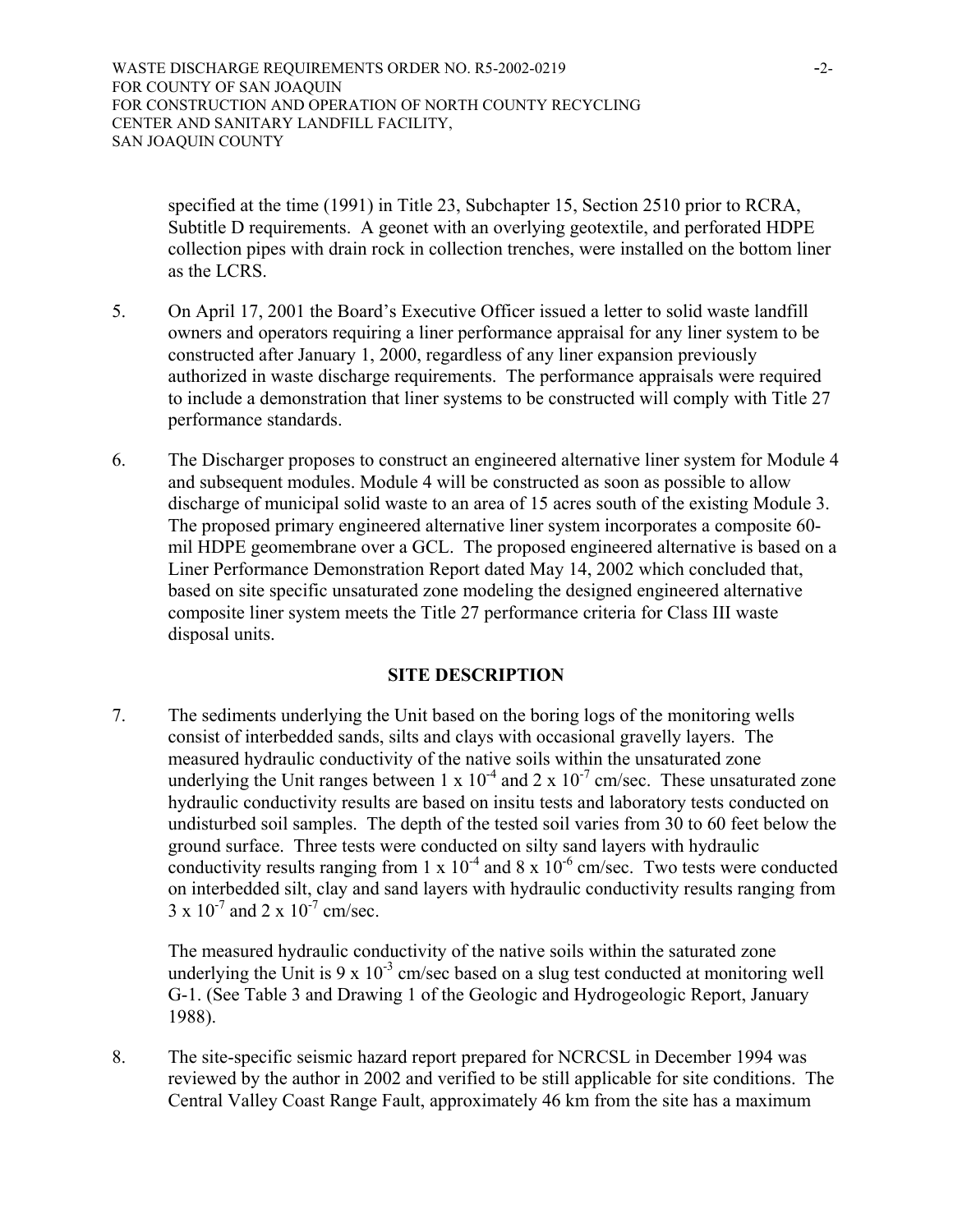specified at the time (1991) in Title 23, Subchapter 15, Section 2510 prior to RCRA, Subtitle D requirements. A geonet with an overlying geotextile, and perforated HDPE collection pipes with drain rock in collection trenches, were installed on the bottom liner as the LCRS.

5. On April 17, 2001 the Board's Executive Officer issued a letter to solid waste landfill owners and operators requiring a liner performance appraisal for any liner system to be constructed after January 1, 2000, regardless of any liner expansion previously authorized in waste discharge requirements. The performance appraisals were required to include a demonstration that liner systems to be constructed will comply with Title 27 performance standards.

6. The Discharger proposes to construct an engineered alternative liner system for Module 4 and subsequent modules. Module 4 will be constructed as soon as possible to allow discharge of municipal solid waste to an area of 15 acres south of the existing Module 3. The proposed primary engineered alternative liner system incorporates a composite 60-mil HDPE geomembrane over a GCL. The proposed engineered alternative is based on a Liner Performance Demonstration Report dated May 14, 2002 which concluded that, based on site specific unsaturated zone modeling the designed engineered alternative composite liner system meets the Title 27 performance criteria for Class III waste disposal units.

## SITE DESCRIPTION

7. The sediments underlying the Unit based on the boring logs of the monitoring wells consist of interbedded sands, silts and clays with occasional gravelly layers. The measured hydraulic conductivity of the native soils within the unsaturated zone underlying the Unit ranges between $1 \times 10^{-4}$ and $2 \times 10^{-7}$ cm/sec. These unsaturated zone hydraulic conductivity results are based on insitu tests and laboratory tests conducted on undisturbed soil samples. The depth of the tested soil varies from 30 to 60 feet below the ground surface. Three tests were conducted on silty sand layers with hydraulic conductivity results ranging from $1 \times 10^{-4}$ and $8 \times 10^{-6}$ cm/sec. Two tests were conducted on interbedded silt, clay and sand layers with hydraulic conductivity results ranging from $3 \times 10^{-7}$ and $2 \times 10^{-7}$ cm/sec.

   The measured hydraulic conductivity of the native soils within the saturated zone underlying the Unit is $9 \times 10^{-3}$ cm/sec based on a slug test conducted at monitoring well G-1. (See Table 3 and Drawing 1 of the Geologic and Hydrogeologic Report, January 1988).

8. The site-specific seismic hazard report prepared for NCRCSL in December 1994 was reviewed by the author in 2002 and verified to be still applicable for site conditions. The Central Valley Coast Range Fault, approximately 46 km from the site has a maximum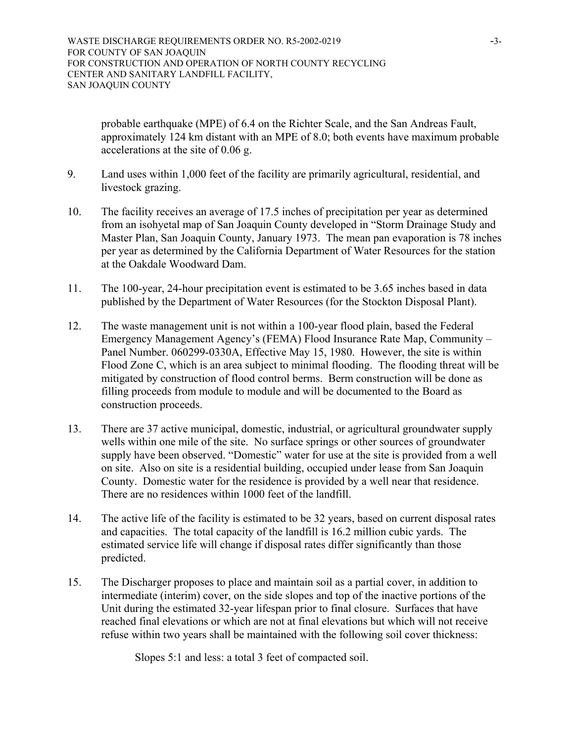probable earthquake (MPE) of 6.4 on the Richter Scale, and the San Andreas Fault, approximately 124 km distant with an MPE of 8.0; both events have maximum probable accelerations at the site of 0.06 g.

9. Land uses within 1,000 feet of the facility are primarily agricultural, residential, and livestock grazing.

10. The facility receives an average of 17.5 inches of precipitation per year as determined from an isohyetal map of San Joaquin County developed in "Storm Drainage Study and Master Plan, San Joaquin County, January 1973. The mean pan evaporation is 78 inches per year as determined by the California Department of Water Resources for the station at the Oakdale Woodward Dam.

11. The 100-year, 24-hour precipitation event is estimated to be 3.65 inches based in data published by the Department of Water Resources (for the Stockton Disposal Plant).

12. The waste management unit is not within a 100-year flood plain, based the Federal Emergency Management Agency's (FEMA) Flood Insurance Rate Map, Community – Panel Number. 060299-0330A, Effective May 15, 1980. However, the site is within Flood Zone C, which is an area subject to minimal flooding. The flooding threat will be mitigated by construction of flood control berms. Berm construction will be done as filling proceeds from module to module and will be documented to the Board as construction proceeds.

13. There are 37 active municipal, domestic, industrial, or agricultural groundwater supply wells within one mile of the site. No surface springs or other sources of groundwater supply have been observed. "Domestic" water for use at the site is provided from a well on site. Also on site is a residential building, occupied under lease from San Joaquin County. Domestic water for the residence is provided by a well near that residence. There are no residences within 1000 feet of the landfill.

14. The active life of the facility is estimated to be 32 years, based on current disposal rates and capacities. The total capacity of the landfill is 16.2 million cubic yards. The estimated service life will change if disposal rates differ significantly than those predicted.

15. The Discharger proposes to place and maintain soil as a partial cover, in addition to intermediate (interim) cover, on the side slopes and top of the inactive portions of the Unit during the estimated 32-year lifespan prior to final closure. Surfaces that have reached final elevations or which are not at final elevations but which will not receive refuse within two years shall be maintained with the following soil cover thickness:

    Slopes 5:1 and less: a total 3 feet of compacted soil.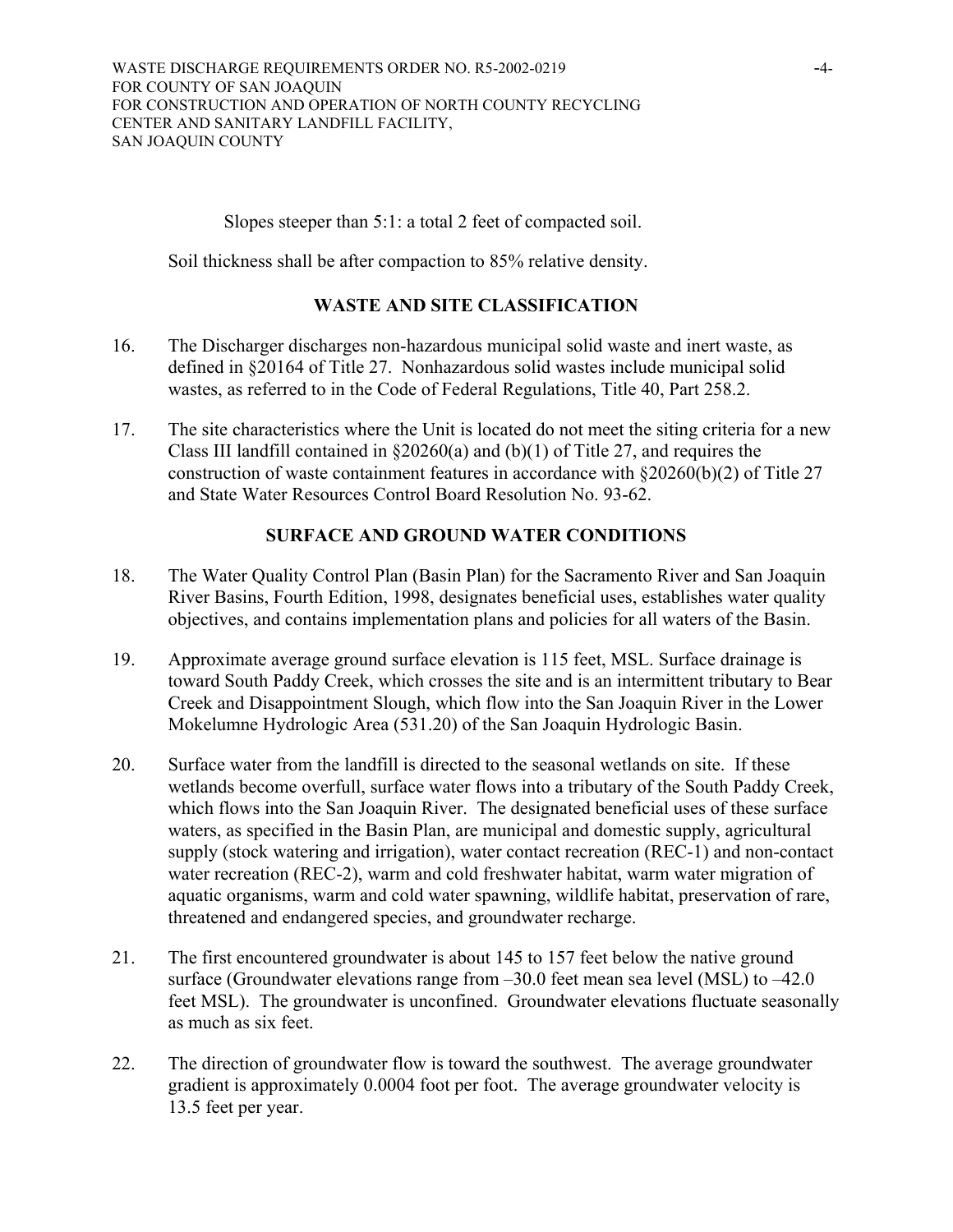Slopes steeper than 5:1: a total 2 feet of compacted soil.

Soil thickness shall be after compaction to 85% relative density.

## WASTE AND SITE CLASSIFICATION

16. The Discharger discharges non-hazardous municipal solid waste and inert waste, as defined in §20164 of Title 27. Nonhazardous solid wastes include municipal solid wastes, as referred to in the Code of Federal Regulations, Title 40, Part 258.2.

17. The site characteristics where the Unit is located do not meet the siting criteria for a new Class III landfill contained in §20260(a) and (b)(1) of Title 27, and requires the construction of waste containment features in accordance with §20260(b)(2) of Title 27 and State Water Resources Control Board Resolution No. 93-62.

## SURFACE AND GROUND WATER CONDITIONS

18. The Water Quality Control Plan (Basin Plan) for the Sacramento River and San Joaquin River Basins, Fourth Edition, 1998, designates beneficial uses, establishes water quality objectives, and contains implementation plans and policies for all waters of the Basin.

19. Approximate average ground surface elevation is 115 feet, MSL. Surface drainage is toward South Paddy Creek, which crosses the site and is an intermittent tributary to Bear Creek and Disappointment Slough, which flow into the San Joaquin River in the Lower Mokelumne Hydrologic Area (531.20) of the San Joaquin Hydrologic Basin.

20. Surface water from the landfill is directed to the seasonal wetlands on site. If these wetlands become overfull, surface water flows into a tributary of the South Paddy Creek, which flows into the San Joaquin River. The designated beneficial uses of these surface waters, as specified in the Basin Plan, are municipal and domestic supply, agricultural supply (stock watering and irrigation), water contact recreation (REC-1) and non-contact water recreation (REC-2), warm and cold freshwater habitat, warm water migration of aquatic organisms, warm and cold water spawning, wildlife habitat, preservation of rare, threatened and endangered species, and groundwater recharge.

21. The first encountered groundwater is about 145 to 157 feet below the native ground surface (Groundwater elevations range from –30.0 feet mean sea level (MSL) to –42.0 feet MSL). The groundwater is unconfined. Groundwater elevations fluctuate seasonally as much as six feet.

22. The direction of groundwater flow is toward the southwest. The average groundwater gradient is approximately 0.0004 foot per foot. The average groundwater velocity is 13.5 feet per year.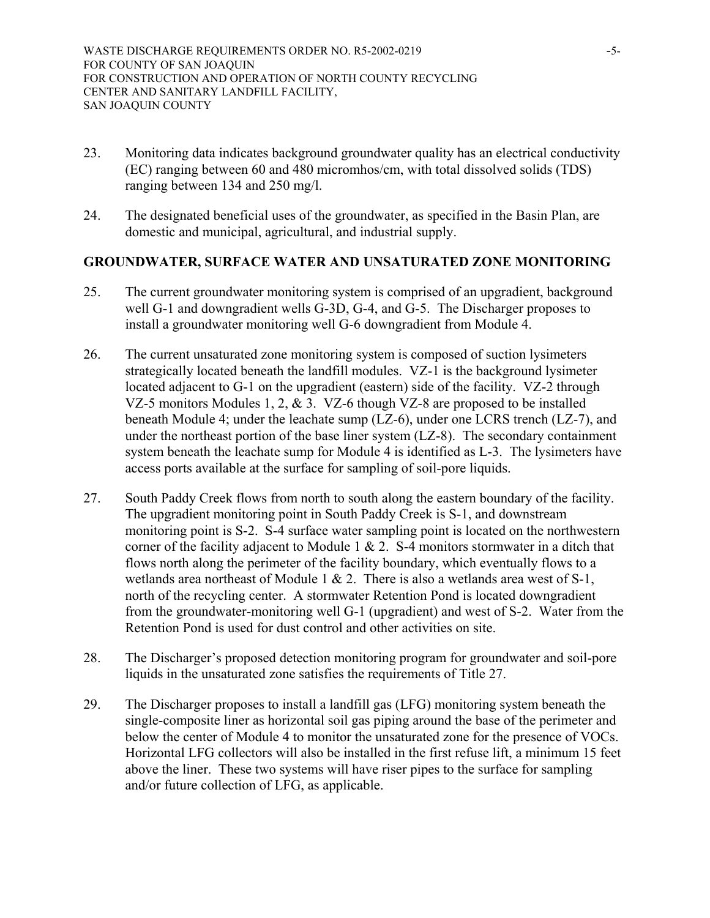23. Monitoring data indicates background groundwater quality has an electrical conductivity (EC) ranging between 60 and 480 micromhos/cm, with total dissolved solids (TDS) ranging between 134 and 250 mg/l.

24. The designated beneficial uses of the groundwater, as specified in the Basin Plan, are domestic and municipal, agricultural, and industrial supply.

## GROUNDWATER, SURFACE WATER AND UNSATURATED ZONE MONITORING

25. The current groundwater monitoring system is comprised of an upgradient, background well G-1 and downgradient wells G-3D, G-4, and G-5. The Discharger proposes to install a groundwater monitoring well G-6 downgradient from Module 4.

26. The current unsaturated zone monitoring system is composed of suction lysimeters strategically located beneath the landfill modules. VZ-1 is the background lysimeter located adjacent to G-1 on the upgradient (eastern) side of the facility. VZ-2 through VZ-5 monitors Modules 1, 2, & 3. VZ-6 though VZ-8 are proposed to be installed beneath Module 4; under the leachate sump (LZ-6), under one LCRS trench (LZ-7), and under the northeast portion of the base liner system (LZ-8). The secondary containment system beneath the leachate sump for Module 4 is identified as L-3. The lysimeters have access ports available at the surface for sampling of soil-pore liquids.

27. South Paddy Creek flows from north to south along the eastern boundary of the facility. The upgradient monitoring point in South Paddy Creek is S-1, and downstream monitoring point is S-2. S-4 surface water sampling point is located on the northwestern corner of the facility adjacent to Module 1 & 2. S-4 monitors stormwater in a ditch that flows north along the perimeter of the facility boundary, which eventually flows to a wetlands area northeast of Module 1 & 2. There is also a wetlands area west of S-1, north of the recycling center. A stormwater Retention Pond is located downgradient from the groundwater-monitoring well G-1 (upgradient) and west of S-2. Water from the Retention Pond is used for dust control and other activities on site.

28. The Discharger's proposed detection monitoring program for groundwater and soil-pore liquids in the unsaturated zone satisfies the requirements of Title 27.

29. The Discharger proposes to install a landfill gas (LFG) monitoring system beneath the single-composite liner as horizontal soil gas piping around the base of the perimeter and below the center of Module 4 to monitor the unsaturated zone for the presence of VOCs. Horizontal LFG collectors will also be installed in the first refuse lift, a minimum 15 feet above the liner. These two systems will have riser pipes to the surface for sampling and/or future collection of LFG, as applicable.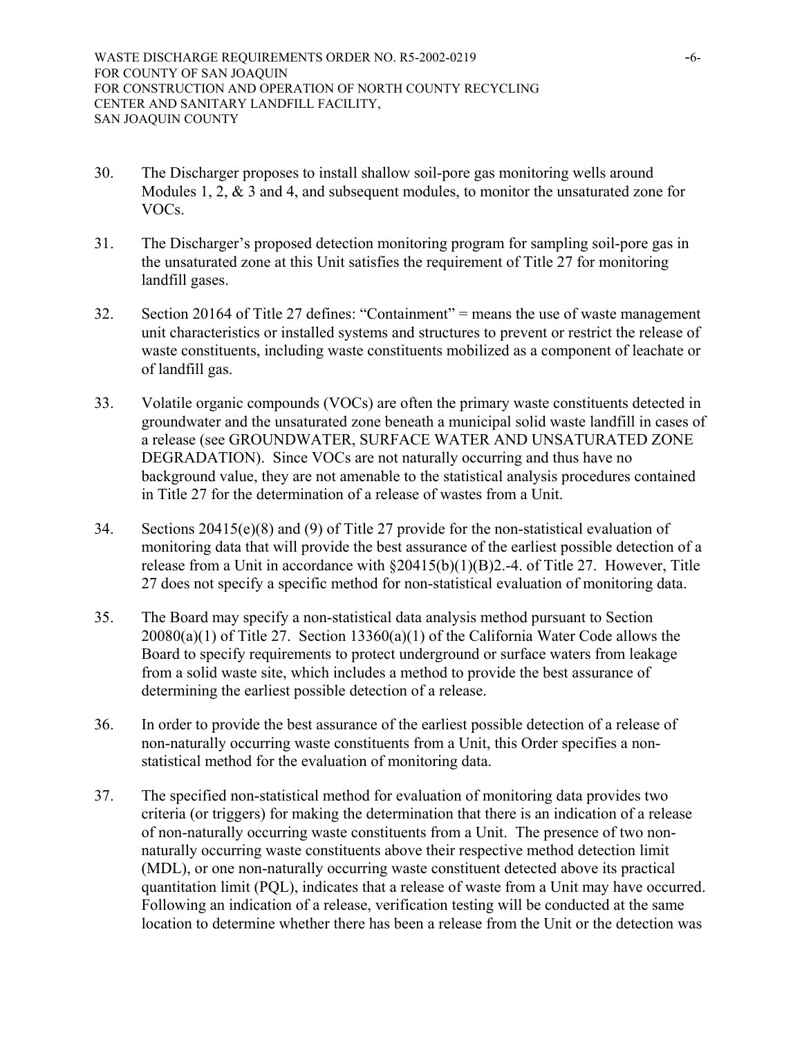30. The Discharger proposes to install shallow soil-pore gas monitoring wells around Modules 1, 2, & 3 and 4, and subsequent modules, to monitor the unsaturated zone for VOCs.

31. The Discharger's proposed detection monitoring program for sampling soil-pore gas in the unsaturated zone at this Unit satisfies the requirement of Title 27 for monitoring landfill gases.

32. Section 20164 of Title 27 defines: "Containment" = means the use of waste management unit characteristics or installed systems and structures to prevent or restrict the release of waste constituents, including waste constituents mobilized as a component of leachate or of landfill gas.

33. Volatile organic compounds (VOCs) are often the primary waste constituents detected in groundwater and the unsaturated zone beneath a municipal solid waste landfill in cases of a release (see GROUNDWATER, SURFACE WATER AND UNSATURATED ZONE DEGRADATION). Since VOCs are not naturally occurring and thus have no background value, they are not amenable to the statistical analysis procedures contained in Title 27 for the determination of a release of wastes from a Unit.

34. Sections 20415(e)(8) and (9) of Title 27 provide for the non-statistical evaluation of monitoring data that will provide the best assurance of the earliest possible detection of a release from a Unit in accordance with §20415(b)(1)(B)2.-4. of Title 27. However, Title 27 does not specify a specific method for non-statistical evaluation of monitoring data.

35. The Board may specify a non-statistical data analysis method pursuant to Section 20080(a)(1) of Title 27. Section 13360(a)(1) of the California Water Code allows the Board to specify requirements to protect underground or surface waters from leakage from a solid waste site, which includes a method to provide the best assurance of determining the earliest possible detection of a release.

36. In order to provide the best assurance of the earliest possible detection of a release of non-naturally occurring waste constituents from a Unit, this Order specifies a non-statistical method for the evaluation of monitoring data.

37. The specified non-statistical method for evaluation of monitoring data provides two criteria (or triggers) for making the determination that there is an indication of a release of non-naturally occurring waste constituents from a Unit. The presence of two non-naturally occurring waste constituents above their respective method detection limit (MDL), or one non-naturally occurring waste constituent detected above its practical quantitation limit (PQL), indicates that a release of waste from a Unit may have occurred. Following an indication of a release, verification testing will be conducted at the same location to determine whether there has been a release from the Unit or the detection was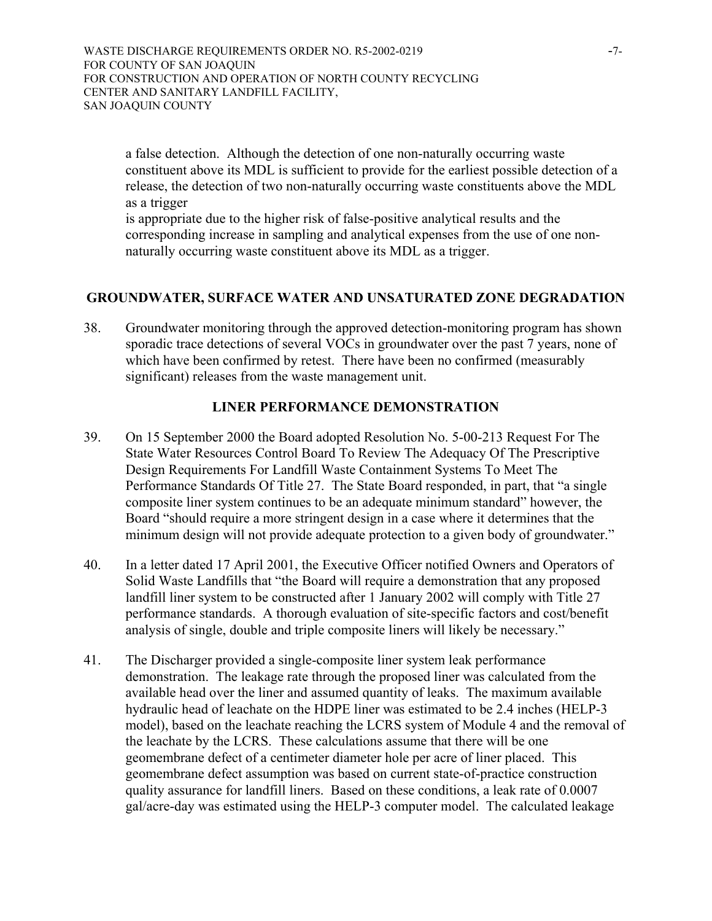a false detection. Although the detection of one non-naturally occurring waste constituent above its MDL is sufficient to provide for the earliest possible detection of a release, the detection of two non-naturally occurring waste constituents above the MDL as a trigger is appropriate due to the higher risk of false-positive analytical results and the corresponding increase in sampling and analytical expenses from the use of one non-naturally occurring waste constituent above its MDL as a trigger.

## GROUNDWATER, SURFACE WATER AND UNSATURATED ZONE DEGRADATION

38. Groundwater monitoring through the approved detection-monitoring program has shown sporadic trace detections of several VOCs in groundwater over the past 7 years, none of which have been confirmed by retest. There have been no confirmed (measurably significant) releases from the waste management unit.

## LINER PERFORMANCE DEMONSTRATION

39. On 15 September 2000 the Board adopted Resolution No. 5-00-213 Request For The State Water Resources Control Board To Review The Adequacy Of The Prescriptive Design Requirements For Landfill Waste Containment Systems To Meet The Performance Standards Of Title 27. The State Board responded, in part, that "a single composite liner system continues to be an adequate minimum standard" however, the Board "should require a more stringent design in a case where it determines that the minimum design will not provide adequate protection to a given body of groundwater."

40. In a letter dated 17 April 2001, the Executive Officer notified Owners and Operators of Solid Waste Landfills that "the Board will require a demonstration that any proposed landfill liner system to be constructed after 1 January 2002 will comply with Title 27 performance standards. A thorough evaluation of site-specific factors and cost/benefit analysis of single, double and triple composite liners will likely be necessary."

41. The Discharger provided a single-composite liner system leak performance demonstration. The leakage rate through the proposed liner was calculated from the available head over the liner and assumed quantity of leaks. The maximum available hydraulic head of leachate on the HDPE liner was estimated to be 2.4 inches (HELP-3 model), based on the leachate reaching the LCRS system of Module 4 and the removal of the leachate by the LCRS. These calculations assume that there will be one geomembrane defect of a centimeter diameter hole per acre of liner placed. This geomembrane defect assumption was based on current state-of-practice construction quality assurance for landfill liners. Based on these conditions, a leak rate of 0.0007 gal/acre-day was estimated using the HELP-3 computer model. The calculated leakage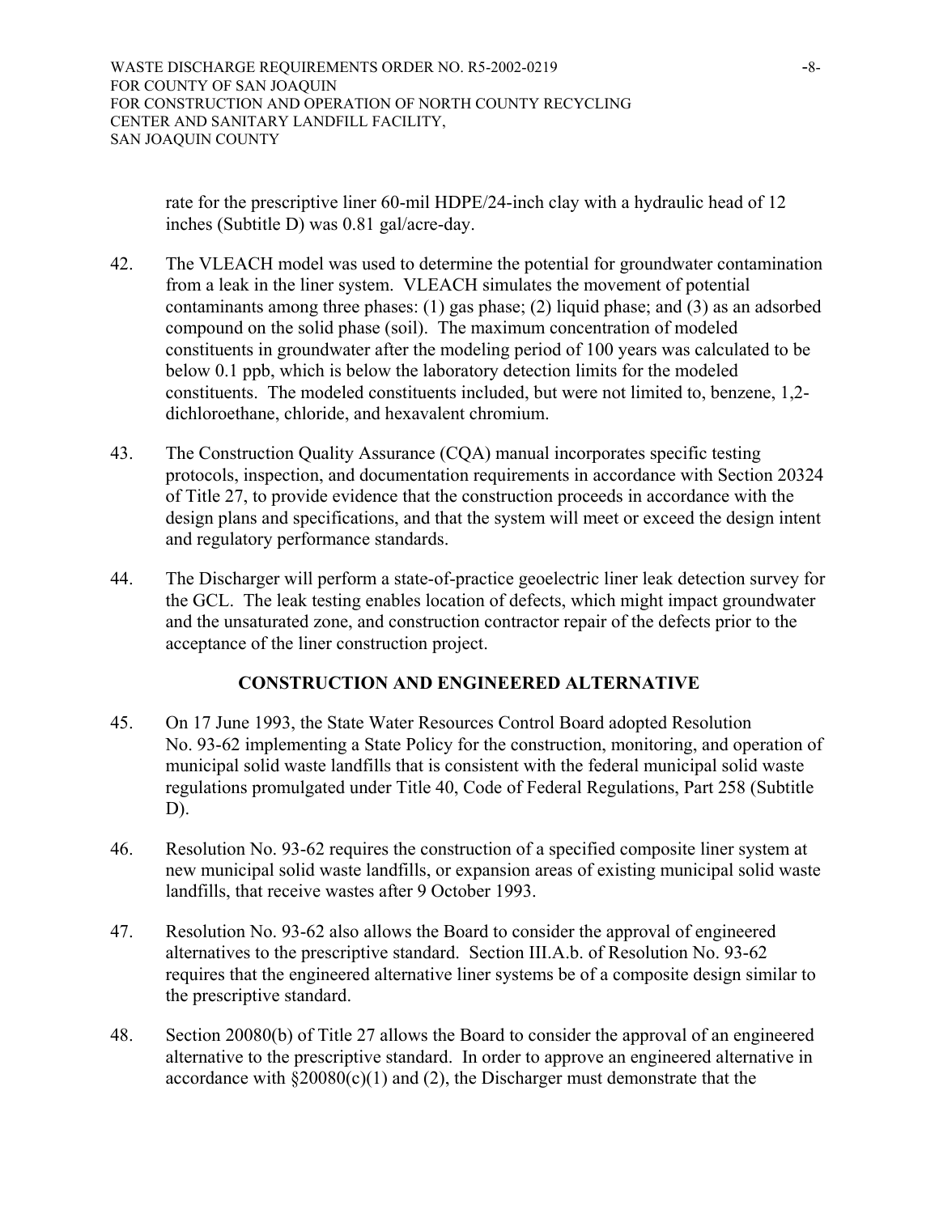rate for the prescriptive liner 60-mil HDPE/24-inch clay with a hydraulic head of 12 inches (Subtitle D) was 0.81 gal/acre-day.

42. The VLEACH model was used to determine the potential for groundwater contamination from a leak in the liner system. VLEACH simulates the movement of potential contaminants among three phases: (1) gas phase; (2) liquid phase; and (3) as an adsorbed compound on the solid phase (soil). The maximum concentration of modeled constituents in groundwater after the modeling period of 100 years was calculated to be below 0.1 ppb, which is below the laboratory detection limits for the modeled constituents. The modeled constituents included, but were not limited to, benzene, 1,2-dichloroethane, chloride, and hexavalent chromium.

43. The Construction Quality Assurance (CQA) manual incorporates specific testing protocols, inspection, and documentation requirements in accordance with Section 20324 of Title 27, to provide evidence that the construction proceeds in accordance with the design plans and specifications, and that the system will meet or exceed the design intent and regulatory performance standards.

44. The Discharger will perform a state-of-practice geoelectric liner leak detection survey for the GCL. The leak testing enables location of defects, which might impact groundwater and the unsaturated zone, and construction contractor repair of the defects prior to the acceptance of the liner construction project.

**CONSTRUCTION AND ENGINEERED ALTERNATIVE**

45. On 17 June 1993, the State Water Resources Control Board adopted Resolution No. 93-62 implementing a State Policy for the construction, monitoring, and operation of municipal solid waste landfills that is consistent with the federal municipal solid waste regulations promulgated under Title 40, Code of Federal Regulations, Part 258 (Subtitle D).

46. Resolution No. 93-62 requires the construction of a specified composite liner system at new municipal solid waste landfills, or expansion areas of existing municipal solid waste landfills, that receive wastes after 9 October 1993.

47. Resolution No. 93-62 also allows the Board to consider the approval of engineered alternatives to the prescriptive standard. Section III.A.b. of Resolution No. 93-62 requires that the engineered alternative liner systems be of a composite design similar to the prescriptive standard.

48. Section 20080(b) of Title 27 allows the Board to consider the approval of an engineered alternative to the prescriptive standard. In order to approve an engineered alternative in accordance with §20080(c)(1) and (2), the Discharger must demonstrate that the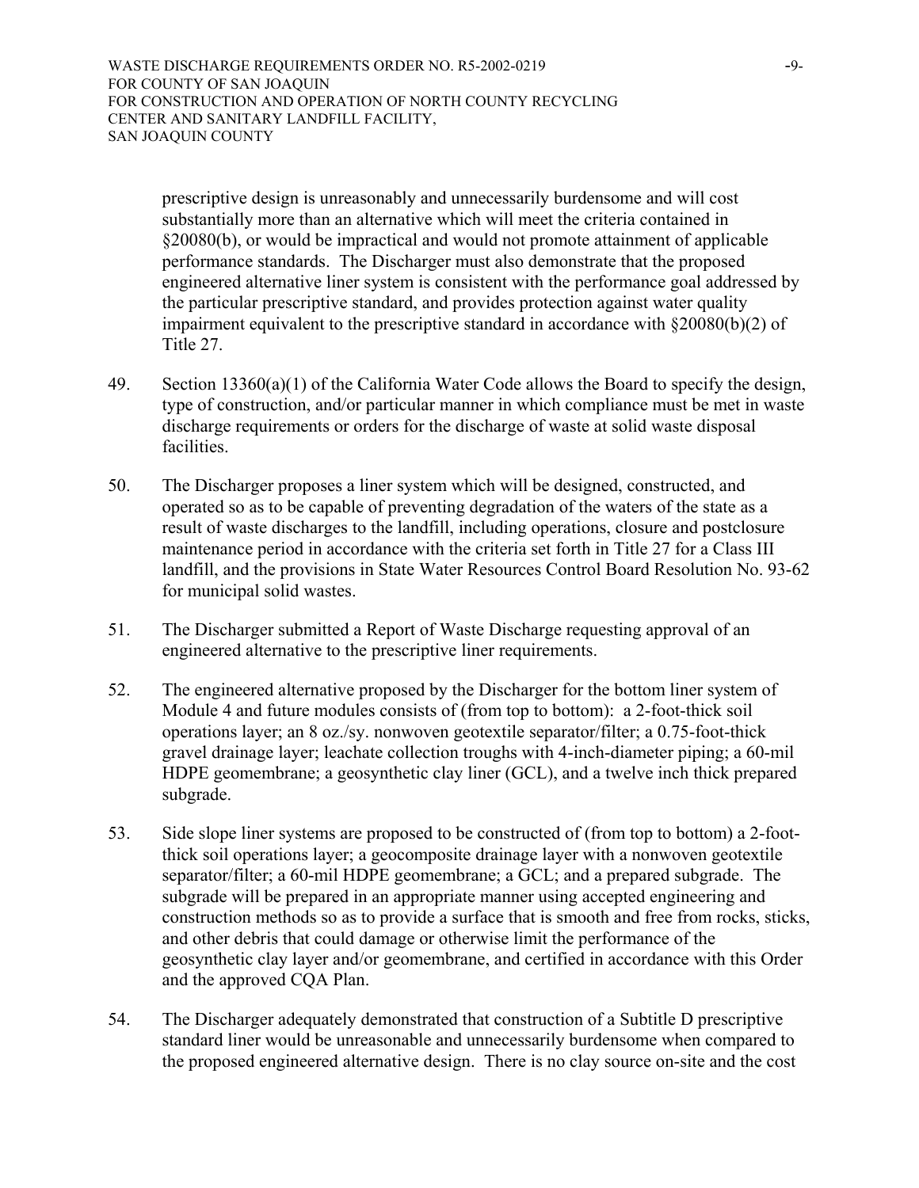prescriptive design is unreasonably and unnecessarily burdensome and will cost substantially more than an alternative which will meet the criteria contained in §20080(b), or would be impractical and would not promote attainment of applicable performance standards. The Discharger must also demonstrate that the proposed engineered alternative liner system is consistent with the performance goal addressed by the particular prescriptive standard, and provides protection against water quality impairment equivalent to the prescriptive standard in accordance with §20080(b)(2) of Title 27.

49. Section 13360(a)(1) of the California Water Code allows the Board to specify the design, type of construction, and/or particular manner in which compliance must be met in waste discharge requirements or orders for the discharge of waste at solid waste disposal facilities.

50. The Discharger proposes a liner system which will be designed, constructed, and operated so as to be capable of preventing degradation of the waters of the state as a result of waste discharges to the landfill, including operations, closure and postclosure maintenance period in accordance with the criteria set forth in Title 27 for a Class III landfill, and the provisions in State Water Resources Control Board Resolution No. 93-62 for municipal solid wastes.

51. The Discharger submitted a Report of Waste Discharge requesting approval of an engineered alternative to the prescriptive liner requirements.

52. The engineered alternative proposed by the Discharger for the bottom liner system of Module 4 and future modules consists of (from top to bottom): a 2-foot-thick soil operations layer; an 8 oz./sy. nonwoven geotextile separator/filter; a 0.75-foot-thick gravel drainage layer; leachate collection troughs with 4-inch-diameter piping; a 60-mil HDPE geomembrane; a geosynthetic clay liner (GCL), and a twelve inch thick prepared subgrade.

53. Side slope liner systems are proposed to be constructed of (from top to bottom) a 2-foot-thick soil operations layer; a geocomposite drainage layer with a nonwoven geotextile separator/filter; a 60-mil HDPE geomembrane; a GCL; and a prepared subgrade. The subgrade will be prepared in an appropriate manner using accepted engineering and construction methods so as to provide a surface that is smooth and free from rocks, sticks, and other debris that could damage or otherwise limit the performance of the geosynthetic clay layer and/or geomembrane, and certified in accordance with this Order and the approved CQA Plan.

54. The Discharger adequately demonstrated that construction of a Subtitle D prescriptive standard liner would be unreasonable and unnecessarily burdensome when compared to the proposed engineered alternative design. There is no clay source on-site and the cost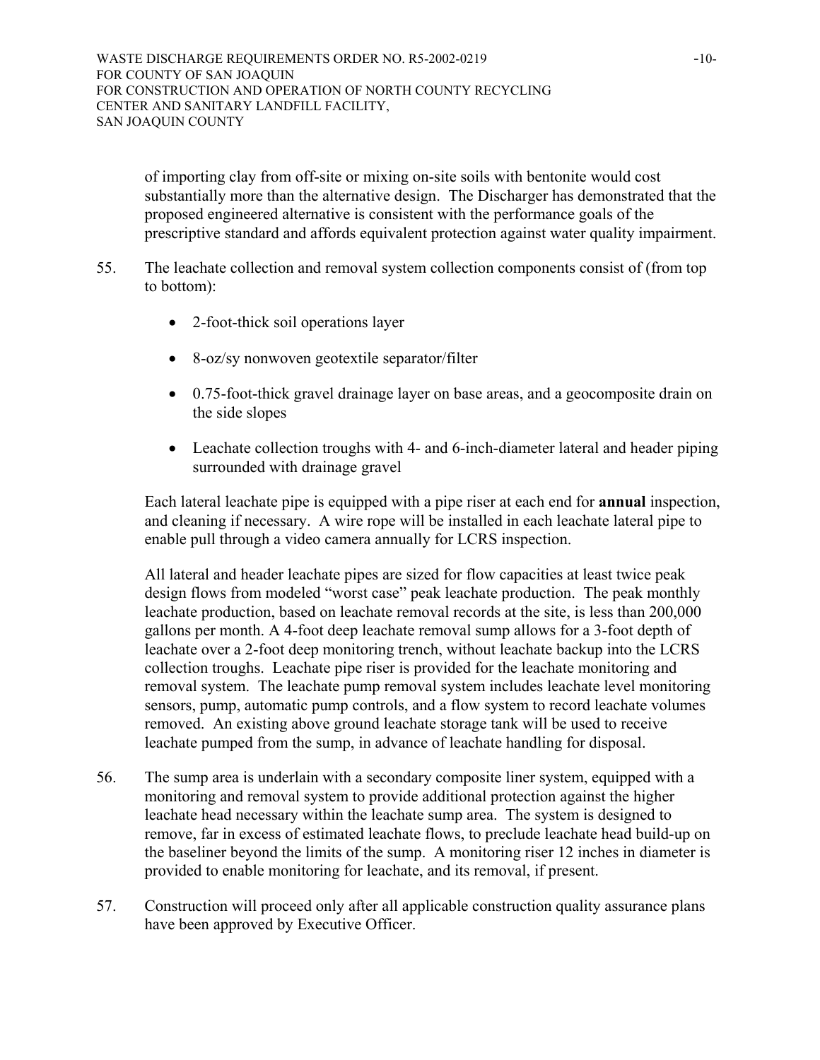of importing clay from off-site or mixing on-site soils with bentonite would cost substantially more than the alternative design. The Discharger has demonstrated that the proposed engineered alternative is consistent with the performance goals of the prescriptive standard and affords equivalent protection against water quality impairment.

55. The leachate collection and removal system collection components consist of (from top to bottom):

    - 2-foot-thick soil operations layer
    - 8-oz/sy nonwoven geotextile separator/filter
    - 0.75-foot-thick gravel drainage layer on base areas, and a geocomposite drain on the side slopes
    - Leachate collection troughs with 4- and 6-inch-diameter lateral and header piping surrounded with drainage gravel

    Each lateral leachate pipe is equipped with a pipe riser at each end for **annual** inspection, and cleaning if necessary. A wire rope will be installed in each leachate lateral pipe to enable pull through a video camera annually for LCRS inspection.

    All lateral and header leachate pipes are sized for flow capacities at least twice peak design flows from modeled "worst case" peak leachate production. The peak monthly leachate production, based on leachate removal records at the site, is less than 200,000 gallons per month. A 4-foot deep leachate removal sump allows for a 3-foot depth of leachate over a 2-foot deep monitoring trench, without leachate backup into the LCRS collection troughs. Leachate pipe riser is provided for the leachate monitoring and removal system. The leachate pump removal system includes leachate level monitoring sensors, pump, automatic pump controls, and a flow system to record leachate volumes removed. An existing above ground leachate storage tank will be used to receive leachate pumped from the sump, in advance of leachate handling for disposal.

56. The sump area is underlain with a secondary composite liner system, equipped with a monitoring and removal system to provide additional protection against the higher leachate head necessary within the leachate sump area. The system is designed to remove, far in excess of estimated leachate flows, to preclude leachate head build-up on the baseliner beyond the limits of the sump. A monitoring riser 12 inches in diameter is provided to enable monitoring for leachate, and its removal, if present.

57. Construction will proceed only after all applicable construction quality assurance plans have been approved by Executive Officer.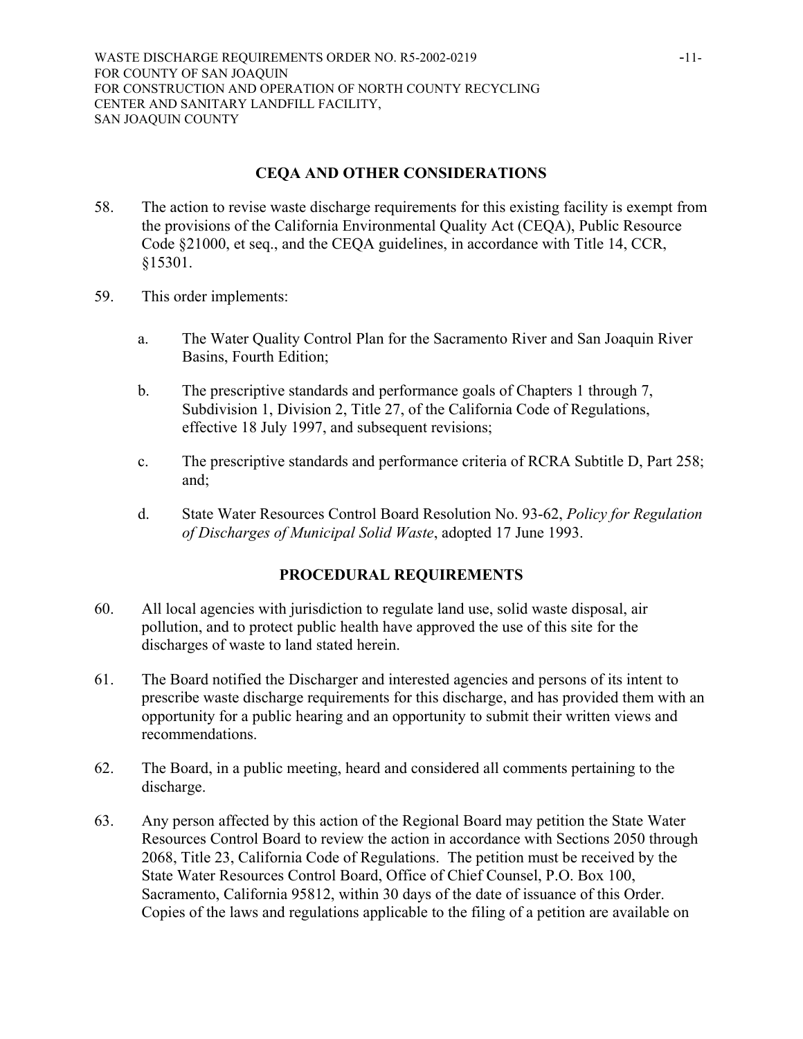## CEQA AND OTHER CONSIDERATIONS

58. The action to revise waste discharge requirements for this existing facility is exempt from the provisions of the California Environmental Quality Act (CEQA), Public Resource Code §21000, et seq., and the CEQA guidelines, in accordance with Title 14, CCR, §15301.

59. This order implements:

    a. The Water Quality Control Plan for the Sacramento River and San Joaquin River Basins, Fourth Edition;

    b. The prescriptive standards and performance goals of Chapters 1 through 7, Subdivision 1, Division 2, Title 27, of the California Code of Regulations, effective 18 July 1997, and subsequent revisions;

    c. The prescriptive standards and performance criteria of RCRA Subtitle D, Part 258; and;

    d. State Water Resources Control Board Resolution No. 93-62, *Policy for Regulation of Discharges of Municipal Solid Waste*, adopted 17 June 1993.

## PROCEDURAL REQUIREMENTS

60. All local agencies with jurisdiction to regulate land use, solid waste disposal, air pollution, and to protect public health have approved the use of this site for the discharges of waste to land stated herein.

61. The Board notified the Discharger and interested agencies and persons of its intent to prescribe waste discharge requirements for this discharge, and has provided them with an opportunity for a public hearing and an opportunity to submit their written views and recommendations.

62. The Board, in a public meeting, heard and considered all comments pertaining to the discharge.

63. Any person affected by this action of the Regional Board may petition the State Water Resources Control Board to review the action in accordance with Sections 2050 through 2068, Title 23, California Code of Regulations. The petition must be received by the State Water Resources Control Board, Office of Chief Counsel, P.O. Box 100, Sacramento, California 95812, within 30 days of the date of issuance of this Order. Copies of the laws and regulations applicable to the filing of a petition are available on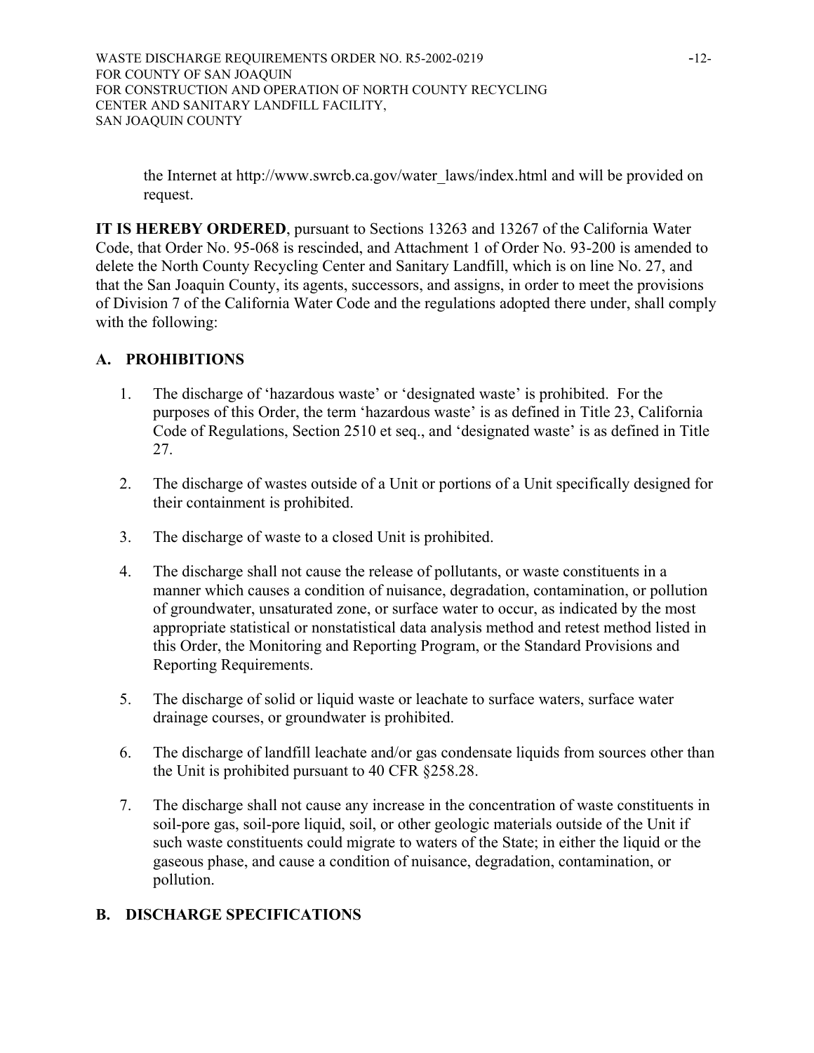the Internet at http://www.swrcb.ca.gov/water_laws/index.html and will be provided on request.

**IT IS HEREBY ORDERED**, pursuant to Sections 13263 and 13267 of the California Water Code, that Order No. 95-068 is rescinded, and Attachment 1 of Order No. 93-200 is amended to delete the North County Recycling Center and Sanitary Landfill, which is on line No. 27, and that the San Joaquin County, its agents, successors, and assigns, in order to meet the provisions of Division 7 of the California Water Code and the regulations adopted there under, shall comply with the following:

## A. PROHIBITIONS

1. The discharge of 'hazardous waste' or 'designated waste' is prohibited. For the purposes of this Order, the term 'hazardous waste' is as defined in Title 23, California Code of Regulations, Section 2510 et seq., and 'designated waste' is as defined in Title 27.

2. The discharge of wastes outside of a Unit or portions of a Unit specifically designed for their containment is prohibited.

3. The discharge of waste to a closed Unit is prohibited.

4. The discharge shall not cause the release of pollutants, or waste constituents in a manner which causes a condition of nuisance, degradation, contamination, or pollution of groundwater, unsaturated zone, or surface water to occur, as indicated by the most appropriate statistical or nonstatistical data analysis method and retest method listed in this Order, the Monitoring and Reporting Program, or the Standard Provisions and Reporting Requirements.

5. The discharge of solid or liquid waste or leachate to surface waters, surface water drainage courses, or groundwater is prohibited.

6. The discharge of landfill leachate and/or gas condensate liquids from sources other than the Unit is prohibited pursuant to 40 CFR §258.28.

7. The discharge shall not cause any increase in the concentration of waste constituents in soil-pore gas, soil-pore liquid, soil, or other geologic materials outside of the Unit if such waste constituents could migrate to waters of the State; in either the liquid or the gaseous phase, and cause a condition of nuisance, degradation, contamination, or pollution.

## B. DISCHARGE SPECIFICATIONS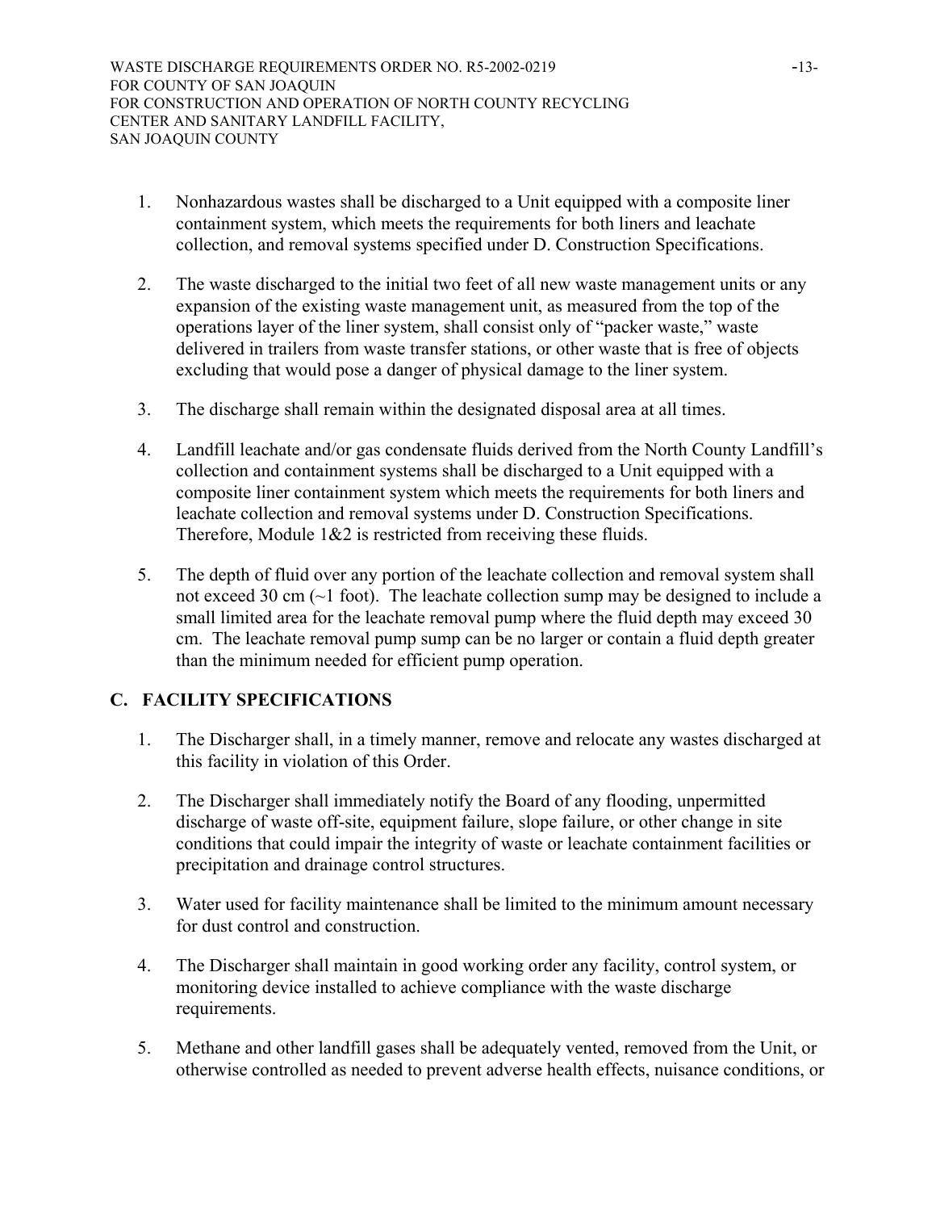1. Nonhazardous wastes shall be discharged to a Unit equipped with a composite liner containment system, which meets the requirements for both liners and leachate collection, and removal systems specified under D. Construction Specifications.

2. The waste discharged to the initial two feet of all new waste management units or any expansion of the existing waste management unit, as measured from the top of the operations layer of the liner system, shall consist only of "packer waste," waste delivered in trailers from waste transfer stations, or other waste that is free of objects excluding that would pose a danger of physical damage to the liner system.

3. The discharge shall remain within the designated disposal area at all times.

4. Landfill leachate and/or gas condensate fluids derived from the North County Landfill's collection and containment systems shall be discharged to a Unit equipped with a composite liner containment system which meets the requirements for both liners and leachate collection and removal systems under D. Construction Specifications. Therefore, Module 1&2 is restricted from receiving these fluids.

5. The depth of fluid over any portion of the leachate collection and removal system shall not exceed 30 cm (~1 foot). The leachate collection sump may be designed to include a small limited area for the leachate removal pump where the fluid depth may exceed 30 cm. The leachate removal pump sump can be no larger or contain a fluid depth greater than the minimum needed for efficient pump operation.

## C. FACILITY SPECIFICATIONS

1. The Discharger shall, in a timely manner, remove and relocate any wastes discharged at this facility in violation of this Order.

2. The Discharger shall immediately notify the Board of any flooding, unpermitted discharge of waste off-site, equipment failure, slope failure, or other change in site conditions that could impair the integrity of waste or leachate containment facilities or precipitation and drainage control structures.

3. Water used for facility maintenance shall be limited to the minimum amount necessary for dust control and construction.

4. The Discharger shall maintain in good working order any facility, control system, or monitoring device installed to achieve compliance with the waste discharge requirements.

5. Methane and other landfill gases shall be adequately vented, removed from the Unit, or otherwise controlled as needed to prevent adverse health effects, nuisance conditions, or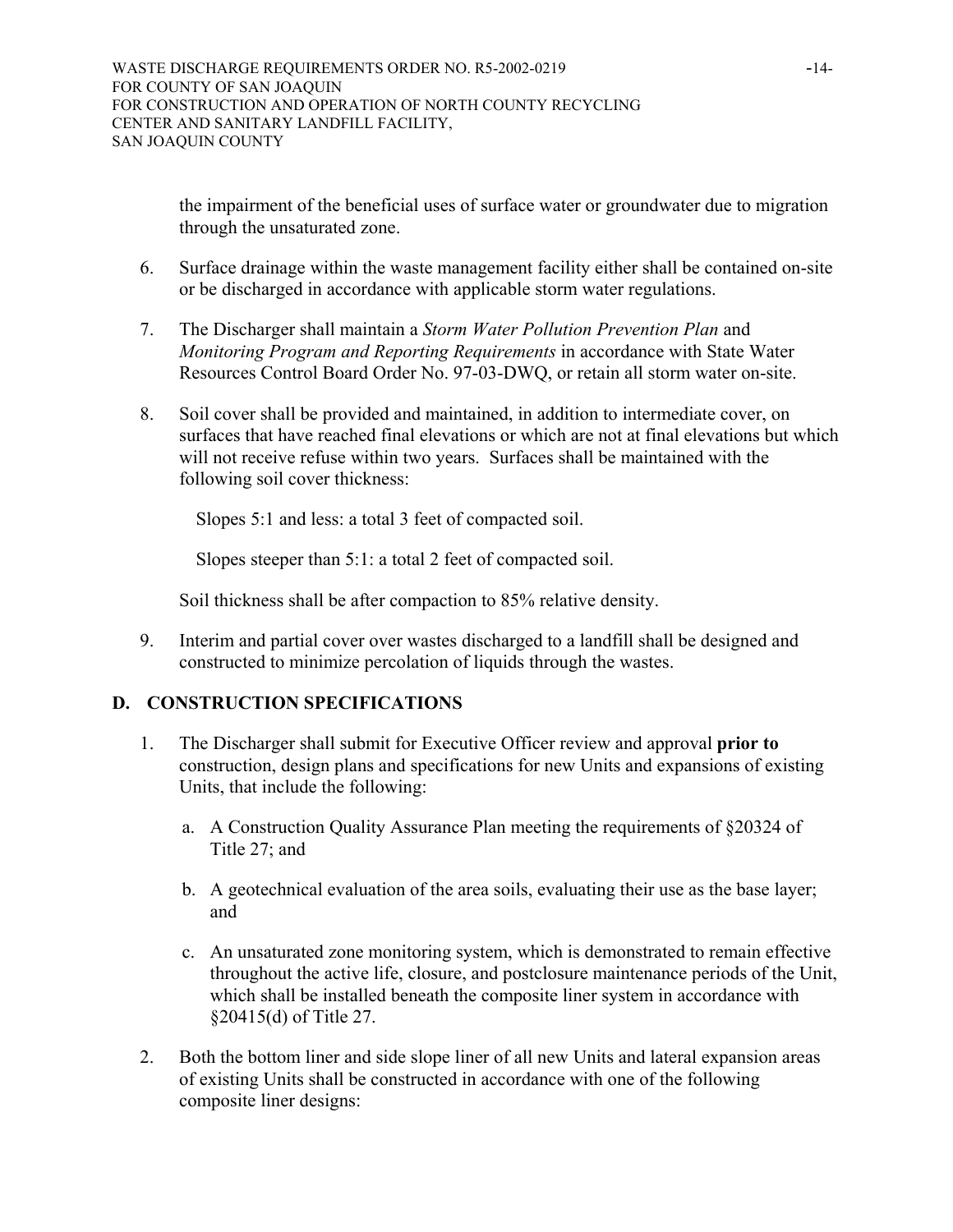the impairment of the beneficial uses of surface water or groundwater due to migration through the unsaturated zone.

6. Surface drainage within the waste management facility either shall be contained on-site or be discharged in accordance with applicable storm water regulations.

7. The Discharger shall maintain a *Storm Water Pollution Prevention Plan* and *Monitoring Program and Reporting Requirements* in accordance with State Water Resources Control Board Order No. 97-03-DWQ, or retain all storm water on-site.

8. Soil cover shall be provided and maintained, in addition to intermediate cover, on surfaces that have reached final elevations or which are not at final elevations but which will not receive refuse within two years. Surfaces shall be maintained with the following soil cover thickness:

   Slopes 5:1 and less: a total 3 feet of compacted soil.

   Slopes steeper than 5:1: a total 2 feet of compacted soil.

   Soil thickness shall be after compaction to 85% relative density.

9. Interim and partial cover over wastes discharged to a landfill shall be designed and constructed to minimize percolation of liquids through the wastes.

## D. CONSTRUCTION SPECIFICATIONS

1. The Discharger shall submit for Executive Officer review and approval **prior to** construction, design plans and specifications for new Units and expansions of existing Units, that include the following:

   a. A Construction Quality Assurance Plan meeting the requirements of §20324 of Title 27; and

   b. A geotechnical evaluation of the area soils, evaluating their use as the base layer; and

   c. An unsaturated zone monitoring system, which is demonstrated to remain effective throughout the active life, closure, and postclosure maintenance periods of the Unit, which shall be installed beneath the composite liner system in accordance with §20415(d) of Title 27.

2. Both the bottom liner and side slope liner of all new Units and lateral expansion areas of existing Units shall be constructed in accordance with one of the following composite liner designs: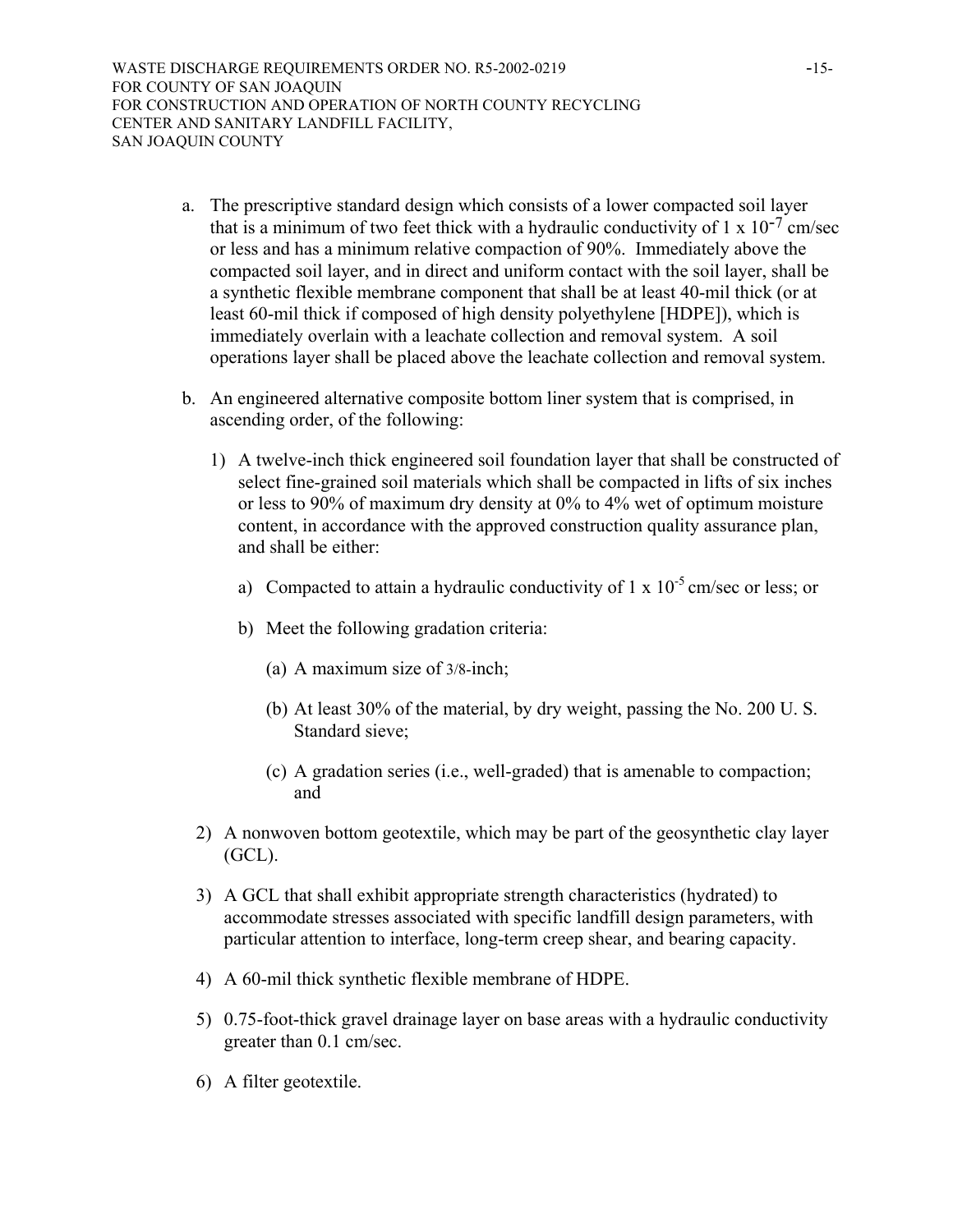a. The prescriptive standard design which consists of a lower compacted soil layer that is a minimum of two feet thick with a hydraulic conductivity of 1 x $10^{-7}$ cm/sec or less and has a minimum relative compaction of 90%. Immediately above the compacted soil layer, and in direct and uniform contact with the soil layer, shall be a synthetic flexible membrane component that shall be at least 40-mil thick (or at least 60-mil thick if composed of high density polyethylene [HDPE]), which is immediately overlain with a leachate collection and removal system. A soil operations layer shall be placed above the leachate collection and removal system.

b. An engineered alternative composite bottom liner system that is comprised, in ascending order, of the following:

   1) A twelve-inch thick engineered soil foundation layer that shall be constructed of select fine-grained soil materials which shall be compacted in lifts of six inches or less to 90% of maximum dry density at 0% to 4% wet of optimum moisture content, in accordance with the approved construction quality assurance plan, and shall be either:

      a) Compacted to attain a hydraulic conductivity of 1 x $10^{-5}$ cm/sec or less; or

      b) Meet the following gradation criteria:

         (a) A maximum size of 3/8-inch;

         (b) At least 30% of the material, by dry weight, passing the No. 200 U. S. Standard sieve;

         (c) A gradation series (i.e., well-graded) that is amenable to compaction; and

   2) A nonwoven bottom geotextile, which may be part of the geosynthetic clay layer (GCL).

   3) A GCL that shall exhibit appropriate strength characteristics (hydrated) to accommodate stresses associated with specific landfill design parameters, with particular attention to interface, long-term creep shear, and bearing capacity.

   4) A 60-mil thick synthetic flexible membrane of HDPE.

   5) 0.75-foot-thick gravel drainage layer on base areas with a hydraulic conductivity greater than 0.1 cm/sec.

   6) A filter geotextile.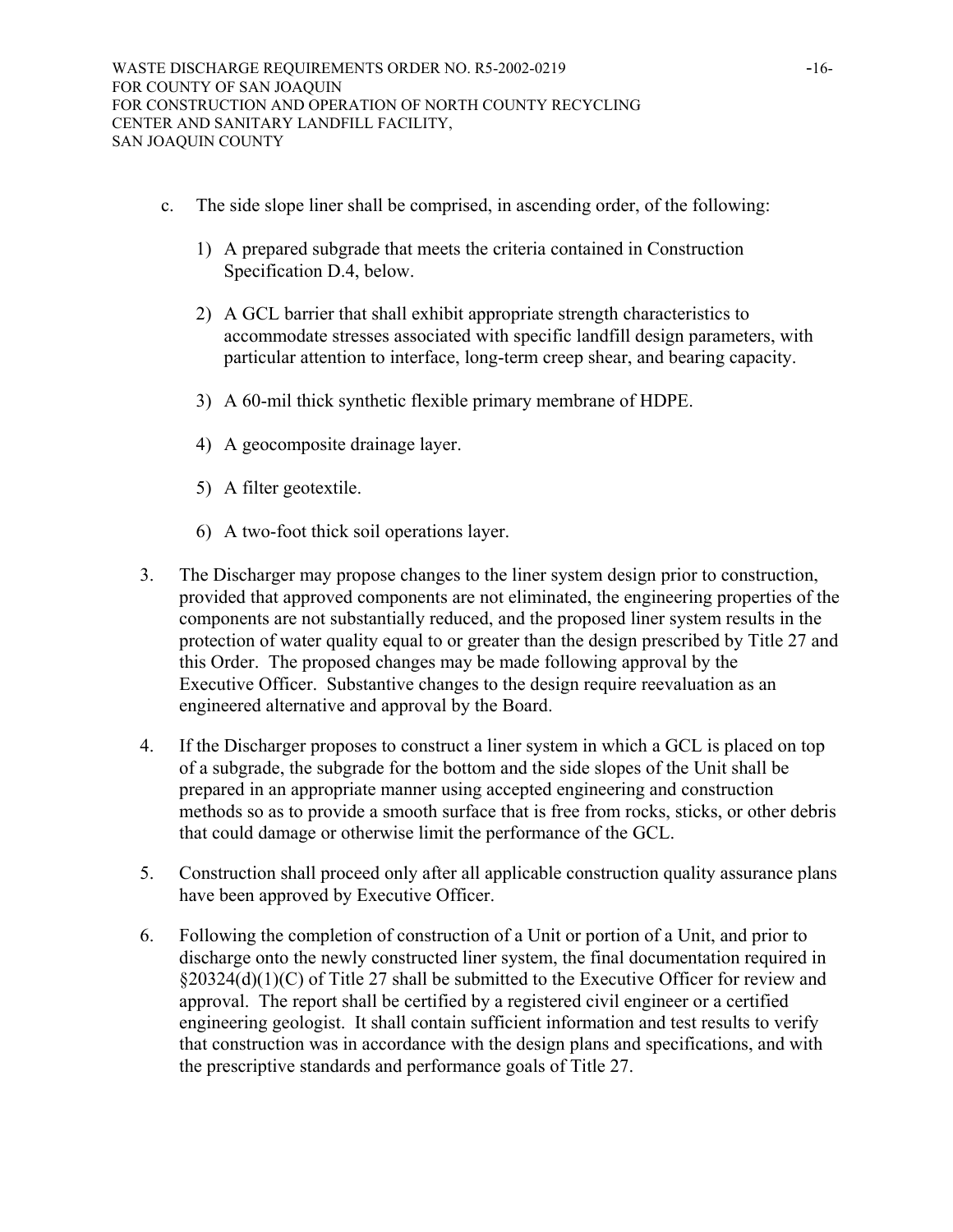c. The side slope liner shall be comprised, in ascending order, of the following:

   1) A prepared subgrade that meets the criteria contained in Construction Specification D.4, below.

   2) A GCL barrier that shall exhibit appropriate strength characteristics to accommodate stresses associated with specific landfill design parameters, with particular attention to interface, long-term creep shear, and bearing capacity.

   3) A 60-mil thick synthetic flexible primary membrane of HDPE.

   4) A geocomposite drainage layer.

   5) A filter geotextile.

   6) A two-foot thick soil operations layer.

3. The Discharger may propose changes to the liner system design prior to construction, provided that approved components are not eliminated, the engineering properties of the components are not substantially reduced, and the proposed liner system results in the protection of water quality equal to or greater than the design prescribed by Title 27 and this Order. The proposed changes may be made following approval by the Executive Officer. Substantive changes to the design require reevaluation as an engineered alternative and approval by the Board.

4. If the Discharger proposes to construct a liner system in which a GCL is placed on top of a subgrade, the subgrade for the bottom and the side slopes of the Unit shall be prepared in an appropriate manner using accepted engineering and construction methods so as to provide a smooth surface that is free from rocks, sticks, or other debris that could damage or otherwise limit the performance of the GCL.

5. Construction shall proceed only after all applicable construction quality assurance plans have been approved by Executive Officer.

6. Following the completion of construction of a Unit or portion of a Unit, and prior to discharge onto the newly constructed liner system, the final documentation required in §20324(d)(1)(C) of Title 27 shall be submitted to the Executive Officer for review and approval. The report shall be certified by a registered civil engineer or a certified engineering geologist. It shall contain sufficient information and test results to verify that construction was in accordance with the design plans and specifications, and with the prescriptive standards and performance goals of Title 27.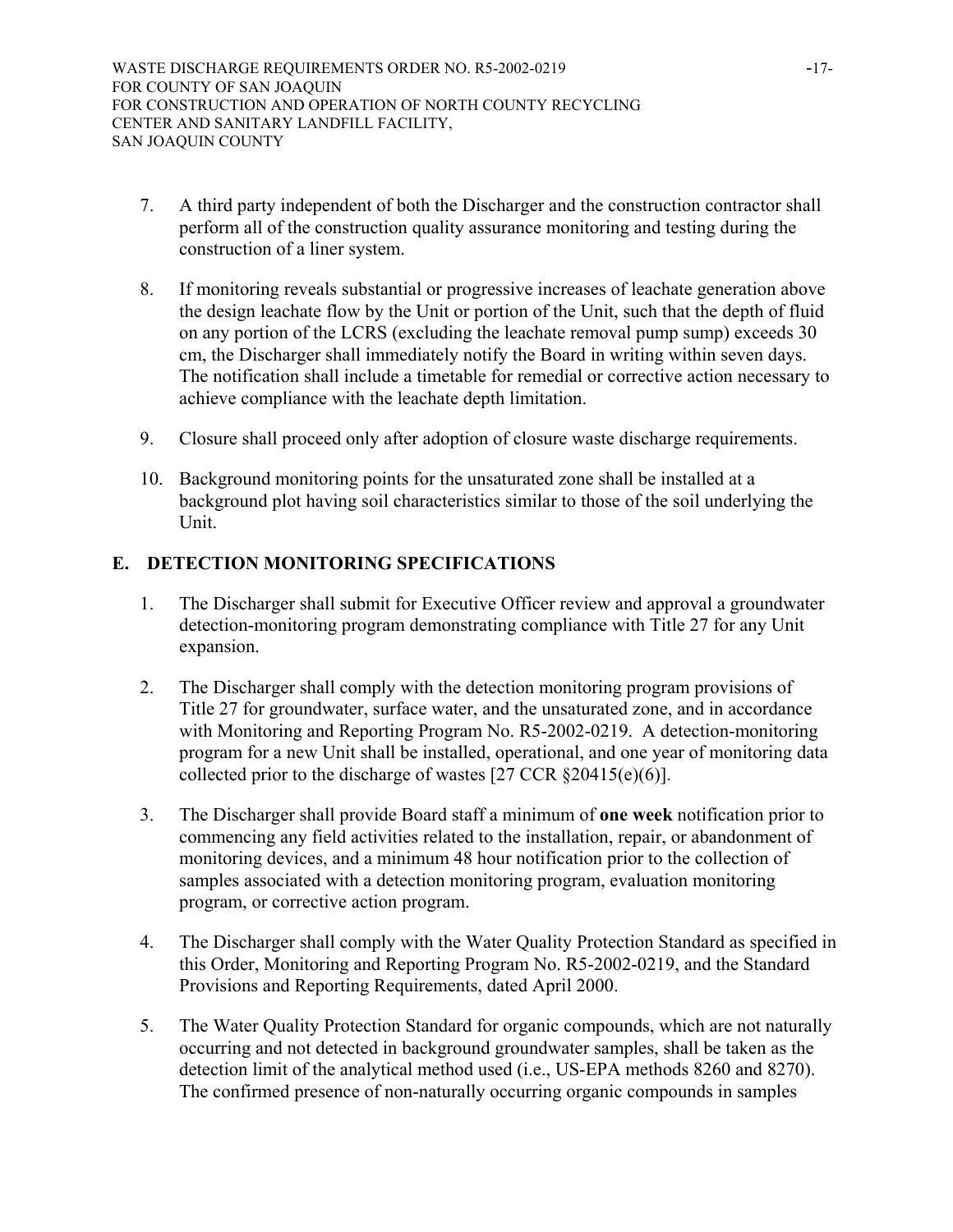7. A third party independent of both the Discharger and the construction contractor shall perform all of the construction quality assurance monitoring and testing during the construction of a liner system.

8. If monitoring reveals substantial or progressive increases of leachate generation above the design leachate flow by the Unit or portion of the Unit, such that the depth of fluid on any portion of the LCRS (excluding the leachate removal pump sump) exceeds 30 cm, the Discharger shall immediately notify the Board in writing within seven days. The notification shall include a timetable for remedial or corrective action necessary to achieve compliance with the leachate depth limitation.

9. Closure shall proceed only after adoption of closure waste discharge requirements.

10. Background monitoring points for the unsaturated zone shall be installed at a background plot having soil characteristics similar to those of the soil underlying the Unit.

## E. DETECTION MONITORING SPECIFICATIONS

1. The Discharger shall submit for Executive Officer review and approval a groundwater detection-monitoring program demonstrating compliance with Title 27 for any Unit expansion.

2. The Discharger shall comply with the detection monitoring program provisions of Title 27 for groundwater, surface water, and the unsaturated zone, and in accordance with Monitoring and Reporting Program No. R5-2002-0219. A detection-monitoring program for a new Unit shall be installed, operational, and one year of monitoring data collected prior to the discharge of wastes [27 CCR §20415(e)(6)].

3. The Discharger shall provide Board staff a minimum of **one week** notification prior to commencing any field activities related to the installation, repair, or abandonment of monitoring devices, and a minimum 48 hour notification prior to the collection of samples associated with a detection monitoring program, evaluation monitoring program, or corrective action program.

4. The Discharger shall comply with the Water Quality Protection Standard as specified in this Order, Monitoring and Reporting Program No. R5-2002-0219, and the Standard Provisions and Reporting Requirements, dated April 2000.

5. The Water Quality Protection Standard for organic compounds, which are not naturally occurring and not detected in background groundwater samples, shall be taken as the detection limit of the analytical method used (i.e., US-EPA methods 8260 and 8270). The confirmed presence of non-naturally occurring organic compounds in samples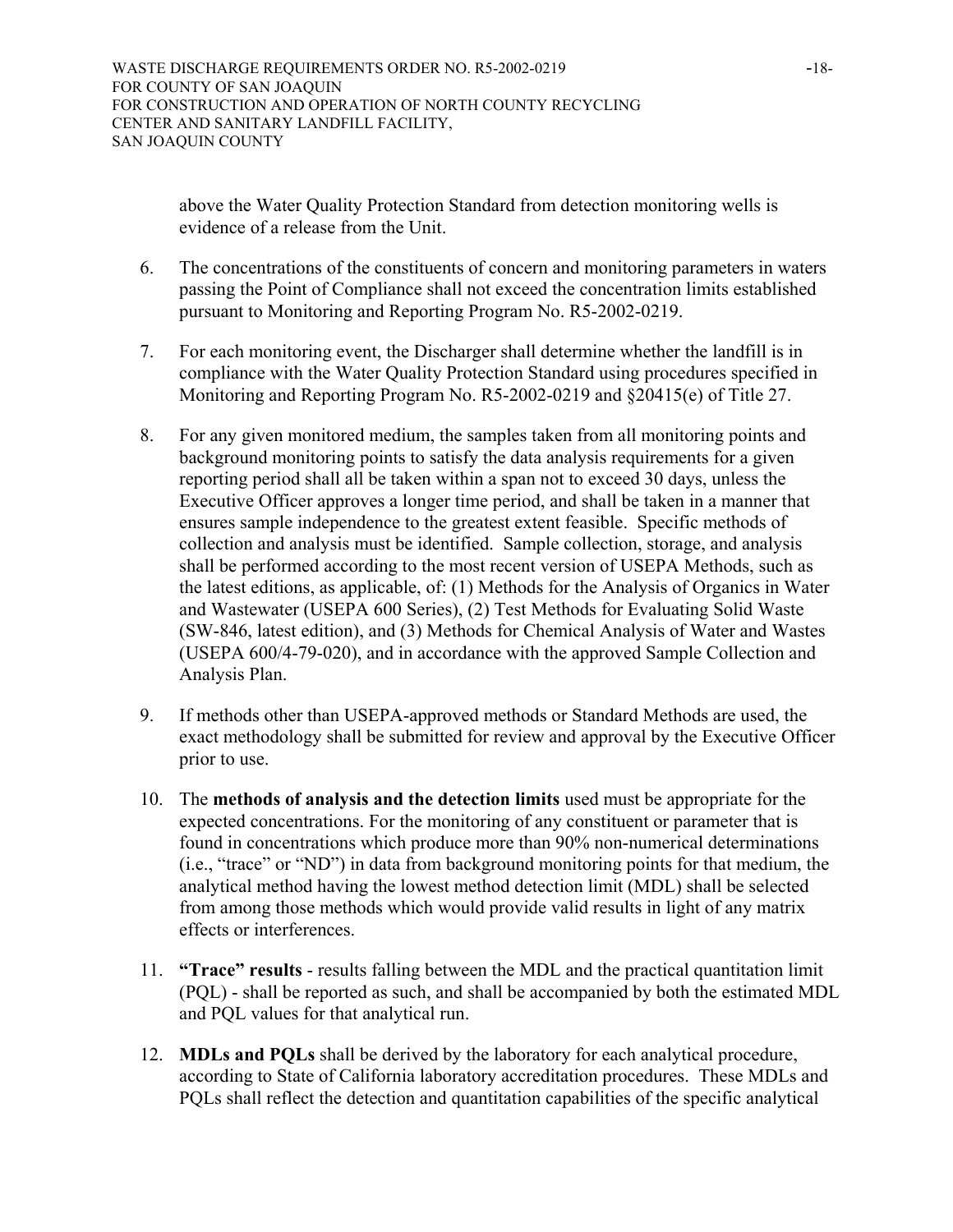above the Water Quality Protection Standard from detection monitoring wells is evidence of a release from the Unit.

6. The concentrations of the constituents of concern and monitoring parameters in waters passing the Point of Compliance shall not exceed the concentration limits established pursuant to Monitoring and Reporting Program No. R5-2002-0219.

7. For each monitoring event, the Discharger shall determine whether the landfill is in compliance with the Water Quality Protection Standard using procedures specified in Monitoring and Reporting Program No. R5-2002-0219 and §20415(e) of Title 27.

8. For any given monitored medium, the samples taken from all monitoring points and background monitoring points to satisfy the data analysis requirements for a given reporting period shall all be taken within a span not to exceed 30 days, unless the Executive Officer approves a longer time period, and shall be taken in a manner that ensures sample independence to the greatest extent feasible. Specific methods of collection and analysis must be identified. Sample collection, storage, and analysis shall be performed according to the most recent version of USEPA Methods, such as the latest editions, as applicable, of: (1) Methods for the Analysis of Organics in Water and Wastewater (USEPA 600 Series), (2) Test Methods for Evaluating Solid Waste (SW-846, latest edition), and (3) Methods for Chemical Analysis of Water and Wastes (USEPA 600/4-79-020), and in accordance with the approved Sample Collection and Analysis Plan.

9. If methods other than USEPA-approved methods or Standard Methods are used, the exact methodology shall be submitted for review and approval by the Executive Officer prior to use.

10. The **methods of analysis and the detection limits** used must be appropriate for the expected concentrations. For the monitoring of any constituent or parameter that is found in concentrations which produce more than 90% non-numerical determinations (i.e., "trace" or "ND") in data from background monitoring points for that medium, the analytical method having the lowest method detection limit (MDL) shall be selected from among those methods which would provide valid results in light of any matrix effects or interferences.

11. **"Trace" results** - results falling between the MDL and the practical quantitation limit (PQL) - shall be reported as such, and shall be accompanied by both the estimated MDL and PQL values for that analytical run.

12. **MDLs and PQLs** shall be derived by the laboratory for each analytical procedure, according to State of California laboratory accreditation procedures. These MDLs and PQLs shall reflect the detection and quantitation capabilities of the specific analytical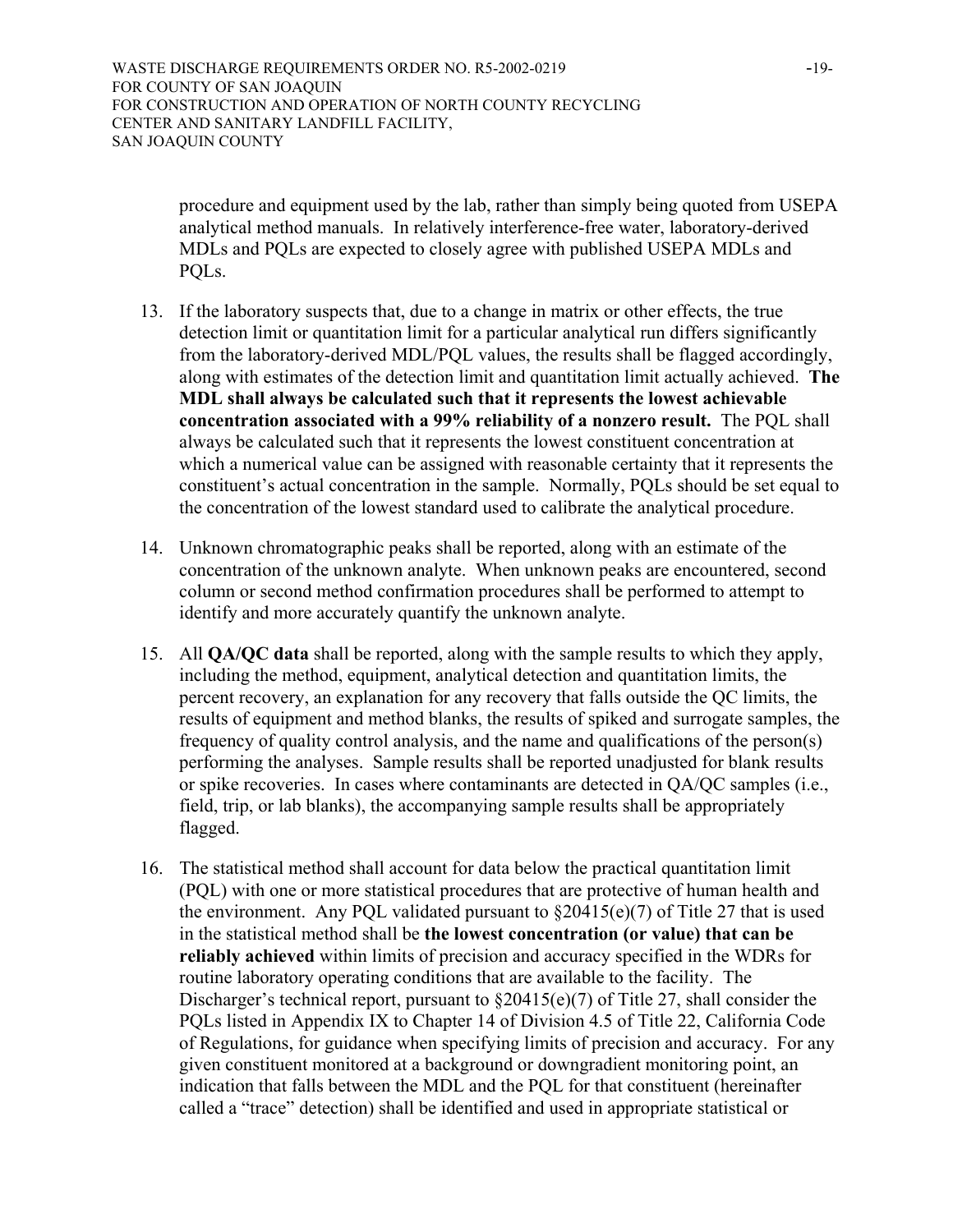procedure and equipment used by the lab, rather than simply being quoted from USEPA analytical method manuals. In relatively interference-free water, laboratory-derived MDLs and PQLs are expected to closely agree with published USEPA MDLs and PQLs.

13. If the laboratory suspects that, due to a change in matrix or other effects, the true detection limit or quantitation limit for a particular analytical run differs significantly from the laboratory-derived MDL/PQL values, the results shall be flagged accordingly, along with estimates of the detection limit and quantitation limit actually achieved. **The MDL shall always be calculated such that it represents the lowest achievable concentration associated with a 99% reliability of a nonzero result.** The PQL shall always be calculated such that it represents the lowest constituent concentration at which a numerical value can be assigned with reasonable certainty that it represents the constituent's actual concentration in the sample. Normally, PQLs should be set equal to the concentration of the lowest standard used to calibrate the analytical procedure.

14. Unknown chromatographic peaks shall be reported, along with an estimate of the concentration of the unknown analyte. When unknown peaks are encountered, second column or second method confirmation procedures shall be performed to attempt to identify and more accurately quantify the unknown analyte.

15. All **QA/QC data** shall be reported, along with the sample results to which they apply, including the method, equipment, analytical detection and quantitation limits, the percent recovery, an explanation for any recovery that falls outside the QC limits, the results of equipment and method blanks, the results of spiked and surrogate samples, the frequency of quality control analysis, and the name and qualifications of the person(s) performing the analyses. Sample results shall be reported unadjusted for blank results or spike recoveries. In cases where contaminants are detected in QA/QC samples (i.e., field, trip, or lab blanks), the accompanying sample results shall be appropriately flagged.

16. The statistical method shall account for data below the practical quantitation limit (PQL) with one or more statistical procedures that are protective of human health and the environment. Any PQL validated pursuant to §20415(e)(7) of Title 27 that is used in the statistical method shall be **the lowest concentration (or value) that can be reliably achieved** within limits of precision and accuracy specified in the WDRs for routine laboratory operating conditions that are available to the facility. The Discharger's technical report, pursuant to §20415(e)(7) of Title 27, shall consider the PQLs listed in Appendix IX to Chapter 14 of Division 4.5 of Title 22, California Code of Regulations, for guidance when specifying limits of precision and accuracy. For any given constituent monitored at a background or downgradient monitoring point, an indication that falls between the MDL and the PQL for that constituent (hereinafter called a "trace" detection) shall be identified and used in appropriate statistical or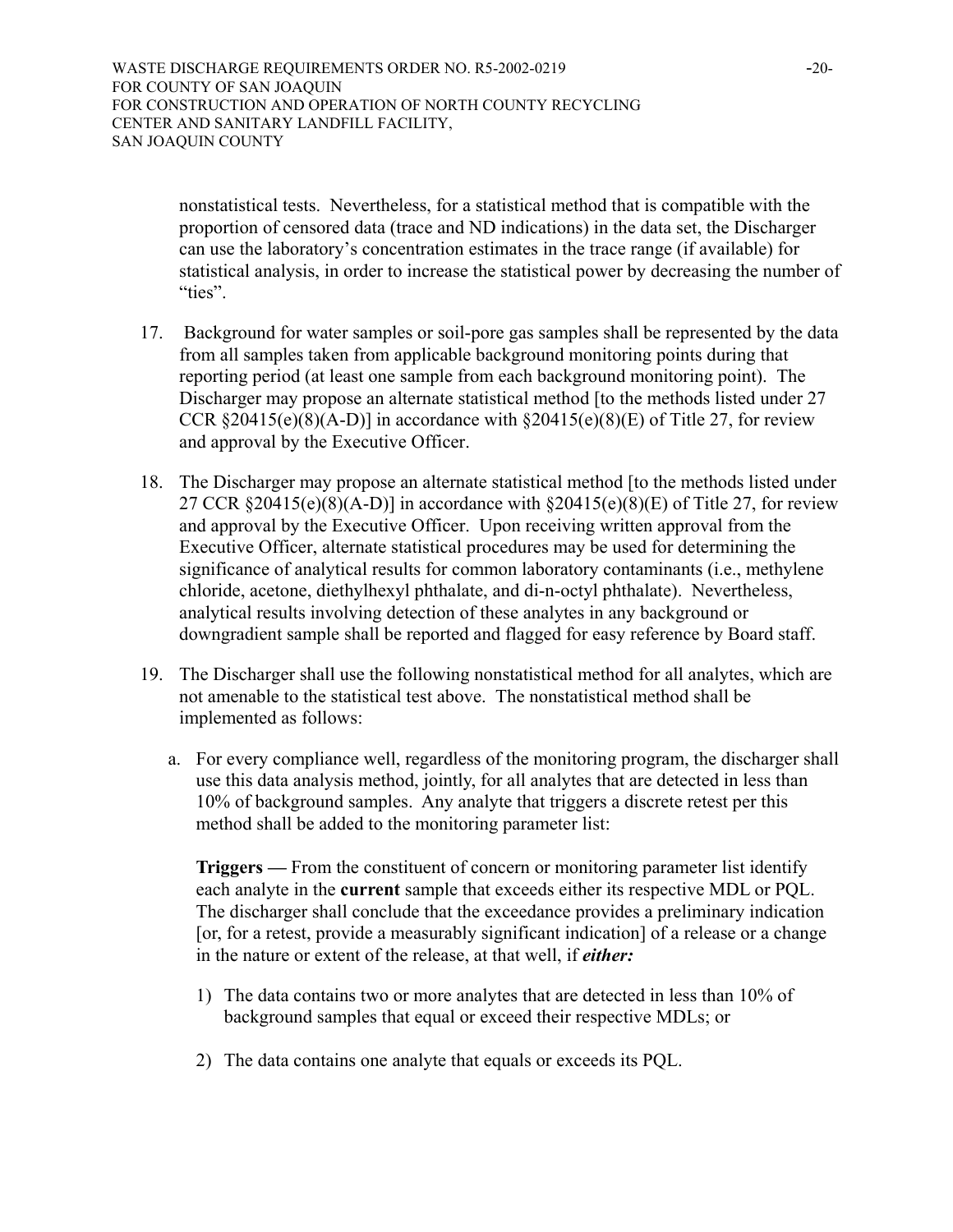nonstatistical tests. Nevertheless, for a statistical method that is compatible with the proportion of censored data (trace and ND indications) in the data set, the Discharger can use the laboratory's concentration estimates in the trace range (if available) for statistical analysis, in order to increase the statistical power by decreasing the number of "ties".

17. Background for water samples or soil-pore gas samples shall be represented by the data from all samples taken from applicable background monitoring points during that reporting period (at least one sample from each background monitoring point). The Discharger may propose an alternate statistical method [to the methods listed under 27 CCR §20415(e)(8)(A-D)] in accordance with §20415(e)(8)(E) of Title 27, for review and approval by the Executive Officer.

18. The Discharger may propose an alternate statistical method [to the methods listed under 27 CCR §20415(e)(8)(A-D)] in accordance with §20415(e)(8)(E) of Title 27, for review and approval by the Executive Officer. Upon receiving written approval from the Executive Officer, alternate statistical procedures may be used for determining the significance of analytical results for common laboratory contaminants (i.e., methylene chloride, acetone, diethylhexyl phthalate, and di-n-octyl phthalate). Nevertheless, analytical results involving detection of these analytes in any background or downgradient sample shall be reported and flagged for easy reference by Board staff.

19. The Discharger shall use the following nonstatistical method for all analytes, which are not amenable to the statistical test above. The nonstatistical method shall be implemented as follows:

    a. For every compliance well, regardless of the monitoring program, the discharger shall use this data analysis method, jointly, for all analytes that are detected in less than 10% of background samples. Any analyte that triggers a discrete retest per this method shall be added to the monitoring parameter list:

       **Triggers —** From the constituent of concern or monitoring parameter list identify each analyte in the **current** sample that exceeds either its respective MDL or PQL. The discharger shall conclude that the exceedance provides a preliminary indication [or, for a retest, provide a measurably significant indication] of a release or a change in the nature or extent of the release, at that well, if ***either:***

       1) The data contains two or more analytes that are detected in less than 10% of background samples that equal or exceed their respective MDLs; or

       2) The data contains one analyte that equals or exceeds its PQL.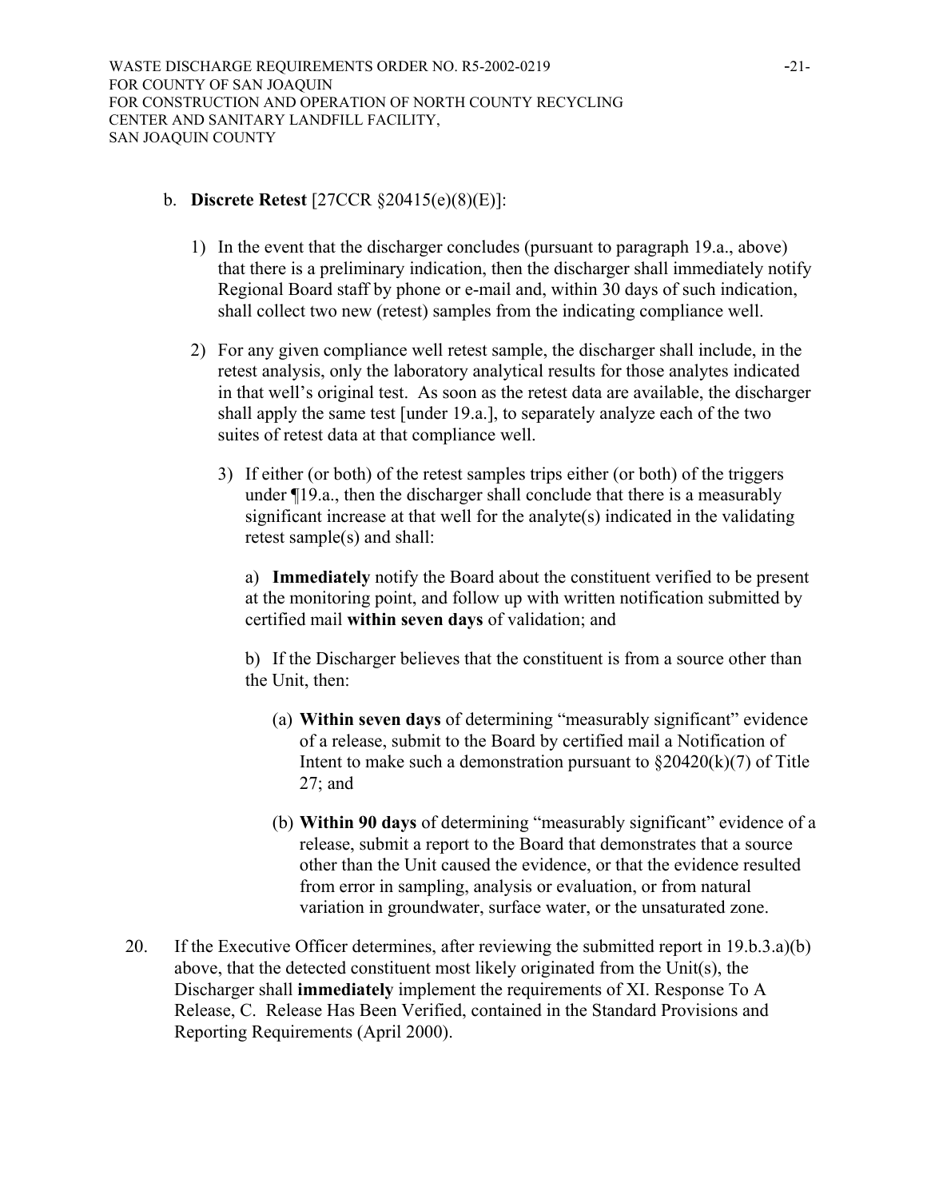b. **Discrete Retest** [27CCR §20415(e)(8)(E)]:

1) In the event that the discharger concludes (pursuant to paragraph 19.a., above) that there is a preliminary indication, then the discharger shall immediately notify Regional Board staff by phone or e-mail and, within 30 days of such indication, shall collect two new (retest) samples from the indicating compliance well.

2) For any given compliance well retest sample, the discharger shall include, in the retest analysis, only the laboratory analytical results for those analytes indicated in that well's original test. As soon as the retest data are available, the discharger shall apply the same test [under 19.a.], to separately analyze each of the two suites of retest data at that compliance well.

3) If either (or both) of the retest samples trips either (or both) of the triggers under ¶19.a., then the discharger shall conclude that there is a measurably significant increase at that well for the analyte(s) indicated in the validating retest sample(s) and shall:

   a) **Immediately** notify the Board about the constituent verified to be present at the monitoring point, and follow up with written notification submitted by certified mail **within seven days** of validation; and

   b) If the Discharger believes that the constituent is from a source other than the Unit, then:

      (a) **Within seven days** of determining "measurably significant" evidence of a release, submit to the Board by certified mail a Notification of Intent to make such a demonstration pursuant to §20420(k)(7) of Title 27; and

      (b) **Within 90 days** of determining "measurably significant" evidence of a release, submit a report to the Board that demonstrates that a source other than the Unit caused the evidence, or that the evidence resulted from error in sampling, analysis or evaluation, or from natural variation in groundwater, surface water, or the unsaturated zone.

20. If the Executive Officer determines, after reviewing the submitted report in 19.b.3.a)(b) above, that the detected constituent most likely originated from the Unit(s), the Discharger shall **immediately** implement the requirements of XI. Response To A Release, C. Release Has Been Verified, contained in the Standard Provisions and Reporting Requirements (April 2000).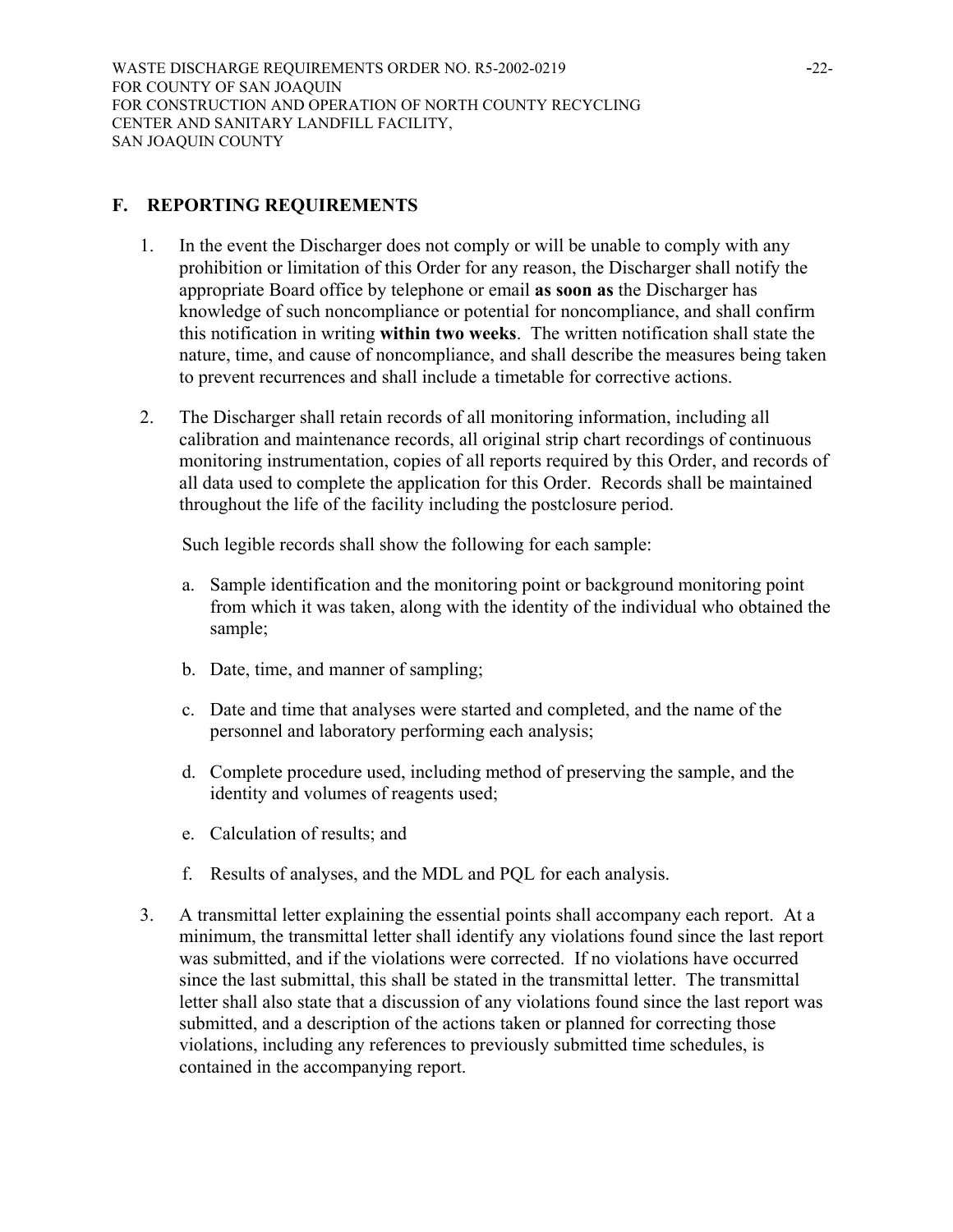## F. REPORTING REQUIREMENTS

1. In the event the Discharger does not comply or will be unable to comply with any prohibition or limitation of this Order for any reason, the Discharger shall notify the appropriate Board office by telephone or email **as soon as** the Discharger has knowledge of such noncompliance or potential for noncompliance, and shall confirm this notification in writing **within two weeks**. The written notification shall state the nature, time, and cause of noncompliance, and shall describe the measures being taken to prevent recurrences and shall include a timetable for corrective actions.

2. The Discharger shall retain records of all monitoring information, including all calibration and maintenance records, all original strip chart recordings of continuous monitoring instrumentation, copies of all reports required by this Order, and records of all data used to complete the application for this Order. Records shall be maintained throughout the life of the facility including the postclosure period.

   Such legible records shall show the following for each sample:

   a. Sample identification and the monitoring point or background monitoring point from which it was taken, along with the identity of the individual who obtained the sample;

   b. Date, time, and manner of sampling;

   c. Date and time that analyses were started and completed, and the name of the personnel and laboratory performing each analysis;

   d. Complete procedure used, including method of preserving the sample, and the identity and volumes of reagents used;

   e. Calculation of results; and

   f. Results of analyses, and the MDL and PQL for each analysis.

3. A transmittal letter explaining the essential points shall accompany each report. At a minimum, the transmittal letter shall identify any violations found since the last report was submitted, and if the violations were corrected. If no violations have occurred since the last submittal, this shall be stated in the transmittal letter. The transmittal letter shall also state that a discussion of any violations found since the last report was submitted, and a description of the actions taken or planned for correcting those violations, including any references to previously submitted time schedules, is contained in the accompanying report.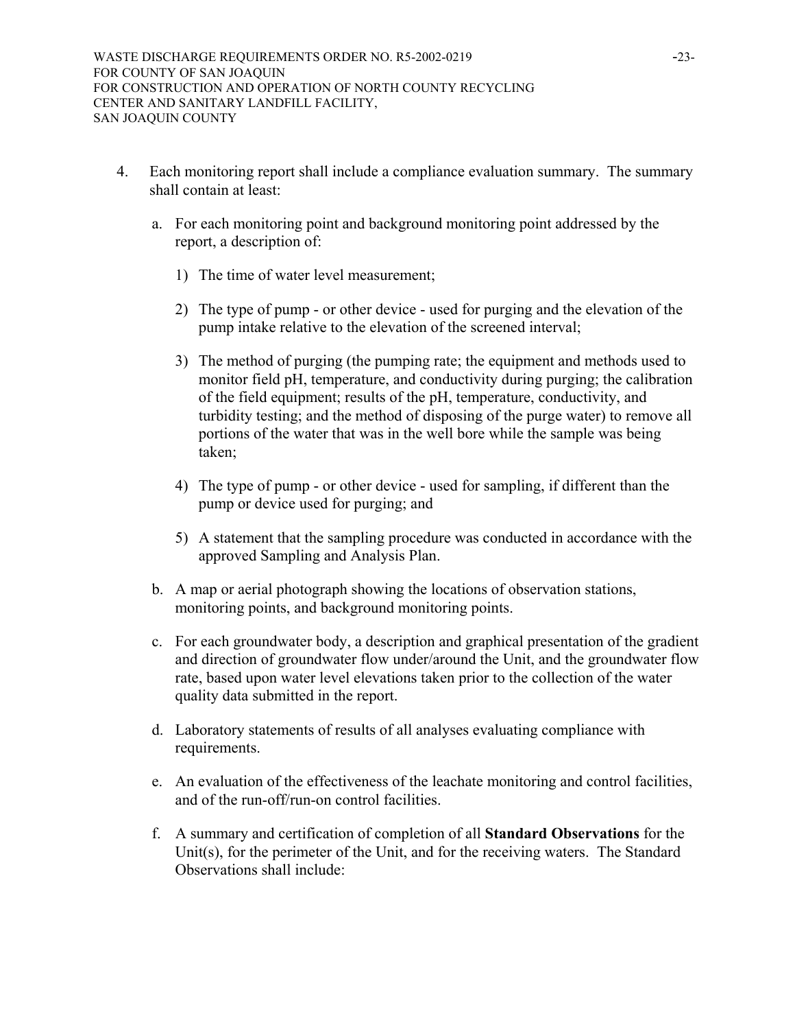4. Each monitoring report shall include a compliance evaluation summary. The summary shall contain at least:

   a. For each monitoring point and background monitoring point addressed by the report, a description of:

      1) The time of water level measurement;

      2) The type of pump - or other device - used for purging and the elevation of the pump intake relative to the elevation of the screened interval;

      3) The method of purging (the pumping rate; the equipment and methods used to monitor field pH, temperature, and conductivity during purging; the calibration of the field equipment; results of the pH, temperature, conductivity, and turbidity testing; and the method of disposing of the purge water) to remove all portions of the water that was in the well bore while the sample was being taken;

      4) The type of pump - or other device - used for sampling, if different than the pump or device used for purging; and

      5) A statement that the sampling procedure was conducted in accordance with the approved Sampling and Analysis Plan.

   b. A map or aerial photograph showing the locations of observation stations, monitoring points, and background monitoring points.

   c. For each groundwater body, a description and graphical presentation of the gradient and direction of groundwater flow under/around the Unit, and the groundwater flow rate, based upon water level elevations taken prior to the collection of the water quality data submitted in the report.

   d. Laboratory statements of results of all analyses evaluating compliance with requirements.

   e. An evaluation of the effectiveness of the leachate monitoring and control facilities, and of the run-off/run-on control facilities.

   f. A summary and certification of completion of all **Standard Observations** for the Unit(s), for the perimeter of the Unit, and for the receiving waters. The Standard Observations shall include: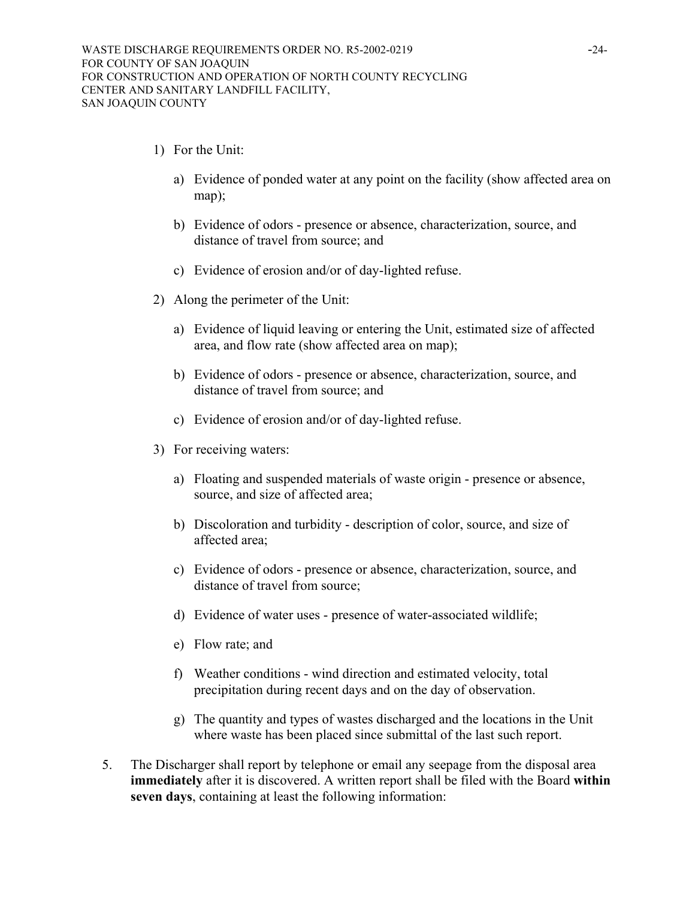1) For the Unit:

    a) Evidence of ponded water at any point on the facility (show affected area on map);

    b) Evidence of odors - presence or absence, characterization, source, and distance of travel from source; and

    c) Evidence of erosion and/or of day-lighted refuse.

2) Along the perimeter of the Unit:

    a) Evidence of liquid leaving or entering the Unit, estimated size of affected area, and flow rate (show affected area on map);

    b) Evidence of odors - presence or absence, characterization, source, and distance of travel from source; and

    c) Evidence of erosion and/or of day-lighted refuse.

3) For receiving waters:

    a) Floating and suspended materials of waste origin - presence or absence, source, and size of affected area;

    b) Discoloration and turbidity - description of color, source, and size of affected area;

    c) Evidence of odors - presence or absence, characterization, source, and distance of travel from source;

    d) Evidence of water uses - presence of water-associated wildlife;

    e) Flow rate; and

    f) Weather conditions - wind direction and estimated velocity, total precipitation during recent days and on the day of observation.

    g) The quantity and types of wastes discharged and the locations in the Unit where waste has been placed since submittal of the last such report.

5. The Discharger shall report by telephone or email any seepage from the disposal area **immediately** after it is discovered. A written report shall be filed with the Board **within seven days**, containing at least the following information: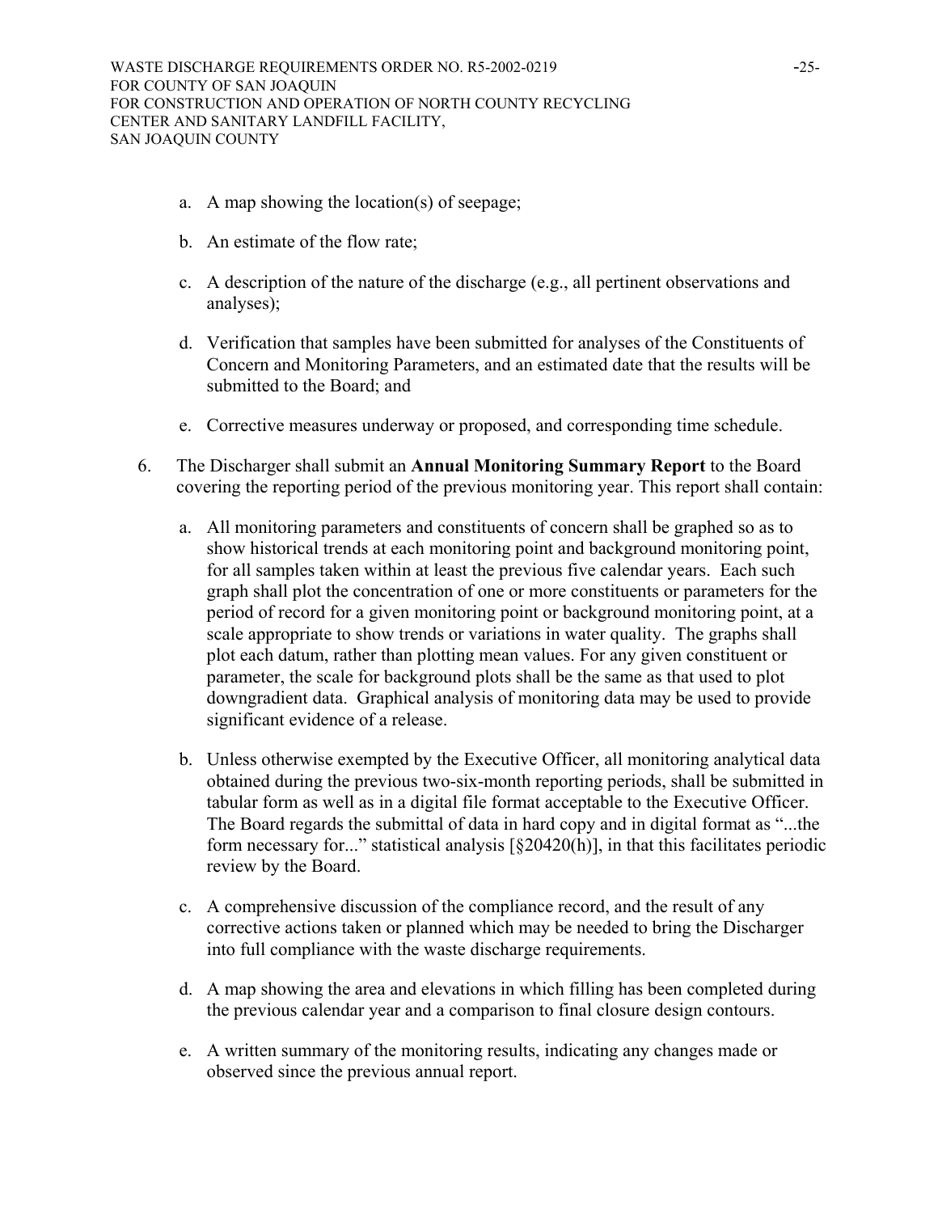a. A map showing the location(s) of seepage;

b. An estimate of the flow rate;

c. A description of the nature of the discharge (e.g., all pertinent observations and analyses);

d. Verification that samples have been submitted for analyses of the Constituents of Concern and Monitoring Parameters, and an estimated date that the results will be submitted to the Board; and

e. Corrective measures underway or proposed, and corresponding time schedule.

6. The Discharger shall submit an **Annual Monitoring Summary Report** to the Board covering the reporting period of the previous monitoring year. This report shall contain:

   a. All monitoring parameters and constituents of concern shall be graphed so as to show historical trends at each monitoring point and background monitoring point, for all samples taken within at least the previous five calendar years. Each such graph shall plot the concentration of one or more constituents or parameters for the period of record for a given monitoring point or background monitoring point, at a scale appropriate to show trends or variations in water quality. The graphs shall plot each datum, rather than plotting mean values. For any given constituent or parameter, the scale for background plots shall be the same as that used to plot downgradient data. Graphical analysis of monitoring data may be used to provide significant evidence of a release.

   b. Unless otherwise exempted by the Executive Officer, all monitoring analytical data obtained during the previous two-six-month reporting periods, shall be submitted in tabular form as well as in a digital file format acceptable to the Executive Officer. The Board regards the submittal of data in hard copy and in digital format as "...the form necessary for..." statistical analysis [§20420(h)], in that this facilitates periodic review by the Board.

   c. A comprehensive discussion of the compliance record, and the result of any corrective actions taken or planned which may be needed to bring the Discharger into full compliance with the waste discharge requirements.

   d. A map showing the area and elevations in which filling has been completed during the previous calendar year and a comparison to final closure design contours.

   e. A written summary of the monitoring results, indicating any changes made or observed since the previous annual report.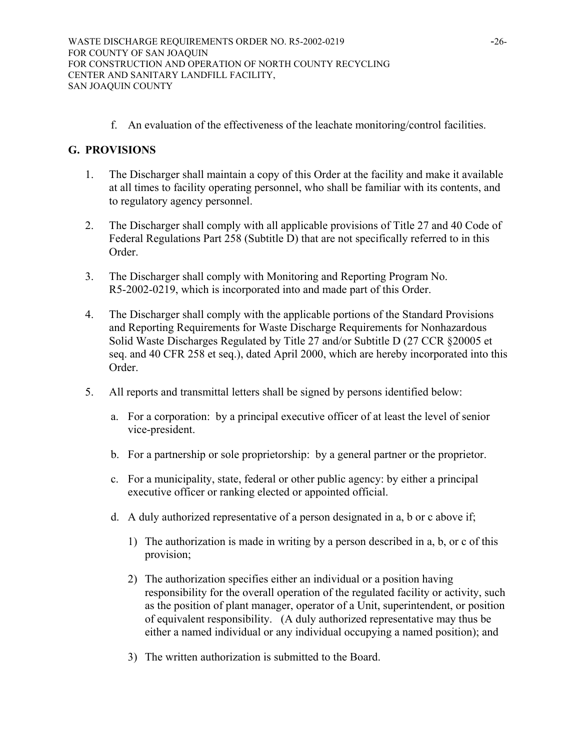f. An evaluation of the effectiveness of the leachate monitoring/control facilities.

## G. PROVISIONS

1. The Discharger shall maintain a copy of this Order at the facility and make it available at all times to facility operating personnel, who shall be familiar with its contents, and to regulatory agency personnel.

2. The Discharger shall comply with all applicable provisions of Title 27 and 40 Code of Federal Regulations Part 258 (Subtitle D) that are not specifically referred to in this Order.

3. The Discharger shall comply with Monitoring and Reporting Program No. R5-2002-0219, which is incorporated into and made part of this Order.

4. The Discharger shall comply with the applicable portions of the Standard Provisions and Reporting Requirements for Waste Discharge Requirements for Nonhazardous Solid Waste Discharges Regulated by Title 27 and/or Subtitle D (27 CCR §20005 et seq. and 40 CFR 258 et seq.), dated April 2000, which are hereby incorporated into this Order.

5. All reports and transmittal letters shall be signed by persons identified below:

   a. For a corporation: by a principal executive officer of at least the level of senior vice-president.

   b. For a partnership or sole proprietorship: by a general partner or the proprietor.

   c. For a municipality, state, federal or other public agency: by either a principal executive officer or ranking elected or appointed official.

   d. A duly authorized representative of a person designated in a, b or c above if;

      1) The authorization is made in writing by a person described in a, b, or c of this provision;

      2) The authorization specifies either an individual or a position having responsibility for the overall operation of the regulated facility or activity, such as the position of plant manager, operator of a Unit, superintendent, or position of equivalent responsibility. (A duly authorized representative may thus be either a named individual or any individual occupying a named position); and

      3) The written authorization is submitted to the Board.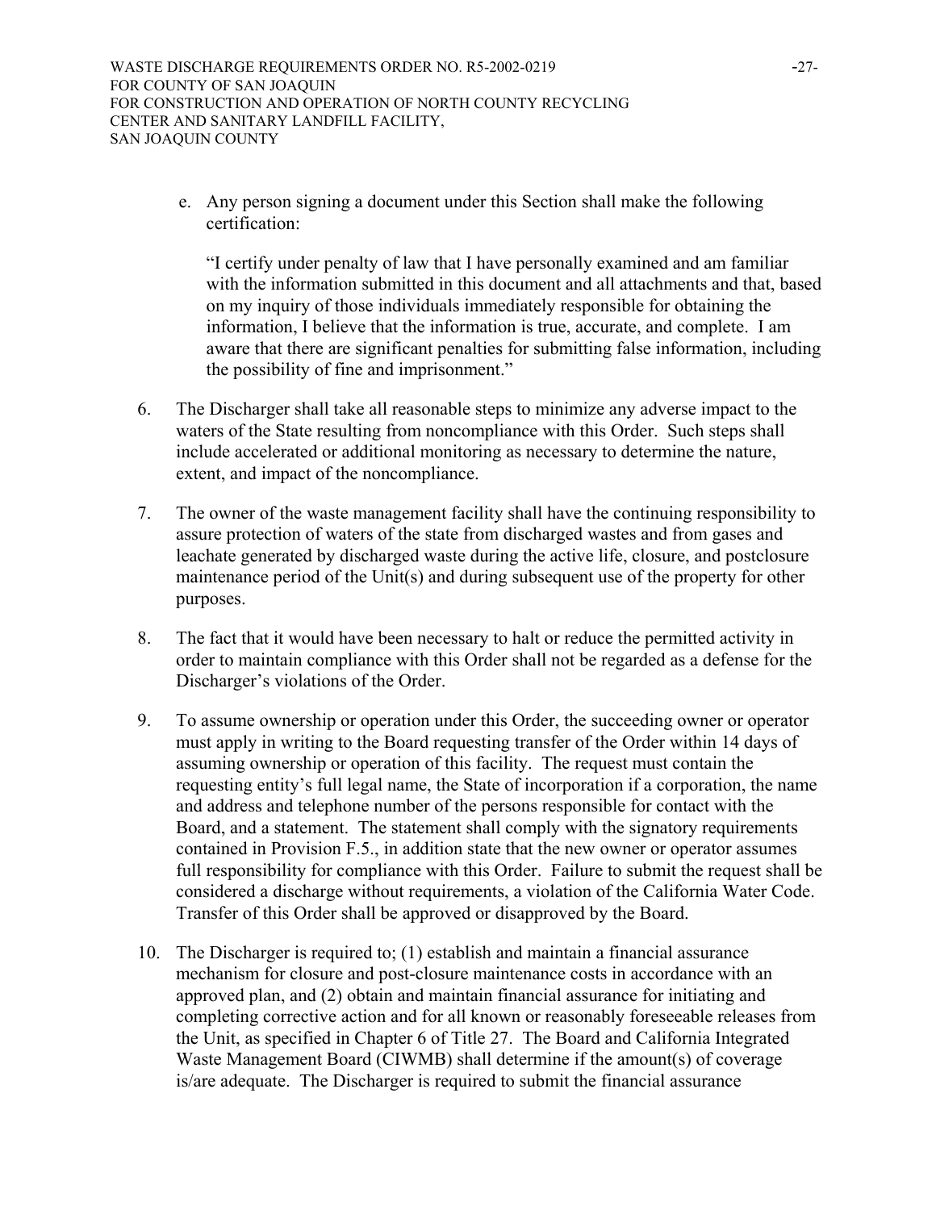e. Any person signing a document under this Section shall make the following certification:

"I certify under penalty of law that I have personally examined and am familiar with the information submitted in this document and all attachments and that, based on my inquiry of those individuals immediately responsible for obtaining the information, I believe that the information is true, accurate, and complete. I am aware that there are significant penalties for submitting false information, including the possibility of fine and imprisonment."

6. The Discharger shall take all reasonable steps to minimize any adverse impact to the waters of the State resulting from noncompliance with this Order. Such steps shall include accelerated or additional monitoring as necessary to determine the nature, extent, and impact of the noncompliance.

7. The owner of the waste management facility shall have the continuing responsibility to assure protection of waters of the state from discharged wastes and from gases and leachate generated by discharged waste during the active life, closure, and postclosure maintenance period of the Unit(s) and during subsequent use of the property for other purposes.

8. The fact that it would have been necessary to halt or reduce the permitted activity in order to maintain compliance with this Order shall not be regarded as a defense for the Discharger's violations of the Order.

9. To assume ownership or operation under this Order, the succeeding owner or operator must apply in writing to the Board requesting transfer of the Order within 14 days of assuming ownership or operation of this facility. The request must contain the requesting entity's full legal name, the State of incorporation if a corporation, the name and address and telephone number of the persons responsible for contact with the Board, and a statement. The statement shall comply with the signatory requirements contained in Provision F.5., in addition state that the new owner or operator assumes full responsibility for compliance with this Order. Failure to submit the request shall be considered a discharge without requirements, a violation of the California Water Code. Transfer of this Order shall be approved or disapproved by the Board.

10. The Discharger is required to; (1) establish and maintain a financial assurance mechanism for closure and post-closure maintenance costs in accordance with an approved plan, and (2) obtain and maintain financial assurance for initiating and completing corrective action and for all known or reasonably foreseeable releases from the Unit, as specified in Chapter 6 of Title 27. The Board and California Integrated Waste Management Board (CIWMB) shall determine if the amount(s) of coverage is/are adequate. The Discharger is required to submit the financial assurance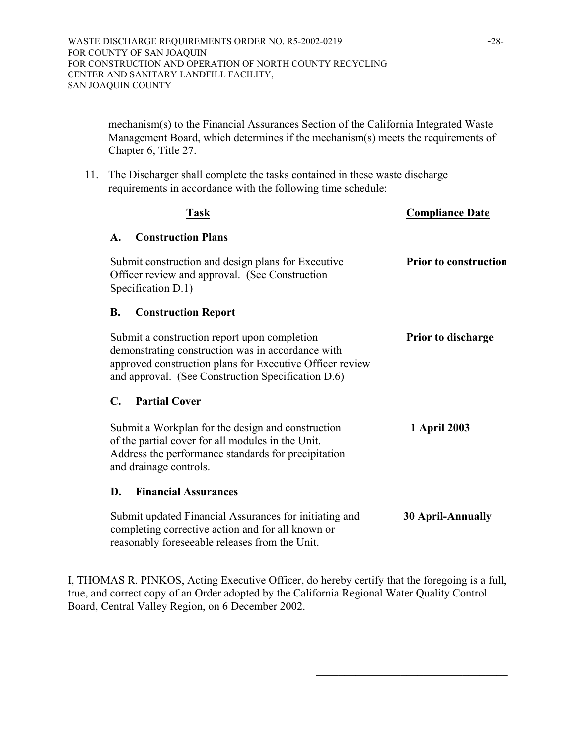mechanism(s) to the Financial Assurances Section of the California Integrated Waste Management Board, which determines if the mechanism(s) meets the requirements of Chapter 6, Title 27.

11. The Discharger shall complete the tasks contained in these waste discharge requirements in accordance with the following time schedule:

| Task | Compliance Date |
|---|---|
| **A. Construction Plans** | |
| Submit construction and design plans for Executive Officer review and approval. (See Construction Specification D.1) | **Prior to construction** |
| **B. Construction Report** | |
| Submit a construction report upon completion demonstrating construction was in accordance with approved construction plans for Executive Officer review and approval. (See Construction Specification D.6) | **Prior to discharge** |
| **C. Partial Cover** | |
| Submit a Workplan for the design and construction of the partial cover for all modules in the Unit. Address the performance standards for precipitation and drainage controls. | **1 April 2003** |
| **D. Financial Assurances** | |
| Submit updated Financial Assurances for initiating and completing corrective action and for all known or reasonably foreseeable releases from the Unit. | **30 April-Annually** |

I, THOMAS R. PINKOS, Acting Executive Officer, do hereby certify that the foregoing is a full, true, and correct copy of an Order adopted by the California Regional Water Quality Control Board, Central Valley Region, on 6 December 2002.

\_\_\_\_\_\_\_\_\_\_\_\_\_\_\_\_\_\_\_\_\_\_\_\_\_\_\_\_\_\_\_\_\_\_\_\_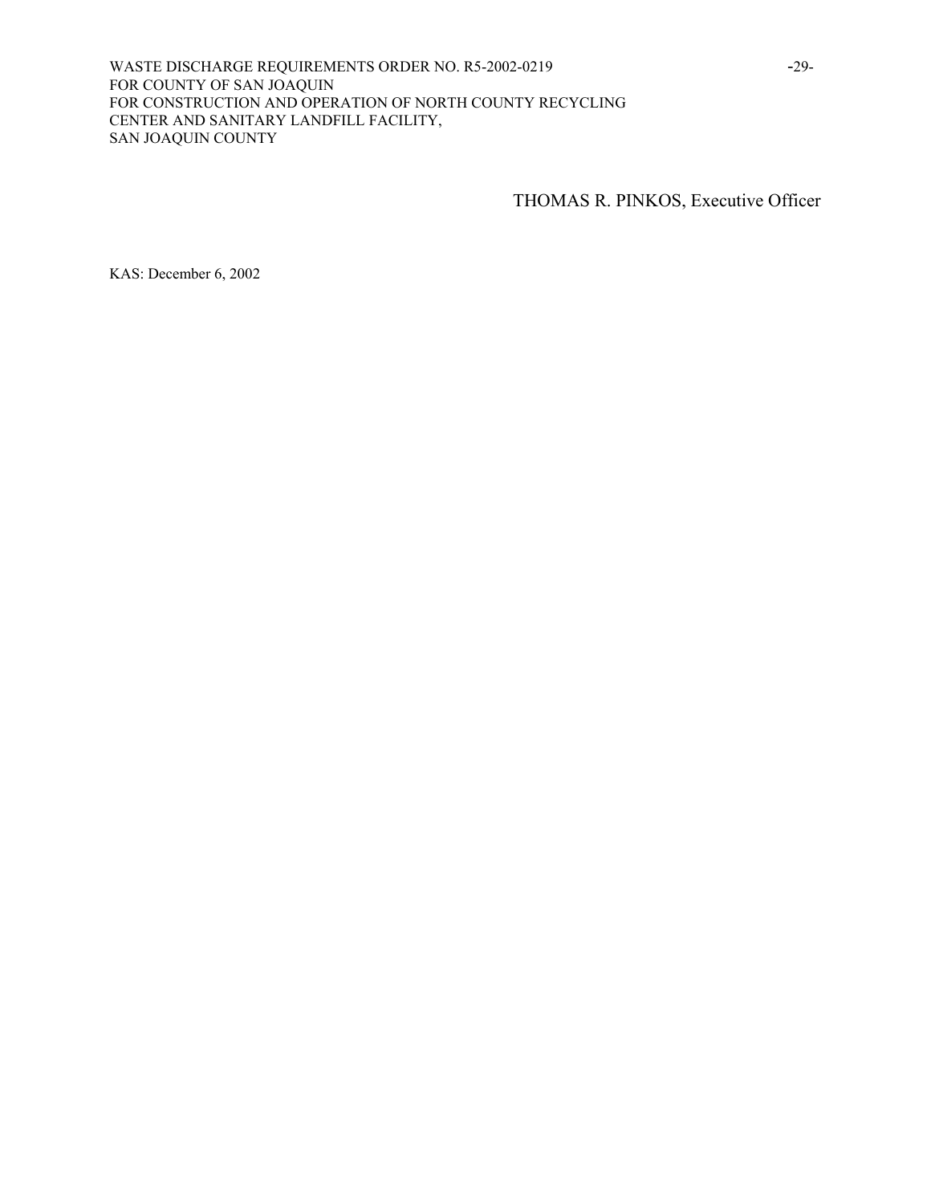THOMAS R. PINKOS, Executive Officer

KAS: December 6, 2002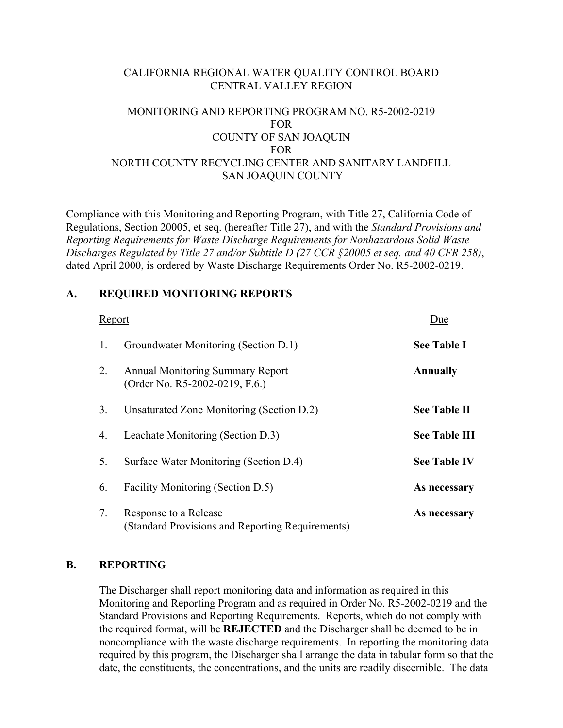CALIFORNIA REGIONAL WATER QUALITY CONTROL BOARD
CENTRAL VALLEY REGION

MONITORING AND REPORTING PROGRAM NO. R5-2002-0219
FOR
COUNTY OF SAN JOAQUIN
FOR
NORTH COUNTY RECYCLING CENTER AND SANITARY LANDFILL
SAN JOAQUIN COUNTY

Compliance with this Monitoring and Reporting Program, with Title 27, California Code of Regulations, Section 20005, et seq. (hereafter Title 27), and with the *Standard Provisions and Reporting Requirements for Waste Discharge Requirements for Nonhazardous Solid Waste Discharges Regulated by Title 27 and/or Subtitle D (27 CCR §20005 et seq. and 40 CFR 258)*, dated April 2000, is ordered by Waste Discharge Requirements Order No. R5-2002-0219.

## A. REQUIRED MONITORING REPORTS

| Report | Due |
|---|---|
| 1. Groundwater Monitoring (Section D.1) | **See Table I** |
| 2. Annual Monitoring Summary Report (Order No. R5-2002-0219, F.6.) | **Annually** |
| 3. Unsaturated Zone Monitoring (Section D.2) | **See Table II** |
| 4. Leachate Monitoring (Section D.3) | **See Table III** |
| 5. Surface Water Monitoring (Section D.4) | **See Table IV** |
| 6. Facility Monitoring (Section D.5) | **As necessary** |
| 7. Response to a Release (Standard Provisions and Reporting Requirements) | **As necessary** |

## B. REPORTING

The Discharger shall report monitoring data and information as required in this Monitoring and Reporting Program and as required in Order No. R5-2002-0219 and the Standard Provisions and Reporting Requirements. Reports, which do not comply with the required format, will be **REJECTED** and the Discharger shall be deemed to be in noncompliance with the waste discharge requirements. In reporting the monitoring data required by this program, the Discharger shall arrange the data in tabular form so that the date, the constituents, the concentrations, and the units are readily discernible. The data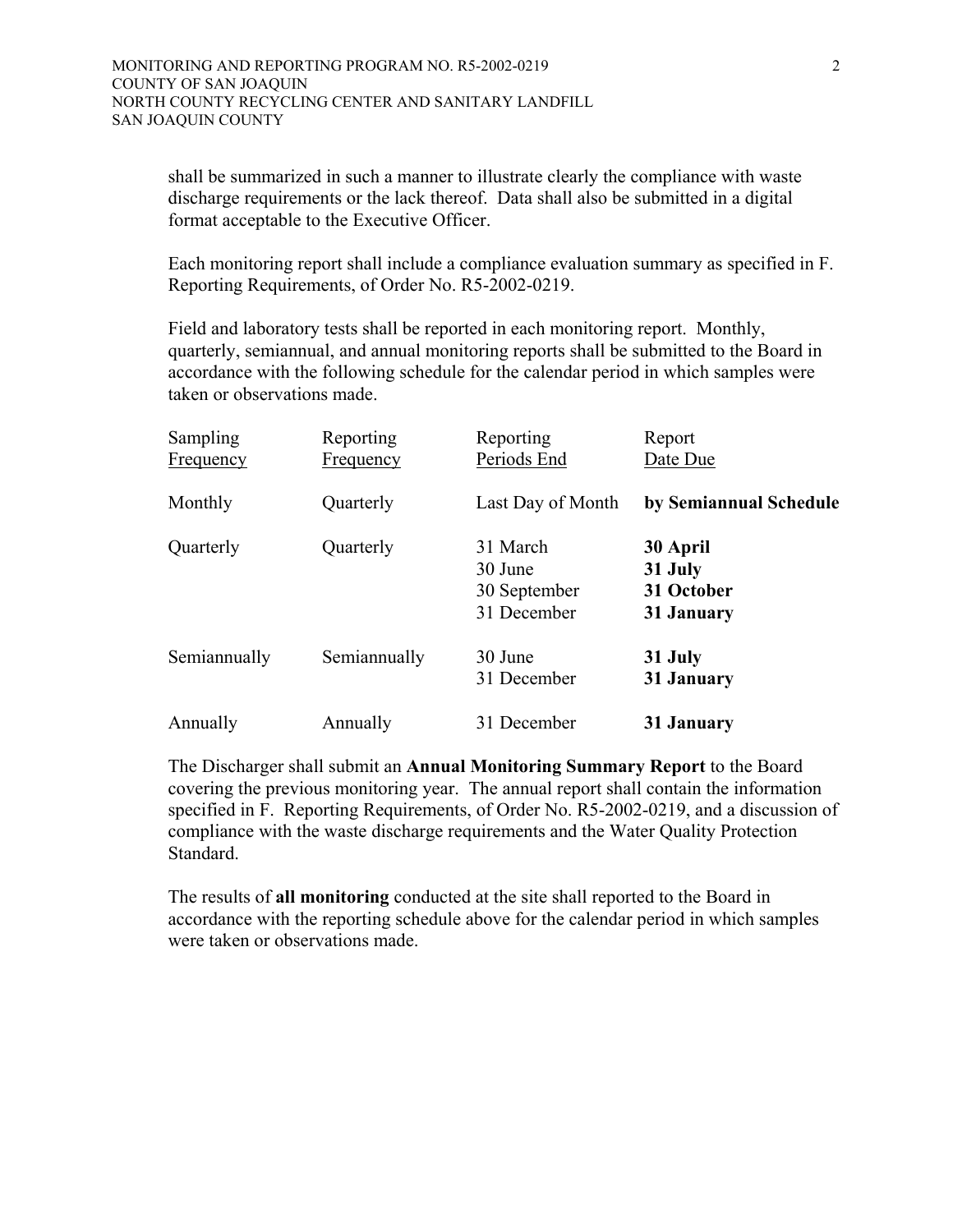shall be summarized in such a manner to illustrate clearly the compliance with waste discharge requirements or the lack thereof. Data shall also be submitted in a digital format acceptable to the Executive Officer.

Each monitoring report shall include a compliance evaluation summary as specified in F. Reporting Requirements, of Order No. R5-2002-0219.

Field and laboratory tests shall be reported in each monitoring report. Monthly, quarterly, semiannual, and annual monitoring reports shall be submitted to the Board in accordance with the following schedule for the calendar period in which samples were taken or observations made.

| Sampling Frequency | Reporting Frequency | Reporting Periods End | Report Date Due |
|---|---|---|---|
| Monthly | Quarterly | Last Day of Month | **by Semiannual Schedule** |
| Quarterly | Quarterly | 31 March<br>30 June<br>30 September<br>31 December | **30 April**<br>**31 July**<br>**31 October**<br>**31 January** |
| Semiannually | Semiannually | 30 June<br>31 December | **31 July**<br>**31 January** |
| Annually | Annually | 31 December | **31 January** |

The Discharger shall submit an **Annual Monitoring Summary Report** to the Board covering the previous monitoring year. The annual report shall contain the information specified in F. Reporting Requirements, of Order No. R5-2002-0219, and a discussion of compliance with the waste discharge requirements and the Water Quality Protection Standard.

The results of **all monitoring** conducted at the site shall reported to the Board in accordance with the reporting schedule above for the calendar period in which samples were taken or observations made.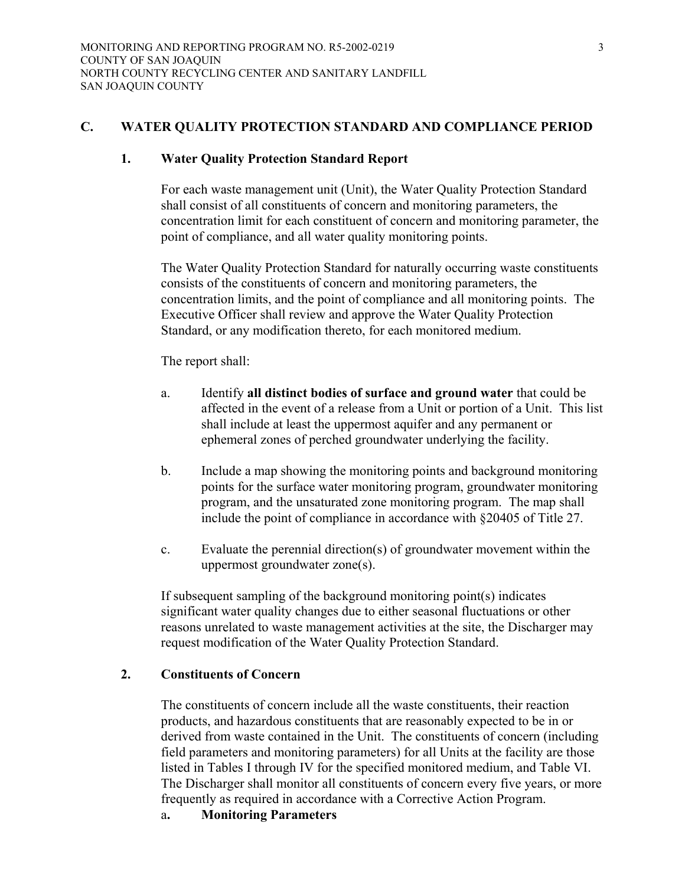## C. WATER QUALITY PROTECTION STANDARD AND COMPLIANCE PERIOD

### 1. Water Quality Protection Standard Report

For each waste management unit (Unit), the Water Quality Protection Standard shall consist of all constituents of concern and monitoring parameters, the concentration limit for each constituent of concern and monitoring parameter, the point of compliance, and all water quality monitoring points.

The Water Quality Protection Standard for naturally occurring waste constituents consists of the constituents of concern and monitoring parameters, the concentration limits, and the point of compliance and all monitoring points. The Executive Officer shall review and approve the Water Quality Protection Standard, or any modification thereto, for each monitored medium.

The report shall:

a. Identify **all distinct bodies of surface and ground water** that could be affected in the event of a release from a Unit or portion of a Unit. This list shall include at least the uppermost aquifer and any permanent or ephemeral zones of perched groundwater underlying the facility.

b. Include a map showing the monitoring points and background monitoring points for the surface water monitoring program, groundwater monitoring program, and the unsaturated zone monitoring program. The map shall include the point of compliance in accordance with §20405 of Title 27.

c. Evaluate the perennial direction(s) of groundwater movement within the uppermost groundwater zone(s).

If subsequent sampling of the background monitoring point(s) indicates significant water quality changes due to either seasonal fluctuations or other reasons unrelated to waste management activities at the site, the Discharger may request modification of the Water Quality Protection Standard.

### 2. Constituents of Concern

The constituents of concern include all the waste constituents, their reaction products, and hazardous constituents that are reasonably expected to be in or derived from waste contained in the Unit. The constituents of concern (including field parameters and monitoring parameters) for all Units at the facility are those listed in Tables I through IV for the specified monitored medium, and Table VI. The Discharger shall monitor all constituents of concern every five years, or more frequently as required in accordance with a Corrective Action Program.

a. **Monitoring Parameters**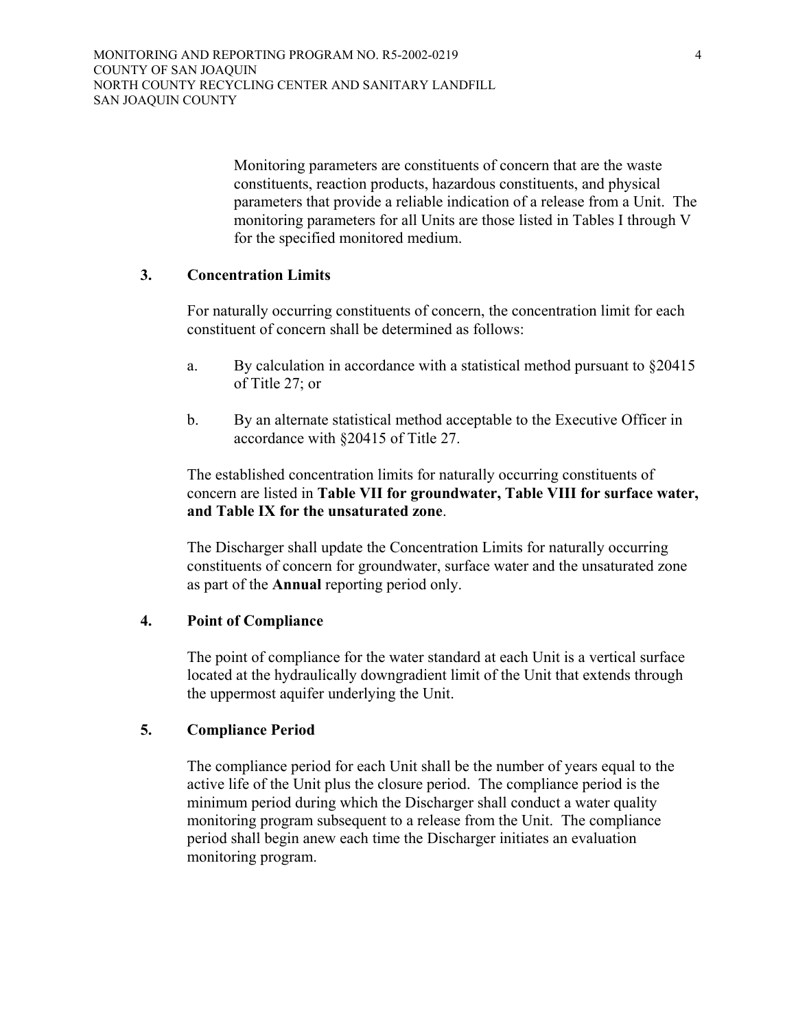Monitoring parameters are constituents of concern that are the waste constituents, reaction products, hazardous constituents, and physical parameters that provide a reliable indication of a release from a Unit. The monitoring parameters for all Units are those listed in Tables I through V for the specified monitored medium.

### 3. Concentration Limits

For naturally occurring constituents of concern, the concentration limit for each constituent of concern shall be determined as follows:

a. By calculation in accordance with a statistical method pursuant to §20415 of Title 27; or

b. By an alternate statistical method acceptable to the Executive Officer in accordance with §20415 of Title 27.

The established concentration limits for naturally occurring constituents of concern are listed in **Table VII for groundwater, Table VIII for surface water, and Table IX for the unsaturated zone**.

The Discharger shall update the Concentration Limits for naturally occurring constituents of concern for groundwater, surface water and the unsaturated zone as part of the **Annual** reporting period only.

### 4. Point of Compliance

The point of compliance for the water standard at each Unit is a vertical surface located at the hydraulically downgradient limit of the Unit that extends through the uppermost aquifer underlying the Unit.

### 5. Compliance Period

The compliance period for each Unit shall be the number of years equal to the active life of the Unit plus the closure period. The compliance period is the minimum period during which the Discharger shall conduct a water quality monitoring program subsequent to a release from the Unit. The compliance period shall begin anew each time the Discharger initiates an evaluation monitoring program.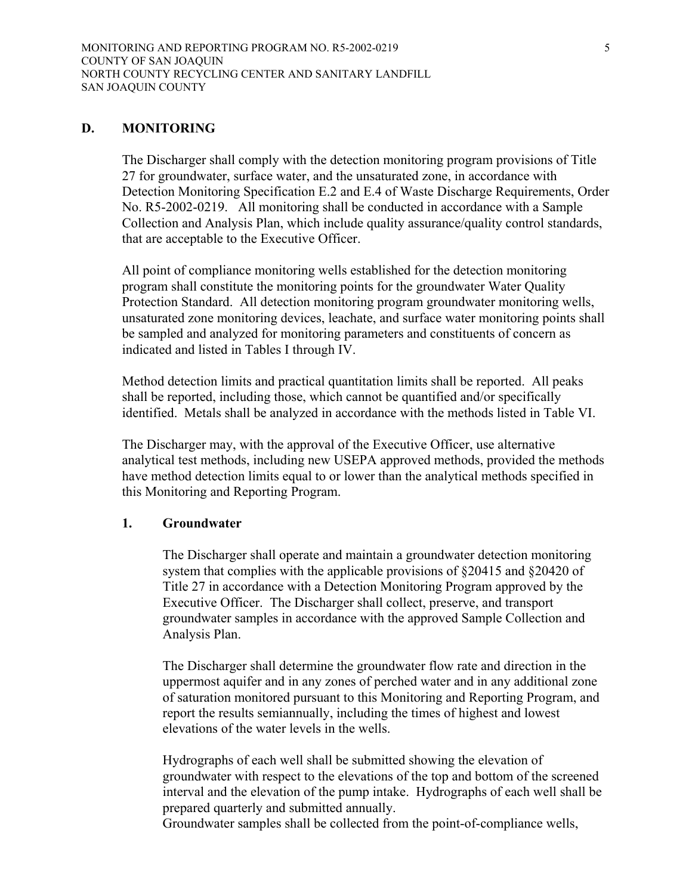## D. MONITORING

The Discharger shall comply with the detection monitoring program provisions of Title 27 for groundwater, surface water, and the unsaturated zone, in accordance with Detection Monitoring Specification E.2 and E.4 of Waste Discharge Requirements, Order No. R5-2002-0219. All monitoring shall be conducted in accordance with a Sample Collection and Analysis Plan, which include quality assurance/quality control standards, that are acceptable to the Executive Officer.

All point of compliance monitoring wells established for the detection monitoring program shall constitute the monitoring points for the groundwater Water Quality Protection Standard. All detection monitoring program groundwater monitoring wells, unsaturated zone monitoring devices, leachate, and surface water monitoring points shall be sampled and analyzed for monitoring parameters and constituents of concern as indicated and listed in Tables I through IV.

Method detection limits and practical quantitation limits shall be reported. All peaks shall be reported, including those, which cannot be quantified and/or specifically identified. Metals shall be analyzed in accordance with the methods listed in Table VI.

The Discharger may, with the approval of the Executive Officer, use alternative analytical test methods, including new USEPA approved methods, provided the methods have method detection limits equal to or lower than the analytical methods specified in this Monitoring and Reporting Program.

### 1. Groundwater

The Discharger shall operate and maintain a groundwater detection monitoring system that complies with the applicable provisions of §20415 and §20420 of Title 27 in accordance with a Detection Monitoring Program approved by the Executive Officer. The Discharger shall collect, preserve, and transport groundwater samples in accordance with the approved Sample Collection and Analysis Plan.

The Discharger shall determine the groundwater flow rate and direction in the uppermost aquifer and in any zones of perched water and in any additional zone of saturation monitored pursuant to this Monitoring and Reporting Program, and report the results semiannually, including the times of highest and lowest elevations of the water levels in the wells.

Hydrographs of each well shall be submitted showing the elevation of groundwater with respect to the elevations of the top and bottom of the screened interval and the elevation of the pump intake. Hydrographs of each well shall be prepared quarterly and submitted annually.

Groundwater samples shall be collected from the point-of-compliance wells,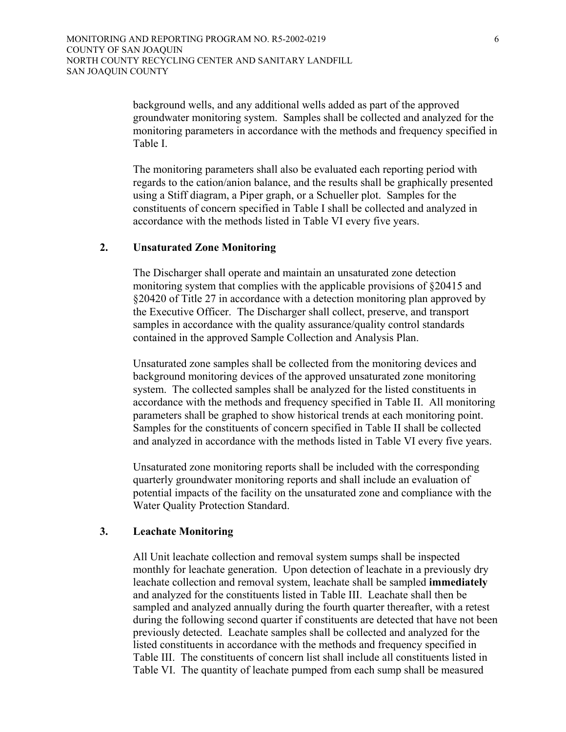background wells, and any additional wells added as part of the approved groundwater monitoring system. Samples shall be collected and analyzed for the monitoring parameters in accordance with the methods and frequency specified in Table I.

The monitoring parameters shall also be evaluated each reporting period with regards to the cation/anion balance, and the results shall be graphically presented using a Stiff diagram, a Piper graph, or a Schueller plot. Samples for the constituents of concern specified in Table I shall be collected and analyzed in accordance with the methods listed in Table VI every five years.

### 2. Unsaturated Zone Monitoring

The Discharger shall operate and maintain an unsaturated zone detection monitoring system that complies with the applicable provisions of §20415 and §20420 of Title 27 in accordance with a detection monitoring plan approved by the Executive Officer. The Discharger shall collect, preserve, and transport samples in accordance with the quality assurance/quality control standards contained in the approved Sample Collection and Analysis Plan.

Unsaturated zone samples shall be collected from the monitoring devices and background monitoring devices of the approved unsaturated zone monitoring system. The collected samples shall be analyzed for the listed constituents in accordance with the methods and frequency specified in Table II. All monitoring parameters shall be graphed to show historical trends at each monitoring point. Samples for the constituents of concern specified in Table II shall be collected and analyzed in accordance with the methods listed in Table VI every five years.

Unsaturated zone monitoring reports shall be included with the corresponding quarterly groundwater monitoring reports and shall include an evaluation of potential impacts of the facility on the unsaturated zone and compliance with the Water Quality Protection Standard.

### 3. Leachate Monitoring

All Unit leachate collection and removal system sumps shall be inspected monthly for leachate generation. Upon detection of leachate in a previously dry leachate collection and removal system, leachate shall be sampled **immediately** and analyzed for the constituents listed in Table III. Leachate shall then be sampled and analyzed annually during the fourth quarter thereafter, with a retest during the following second quarter if constituents are detected that have not been previously detected. Leachate samples shall be collected and analyzed for the listed constituents in accordance with the methods and frequency specified in Table III. The constituents of concern list shall include all constituents listed in Table VI. The quantity of leachate pumped from each sump shall be measured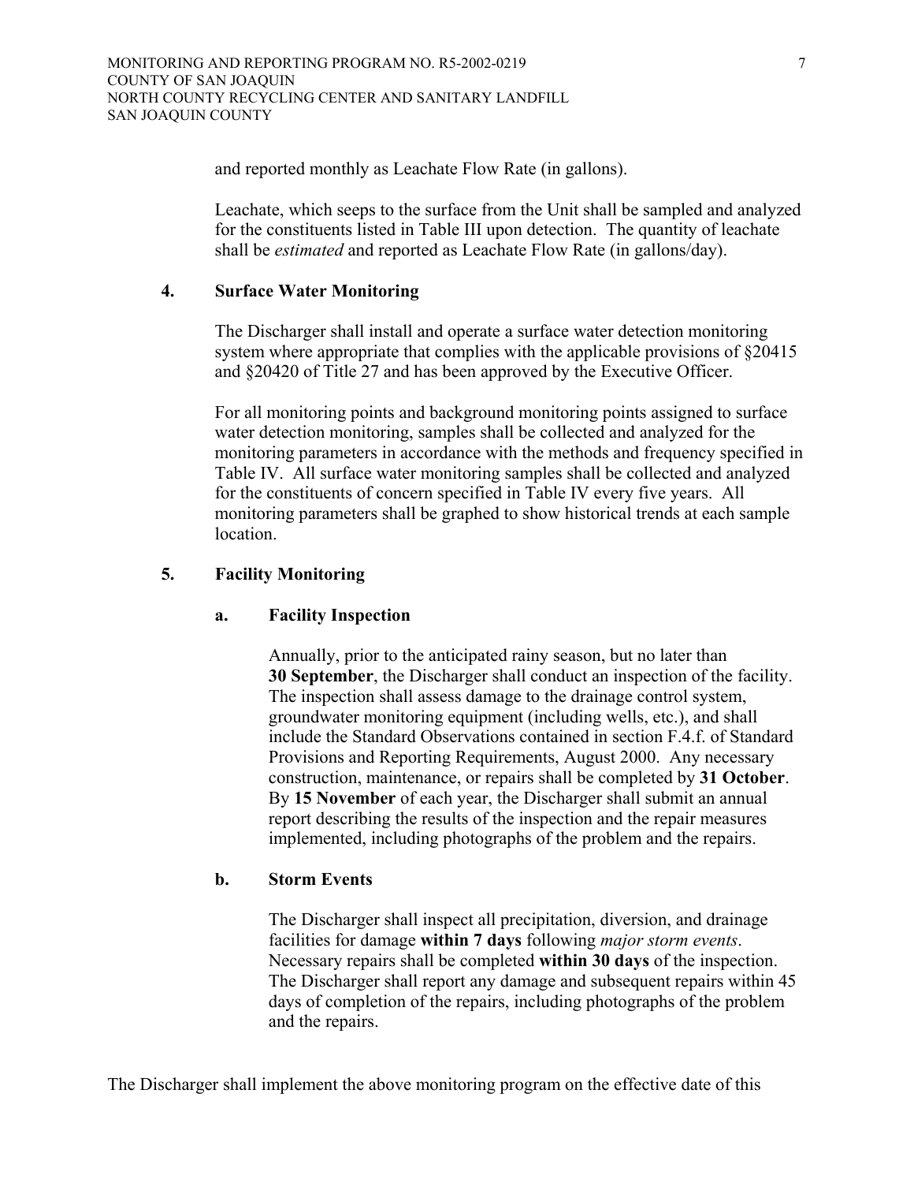and reported monthly as Leachate Flow Rate (in gallons).

Leachate, which seeps to the surface from the Unit shall be sampled and analyzed for the constituents listed in Table III upon detection. The quantity of leachate shall be *estimated* and reported as Leachate Flow Rate (in gallons/day).

### 4. Surface Water Monitoring

The Discharger shall install and operate a surface water detection monitoring system where appropriate that complies with the applicable provisions of §20415 and §20420 of Title 27 and has been approved by the Executive Officer.

For all monitoring points and background monitoring points assigned to surface water detection monitoring, samples shall be collected and analyzed for the monitoring parameters in accordance with the methods and frequency specified in Table IV. All surface water monitoring samples shall be collected and analyzed for the constituents of concern specified in Table IV every five years. All monitoring parameters shall be graphed to show historical trends at each sample location.

### 5. Facility Monitoring

#### a. Facility Inspection

Annually, prior to the anticipated rainy season, but no later than **30 September**, the Discharger shall conduct an inspection of the facility. The inspection shall assess damage to the drainage control system, groundwater monitoring equipment (including wells, etc.), and shall include the Standard Observations contained in section F.4.f. of Standard Provisions and Reporting Requirements, August 2000. Any necessary construction, maintenance, or repairs shall be completed by **31 October**. By **15 November** of each year, the Discharger shall submit an annual report describing the results of the inspection and the repair measures implemented, including photographs of the problem and the repairs.

#### b. Storm Events

The Discharger shall inspect all precipitation, diversion, and drainage facilities for damage **within 7 days** following *major storm events*. Necessary repairs shall be completed **within 30 days** of the inspection. The Discharger shall report any damage and subsequent repairs within 45 days of completion of the repairs, including photographs of the problem and the repairs.

The Discharger shall implement the above monitoring program on the effective date of this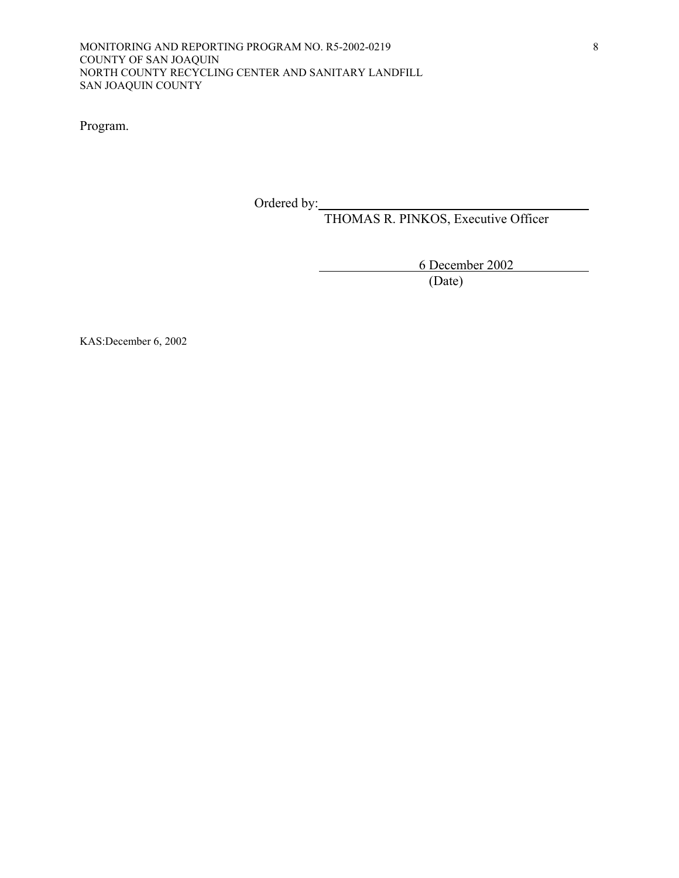Program.

Ordered by: ______________________________

THOMAS R. PINKOS, Executive Officer

6 December 2002

(Date)

KAS:December 6, 2002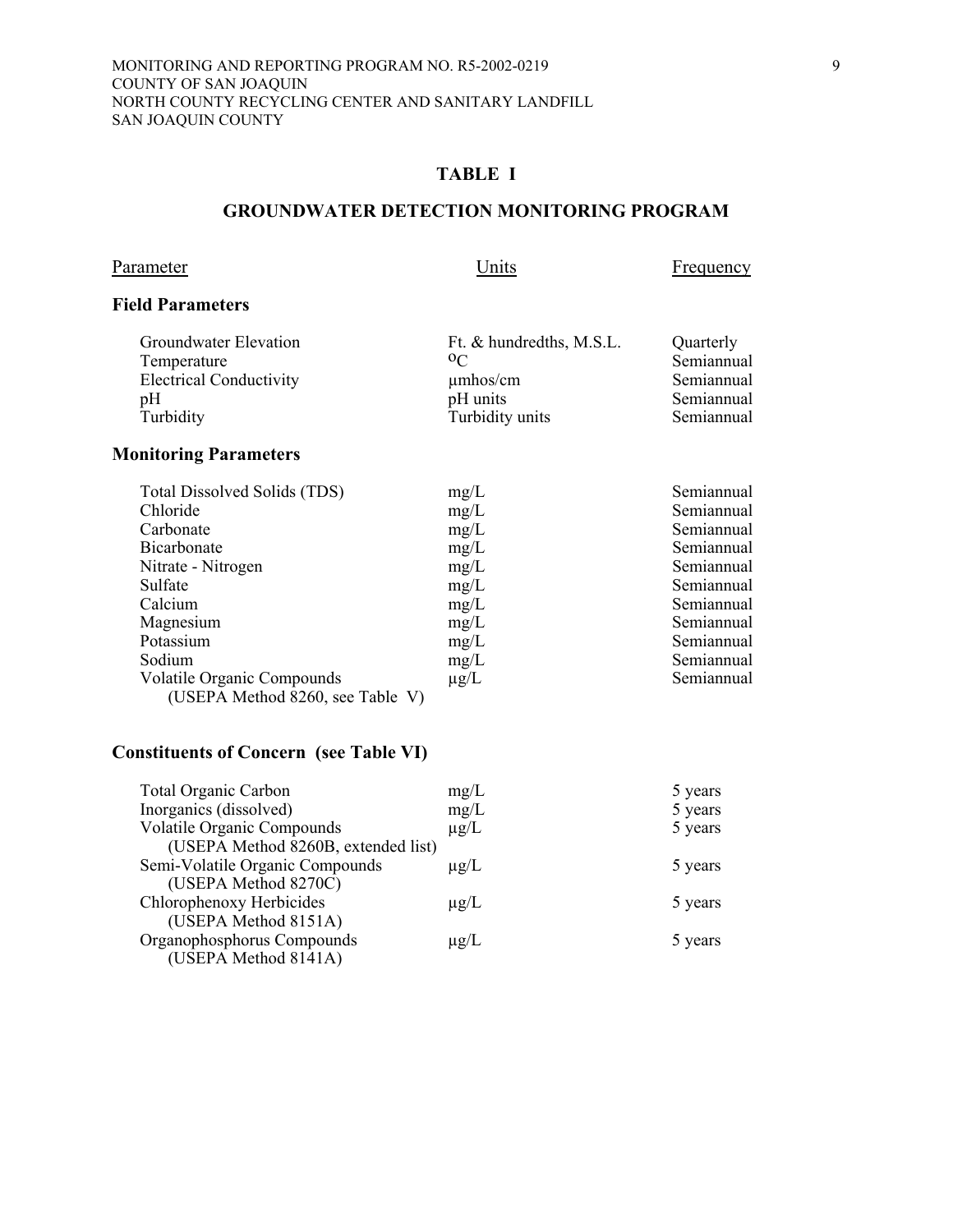## TABLE I

## GROUNDWATER DETECTION MONITORING PROGRAM

| Parameter | Units | Frequency |
|---|---|---|
| **Field Parameters** | | |
| Groundwater Elevation | Ft. & hundredths, M.S.L. | Quarterly |
| Temperature | $^{o}C$ | Semiannual |
| Electrical Conductivity | µmhos/cm | Semiannual |
| pH | pH units | Semiannual |
| Turbidity | Turbidity units | Semiannual |
| **Monitoring Parameters** | | |
| Total Dissolved Solids (TDS) | mg/L | Semiannual |
| Chloride | mg/L | Semiannual |
| Carbonate | mg/L | Semiannual |
| Bicarbonate | mg/L | Semiannual |
| Nitrate - Nitrogen | mg/L | Semiannual |
| Sulfate | mg/L | Semiannual |
| Calcium | mg/L | Semiannual |
| Magnesium | mg/L | Semiannual |
| Potassium | mg/L | Semiannual |
| Sodium | mg/L | Semiannual |
| Volatile Organic Compounds (USEPA Method 8260, see Table V) | µg/L | Semiannual |
| **Constituents of Concern (see Table VI)** | | |
| Total Organic Carbon | mg/L | 5 years |
| Inorganics (dissolved) | mg/L | 5 years |
| Volatile Organic Compounds (USEPA Method 8260B, extended list) | µg/L | 5 years |
| Semi-Volatile Organic Compounds (USEPA Method 8270C) | µg/L | 5 years |
| Chlorophenoxy Herbicides (USEPA Method 8151A) | µg/L | 5 years |
| Organophosphorus Compounds (USEPA Method 8141A) | µg/L | 5 years |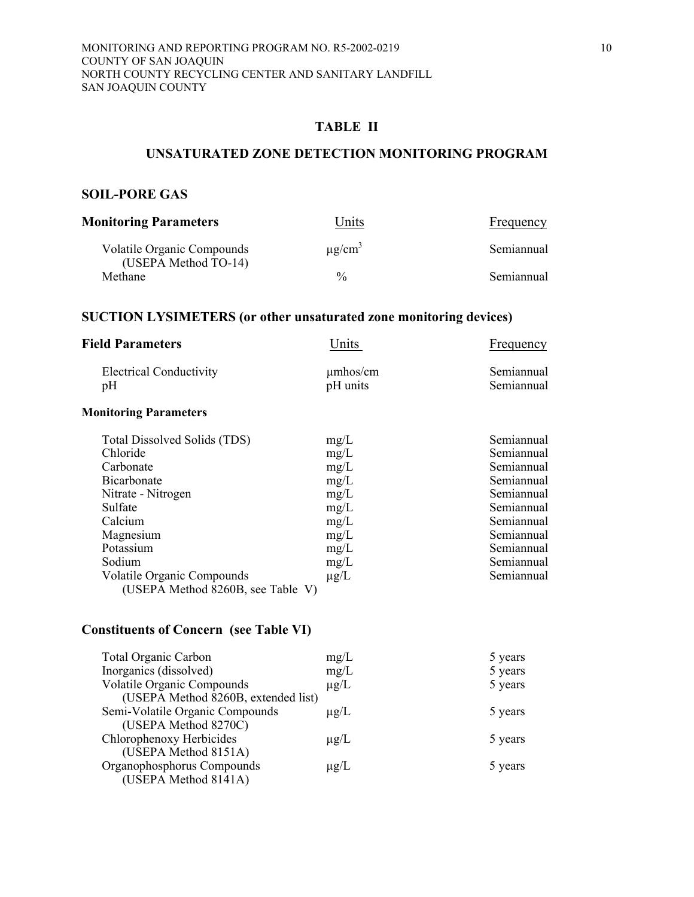## TABLE II

## UNSATURATED ZONE DETECTION MONITORING PROGRAM

### SOIL-PORE GAS

| Monitoring Parameters | Units | Frequency |
|---|---|---|
| Volatile Organic Compounds (USEPA Method TO-14) | $\mu g/cm^3$ | Semiannual |
| Methane | % | Semiannual |

### SUCTION LYSIMETERS (or other unsaturated zone monitoring devices)

| Field Parameters | Units | Frequency |
|---|---|---|
| Electrical Conductivity | µmhos/cm | Semiannual |
| pH | pH units | Semiannual |
| **Monitoring Parameters** | | |
| Total Dissolved Solids (TDS) | mg/L | Semiannual |
| Chloride | mg/L | Semiannual |
| Carbonate | mg/L | Semiannual |
| Bicarbonate | mg/L | Semiannual |
| Nitrate - Nitrogen | mg/L | Semiannual |
| Sulfate | mg/L | Semiannual |
| Calcium | mg/L | Semiannual |
| Magnesium | mg/L | Semiannual |
| Potassium | mg/L | Semiannual |
| Sodium | mg/L | Semiannual |
| Volatile Organic Compounds (USEPA Method 8260B, see Table V) | µg/L | Semiannual |

### Constituents of Concern (see Table VI)

| Parameter | Units | Frequency |
|---|---|---|
| Total Organic Carbon | mg/L | 5 years |
| Inorganics (dissolved) | mg/L | 5 years |
| Volatile Organic Compounds (USEPA Method 8260B, extended list) | µg/L | 5 years |
| Semi-Volatile Organic Compounds (USEPA Method 8270C) | µg/L | 5 years |
| Chlorophenoxy Herbicides (USEPA Method 8151A) | µg/L | 5 years |
| Organophosphorus Compounds (USEPA Method 8141A) | µg/L | 5 years |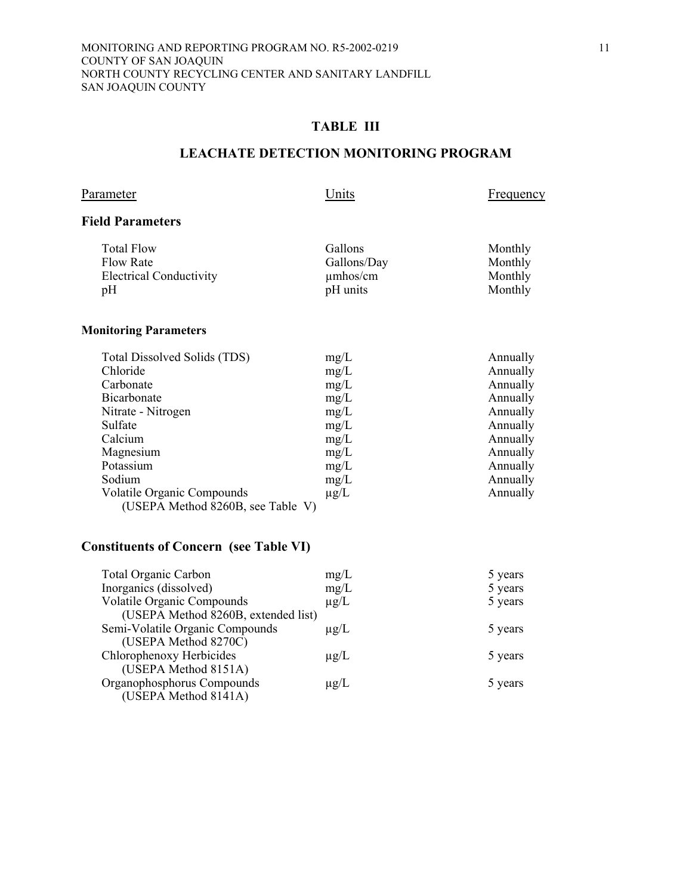## TABLE III

## LEACHATE DETECTION MONITORING PROGRAM

| Parameter | Units | Frequency |
|---|---|---|
| **Field Parameters** | | |
| Total Flow | Gallons | Monthly |
| Flow Rate | Gallons/Day | Monthly |
| Electrical Conductivity | µmhos/cm | Monthly |
| pH | pH units | Monthly |
| **Monitoring Parameters** | | |
| Total Dissolved Solids (TDS) | mg/L | Annually |
| Chloride | mg/L | Annually |
| Carbonate | mg/L | Annually |
| Bicarbonate | mg/L | Annually |
| Nitrate - Nitrogen | mg/L | Annually |
| Sulfate | mg/L | Annually |
| Calcium | mg/L | Annually |
| Magnesium | mg/L | Annually |
| Potassium | mg/L | Annually |
| Sodium | mg/L | Annually |
| Volatile Organic Compounds (USEPA Method 8260B, see Table V) | µg/L | Annually |
| **Constituents of Concern (see Table VI)** | | |
| Total Organic Carbon | mg/L | 5 years |
| Inorganics (dissolved) | mg/L | 5 years |
| Volatile Organic Compounds (USEPA Method 8260B, extended list) | µg/L | 5 years |
| Semi-Volatile Organic Compounds (USEPA Method 8270C) | µg/L | 5 years |
| Chlorophenoxy Herbicides (USEPA Method 8151A) | µg/L | 5 years |
| Organophosphorus Compounds (USEPA Method 8141A) | µg/L | 5 years |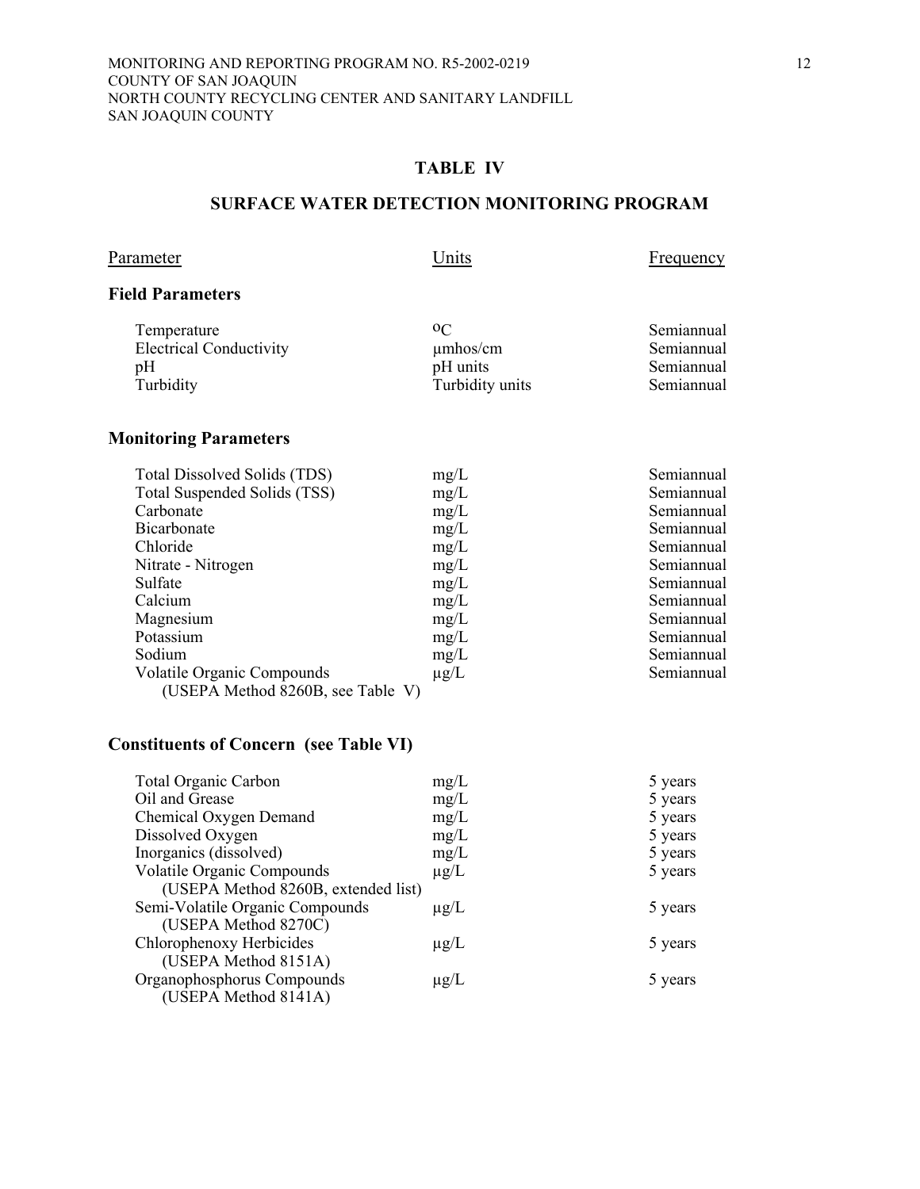## TABLE IV

## SURFACE WATER DETECTION MONITORING PROGRAM

| Parameter | Units | Frequency |
|---|---|---|
| **Field Parameters** | | |
| Temperature | $^oC$ | Semiannual |
| Electrical Conductivity | µmhos/cm | Semiannual |
| pH | pH units | Semiannual |
| Turbidity | Turbidity units | Semiannual |
| **Monitoring Parameters** | | |
| Total Dissolved Solids (TDS) | mg/L | Semiannual |
| Total Suspended Solids (TSS) | mg/L | Semiannual |
| Carbonate | mg/L | Semiannual |
| Bicarbonate | mg/L | Semiannual |
| Chloride | mg/L | Semiannual |
| Nitrate - Nitrogen | mg/L | Semiannual |
| Sulfate | mg/L | Semiannual |
| Calcium | mg/L | Semiannual |
| Magnesium | mg/L | Semiannual |
| Potassium | mg/L | Semiannual |
| Sodium | mg/L | Semiannual |
| Volatile Organic Compounds (USEPA Method 8260B, see Table V) | µg/L | Semiannual |
| **Constituents of Concern (see Table VI)** | | |
| Total Organic Carbon | mg/L | 5 years |
| Oil and Grease | mg/L | 5 years |
| Chemical Oxygen Demand | mg/L | 5 years |
| Dissolved Oxygen | mg/L | 5 years |
| Inorganics (dissolved) | mg/L | 5 years |
| Volatile Organic Compounds (USEPA Method 8260B, extended list) | µg/L | 5 years |
| Semi-Volatile Organic Compounds (USEPA Method 8270C) | µg/L | 5 years |
| Chlorophenoxy Herbicides (USEPA Method 8151A) | µg/L | 5 years |
| Organophosphorus Compounds (USEPA Method 8141A) | µg/L | 5 years |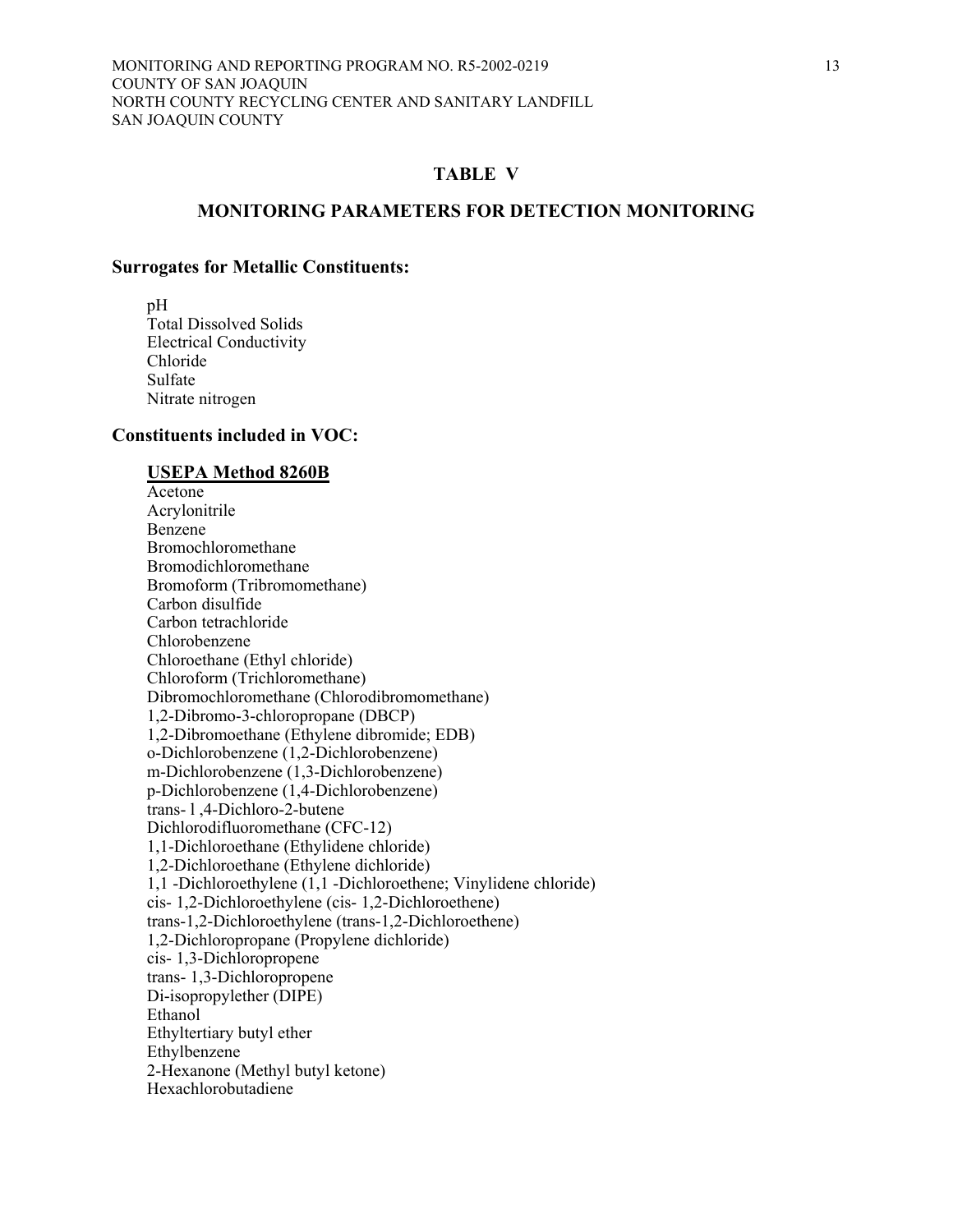## TABLE V

## MONITORING PARAMETERS FOR DETECTION MONITORING

### Surrogates for Metallic Constituents:

pH
Total Dissolved Solids
Electrical Conductivity
Chloride
Sulfate
Nitrate nitrogen

### Constituents included in VOC:

**USEPA Method 8260B**

Acetone
Acrylonitrile
Benzene
Bromochloromethane
Bromodichloromethane
Bromoform (Tribromomethane)
Carbon disulfide
Carbon tetrachloride
Chlorobenzene
Chloroethane (Ethyl chloride)
Chloroform (Trichloromethane)
Dibromochloromethane (Chlorodibromomethane)
1,2-Dibromo-3-chloropropane (DBCP)
1,2-Dibromoethane (Ethylene dibromide; EDB)
o-Dichlorobenzene (1,2-Dichlorobenzene)
m-Dichlorobenzene (1,3-Dichlorobenzene)
p-Dichlorobenzene (1,4-Dichlorobenzene)
trans- l ,4-Dichloro-2-butene
Dichlorodifluoromethane (CFC-12)
1,1-Dichloroethane (Ethylidene chloride)
1,2-Dichloroethane (Ethylene dichloride)
1,1 -Dichloroethylene (1,1 -Dichloroethene; Vinylidene chloride)
cis- 1,2-Dichloroethylene (cis- 1,2-Dichloroethene)
trans-1,2-Dichloroethylene (trans-1,2-Dichloroethene)
1,2-Dichloropropane (Propylene dichloride)
cis- 1,3-Dichloropropene
trans- 1,3-Dichloropropene
Di-isopropylether (DIPE)
Ethanol
Ethyltertiary butyl ether
Ethylbenzene
2-Hexanone (Methyl butyl ketone)
Hexachlorobutadiene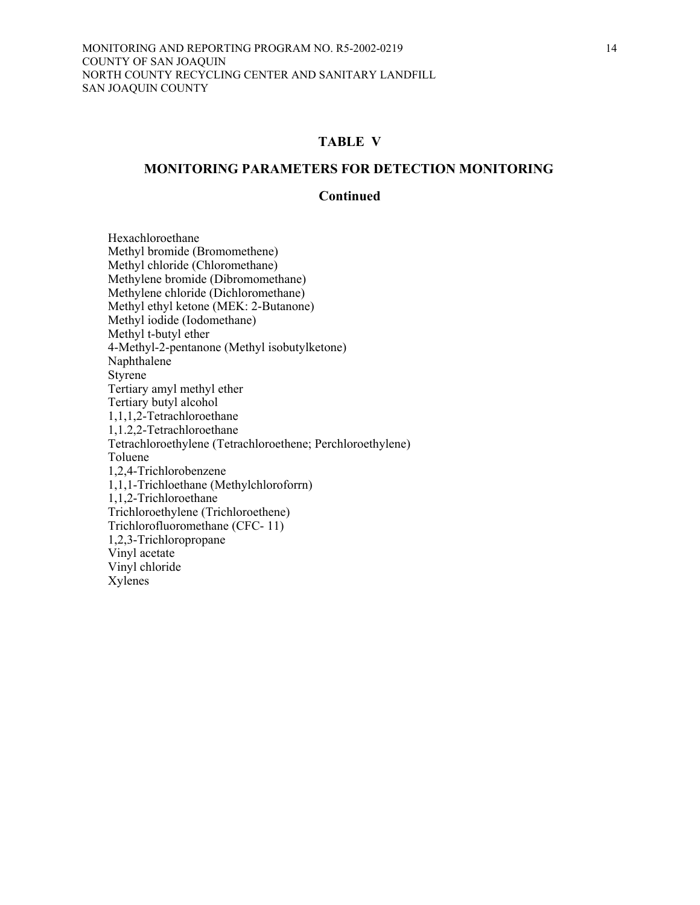## TABLE V

## MONITORING PARAMETERS FOR DETECTION MONITORING

## Continued

Hexachloroethane
Methyl bromide (Bromomethene)
Methyl chloride (Chloromethane)
Methylene bromide (Dibromomethane)
Methylene chloride (Dichloromethane)
Methyl ethyl ketone (MEK: 2-Butanone)
Methyl iodide (Iodomethane)
Methyl t-butyl ether
4-Methyl-2-pentanone (Methyl isobutylketone)
Naphthalene
Styrene
Tertiary amyl methyl ether
Tertiary butyl alcohol
1,1,1,2-Tetrachloroethane
1,1.2,2-Tetrachloroethane
Tetrachloroethylene (Tetrachloroethene; Perchloroethylene)
Toluene
1,2,4-Trichlorobenzene
1,1,1-Trichloethane (Methylchloroforrn)
1,1,2-Trichloroethane
Trichloroethylene (Trichloroethene)
Trichlorofluoromethane (CFC- 11)
1,2,3-Trichloropropane
Vinyl acetate
Vinyl chloride
Xylenes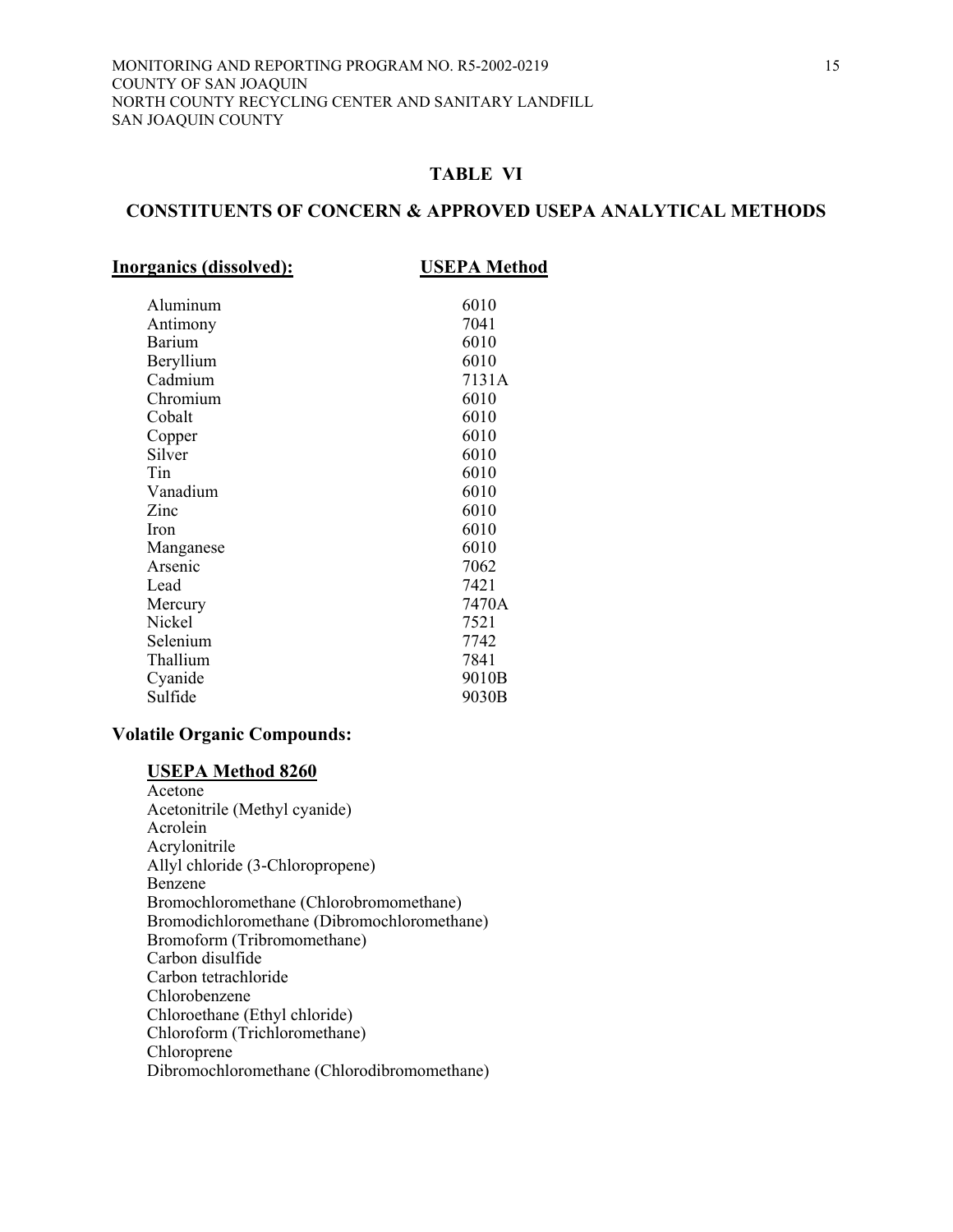## TABLE VI

## CONSTITUENTS OF CONCERN & APPROVED USEPA ANALYTICAL METHODS

| **Inorganics (dissolved):** | **USEPA Method** |
|---|---|
| Aluminum | 6010 |
| Antimony | 7041 |
| Barium | 6010 |
| Beryllium | 6010 |
| Cadmium | 7131A |
| Chromium | 6010 |
| Cobalt | 6010 |
| Copper | 6010 |
| Silver | 6010 |
| Tin | 6010 |
| Vanadium | 6010 |
| Zinc | 6010 |
| Iron | 6010 |
| Manganese | 6010 |
| Arsenic | 7062 |
| Lead | 7421 |
| Mercury | 7470A |
| Nickel | 7521 |
| Selenium | 7742 |
| Thallium | 7841 |
| Cyanide | 9010B |
| Sulfide | 9030B |

**Volatile Organic Compounds:**

**USEPA Method 8260**

Acetone
Acetonitrile (Methyl cyanide)
Acrolein
Acrylonitrile
Allyl chloride (3-Chloropropene)
Benzene
Bromochloromethane (Chlorobromomethane)
Bromodichloromethane (Dibromochloromethane)
Bromoform (Tribromomethane)
Carbon disulfide
Carbon tetrachloride
Chlorobenzene
Chloroethane (Ethyl chloride)
Chloroform (Trichloromethane)
Chloroprene
Dibromochloromethane (Chlorodibromomethane)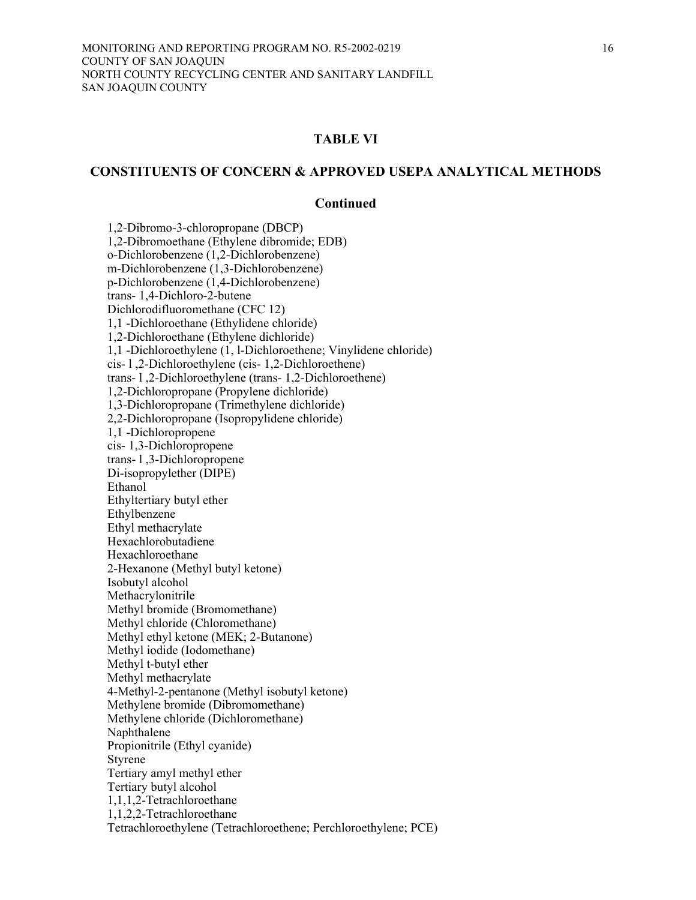## TABLE VI

## CONSTITUENTS OF CONCERN & APPROVED USEPA ANALYTICAL METHODS

### Continued

1,2-Dibromo-3-chloropropane (DBCP)
1,2-Dibromoethane (Ethylene dibromide; EDB)
o-Dichlorobenzene (1,2-Dichlorobenzene)
m-Dichlorobenzene (1,3-Dichlorobenzene)
p-Dichlorobenzene (1,4-Dichlorobenzene)
trans- 1,4-Dichloro-2-butene
Dichlorodifluoromethane (CFC 12)
1,1 -Dichloroethane (Ethylidene chloride)
1,2-Dichloroethane (Ethylene dichloride)
1,1 -Dichloroethylene (1, l-Dichloroethene; Vinylidene chloride)
cis- l ,2-Dichloroethylene (cis- 1,2-Dichloroethene)
trans- l ,2-Dichloroethylene (trans- 1,2-Dichloroethene)
1,2-Dichloropropane (Propylene dichloride)
1,3-Dichloropropane (Trimethylene dichloride)
2,2-Dichloropropane (Isopropylidene chloride)
1,1 -Dichloropropene
cis- 1,3-Dichloropropene
trans- l ,3-Dichloropropene
Di-isopropylether (DIPE)
Ethanol
Ethyltertiary butyl ether
Ethylbenzene
Ethyl methacrylate
Hexachlorobutadiene
Hexachloroethane
2-Hexanone (Methyl butyl ketone)
Isobutyl alcohol
Methacrylonitrile
Methyl bromide (Bromomethane)
Methyl chloride (Chloromethane)
Methyl ethyl ketone (MEK; 2-Butanone)
Methyl iodide (Iodomethane)
Methyl t-butyl ether
Methyl methacrylate
4-Methyl-2-pentanone (Methyl isobutyl ketone)
Methylene bromide (Dibromomethane)
Methylene chloride (Dichloromethane)
Naphthalene
Propionitrile (Ethyl cyanide)
Styrene
Tertiary amyl methyl ether
Tertiary butyl alcohol
1,1,1,2-Tetrachloroethane
1,1,2,2-Tetrachloroethane
Tetrachloroethylene (Tetrachloroethene; Perchloroethylene; PCE)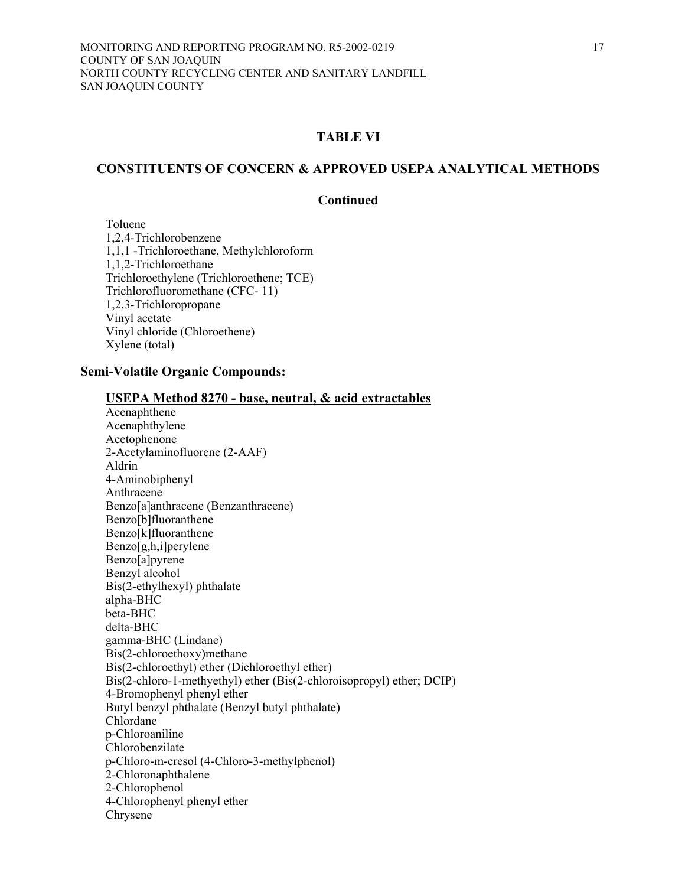## TABLE VI

## CONSTITUENTS OF CONCERN & APPROVED USEPA ANALYTICAL METHODS

### Continued

Toluene
1,2,4-Trichlorobenzene
1,1,1 -Trichloroethane, Methylchloroform
1,1,2-Trichloroethane
Trichloroethylene (Trichloroethene; TCE)
Trichlorofluoromethane (CFC- 11)
1,2,3-Trichloropropane
Vinyl acetate
Vinyl chloride (Chloroethene)
Xylene (total)

**Semi-Volatile Organic Compounds:**

**<u>USEPA Method 8270 - base, neutral, & acid extractables</u>**

Acenaphthene
Acenaphthylene
Acetophenone
2-Acetylaminofluorene (2-AAF)
Aldrin
4-Aminobiphenyl
Anthracene
Benzo[a]anthracene (Benzanthracene)
Benzo[b]fluoranthene
Benzo[k]fluoranthene
Benzo[g,h,i]perylene
Benzo[a]pyrene
Benzyl alcohol
Bis(2-ethylhexyl) phthalate
alpha-BHC
beta-BHC
delta-BHC
gamma-BHC (Lindane)
Bis(2-chloroethoxy)methane
Bis(2-chloroethyl) ether (Dichloroethyl ether)
Bis(2-chloro-1-methyethyl) ether (Bis(2-chloroisopropyl) ether; DCIP)
4-Bromophenyl phenyl ether
Butyl benzyl phthalate (Benzyl butyl phthalate)
Chlordane
p-Chloroaniline
Chlorobenzilate
p-Chloro-m-cresol (4-Chloro-3-methylphenol)
2-Chloronaphthalene
2-Chlorophenol
4-Chlorophenyl phenyl ether
Chrysene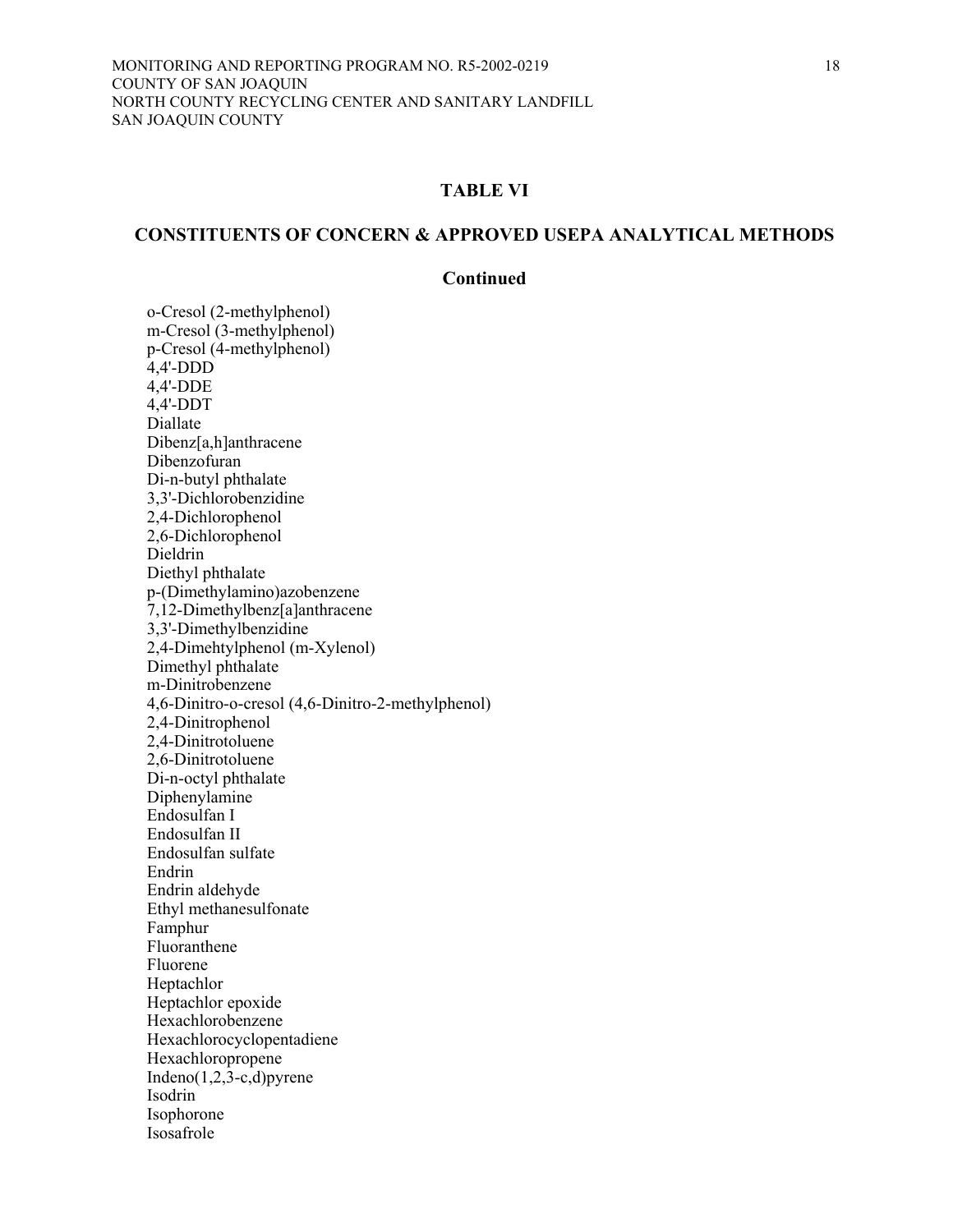## TABLE VI

## CONSTITUENTS OF CONCERN & APPROVED USEPA ANALYTICAL METHODS

### Continued

o-Cresol (2-methylphenol)
m-Cresol (3-methylphenol)
p-Cresol (4-methylphenol)
4,4'-DDD
4,4'-DDE
4,4'-DDT
Diallate
Dibenz[a,h]anthracene
Dibenzofuran
Di-n-butyl phthalate
3,3'-Dichlorobenzidine
2,4-Dichlorophenol
2,6-Dichlorophenol
Dieldrin
Diethyl phthalate
p-(Dimethylamino)azobenzene
7,12-Dimethylbenz[a]anthracene
3,3'-Dimethylbenzidine
2,4-Dimehtylphenol (m-Xylenol)
Dimethyl phthalate
m-Dinitrobenzene
4,6-Dinitro-o-cresol (4,6-Dinitro-2-methylphenol)
2,4-Dinitrophenol
2,4-Dinitrotoluene
2,6-Dinitrotoluene
Di-n-octyl phthalate
Diphenylamine
Endosulfan I
Endosulfan II
Endosulfan sulfate
Endrin
Endrin aldehyde
Ethyl methanesulfonate
Famphur
Fluoranthene
Fluorene
Heptachlor
Heptachlor epoxide
Hexachlorobenzene
Hexachlorocyclopentadiene
Hexachloropropene
Indeno(1,2,3-c,d)pyrene
Isodrin
Isophorone
Isosafrole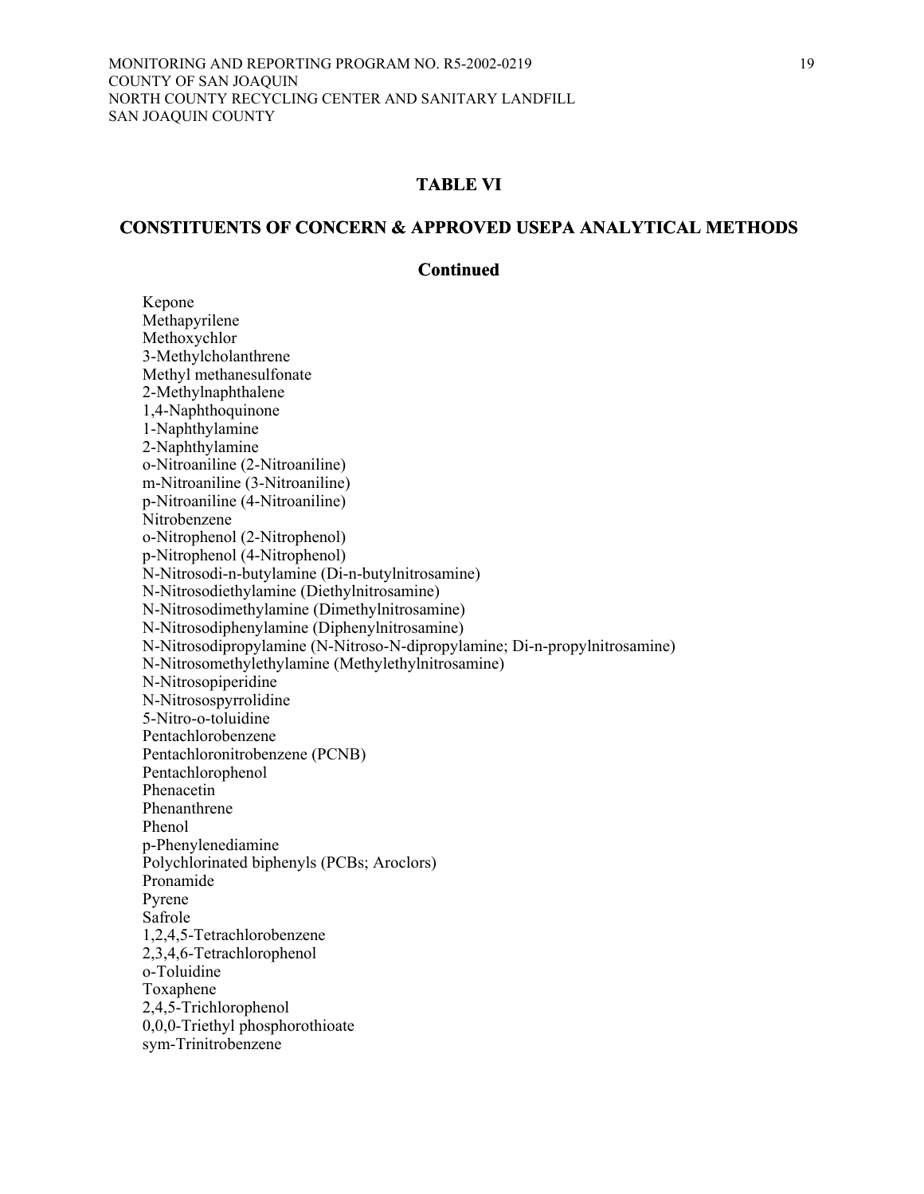## TABLE VI

## CONSTITUENTS OF CONCERN & APPROVED USEPA ANALYTICAL METHODS

### Continued

Kepone
Methapyrilene
Methoxychlor
3-Methylcholanthrene
Methyl methanesulfonate
2-Methylnaphthalene
1,4-Naphthoquinone
1-Naphthylamine
2-Naphthylamine
o-Nitroaniline (2-Nitroaniline)
m-Nitroaniline (3-Nitroaniline)
p-Nitroaniline (4-Nitroaniline)
Nitrobenzene
o-Nitrophenol (2-Nitrophenol)
p-Nitrophenol (4-Nitrophenol)
N-Nitrosodi-n-butylamine (Di-n-butylnitrosamine)
N-Nitrosodiethylamine (Diethylnitrosamine)
N-Nitrosodimethylamine (Dimethylnitrosamine)
N-Nitrosodiphenylamine (Diphenylnitrosamine)
N-Nitrosodipropylamine (N-Nitroso-N-dipropylamine; Di-n-propylnitrosamine)
N-Nitrosomethylethylamine (Methylethylnitrosamine)
N-Nitrosopiperidine
N-Nitrosospyrrolidine
5-Nitro-o-toluidine
Pentachlorobenzene
Pentachloronitrobenzene (PCNB)
Pentachlorophenol
Phenacetin
Phenanthrene
Phenol
p-Phenylenediamine
Polychlorinated biphenyls (PCBs; Aroclors)
Pronamide
Pyrene
Safrole
1,2,4,5-Tetrachlorobenzene
2,3,4,6-Tetrachlorophenol
o-Toluidine
Toxaphene
2,4,5-Trichlorophenol
0,0,0-Triethyl phosphorothioate
sym-Trinitrobenzene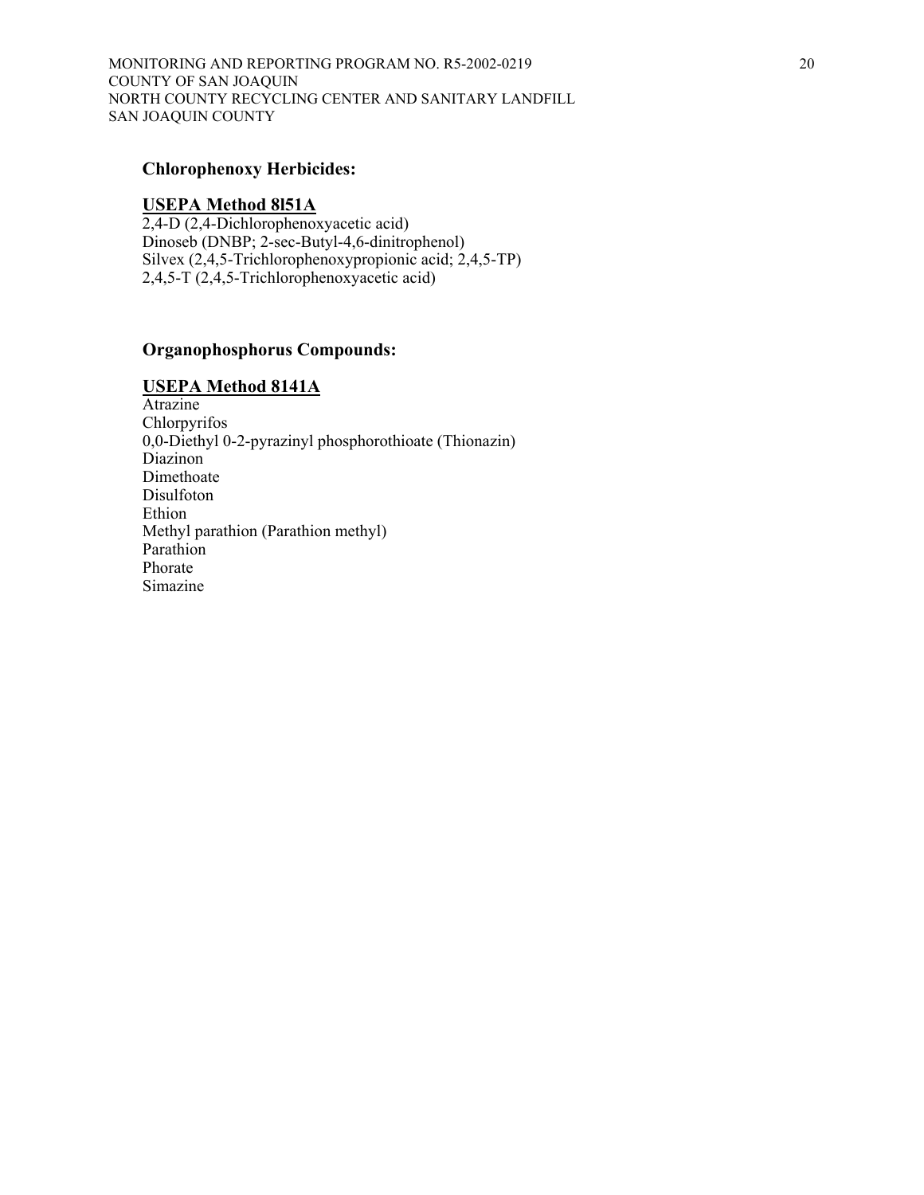**Chlorophenoxy Herbicides:**

**USEPA Method 8l51A**

2,4-D (2,4-Dichlorophenoxyacetic acid)
Dinoseb (DNBP; 2-sec-Butyl-4,6-dinitrophenol)
Silvex (2,4,5-Trichlorophenoxypropionic acid; 2,4,5-TP)
2,4,5-T (2,4,5-Trichlorophenoxyacetic acid)

**Organophosphorus Compounds:**

**USEPA Method 8141A**

Atrazine
Chlorpyrifos
0,0-Diethyl 0-2-pyrazinyl phosphorothioate (Thionazin)
Diazinon
Dimethoate
Disulfoton
Ethion
Methyl parathion (Parathion methyl)
Parathion
Phorate
Simazine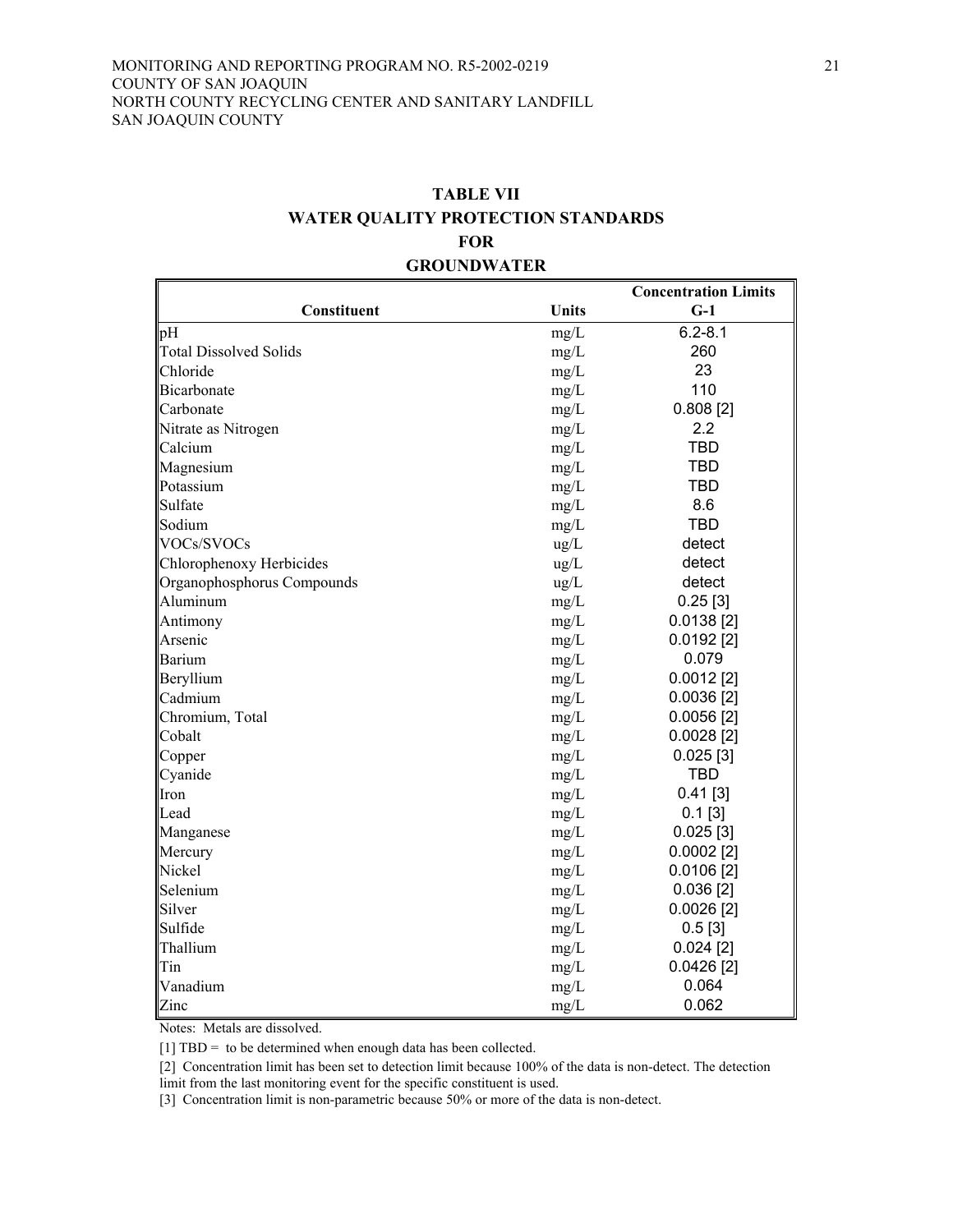## TABLE VII
## WATER QUALITY PROTECTION STANDARDS
## FOR
## GROUNDWATER

| Constituent | Units | Concentration Limits G-1 |
|---|---|---|
| pH | mg/L | 6.2-8.1 |
| Total Dissolved Solids | mg/L | 260 |
| Chloride | mg/L | 23 |
| Bicarbonate | mg/L | 110 |
| Carbonate | mg/L | 0.808 [2] |
| Nitrate as Nitrogen | mg/L | 2.2 |
| Calcium | mg/L | TBD |
| Magnesium | mg/L | TBD |
| Potassium | mg/L | TBD |
| Sulfate | mg/L | 8.6 |
| Sodium | mg/L | TBD |
| VOCs/SVOCs | ug/L | detect |
| Chlorophenoxy Herbicides | ug/L | detect |
| Organophosphorus Compounds | ug/L | detect |
| Aluminum | mg/L | 0.25 [3] |
| Antimony | mg/L | 0.0138 [2] |
| Arsenic | mg/L | 0.0192 [2] |
| Barium | mg/L | 0.079 |
| Beryllium | mg/L | 0.0012 [2] |
| Cadmium | mg/L | 0.0036 [2] |
| Chromium, Total | mg/L | 0.0056 [2] |
| Cobalt | mg/L | 0.0028 [2] |
| Copper | mg/L | 0.025 [3] |
| Cyanide | mg/L | TBD |
| Iron | mg/L | 0.41 [3] |
| Lead | mg/L | 0.1 [3] |
| Manganese | mg/L | 0.025 [3] |
| Mercury | mg/L | 0.0002 [2] |
| Nickel | mg/L | 0.0106 [2] |
| Selenium | mg/L | 0.036 [2] |
| Silver | mg/L | 0.0026 [2] |
| Sulfide | mg/L | 0.5 [3] |
| Thallium | mg/L | 0.024 [2] |
| Tin | mg/L | 0.0426 [2] |
| Vanadium | mg/L | 0.064 |
| Zinc | mg/L | 0.062 |

Notes: Metals are dissolved.

[1] TBD = to be determined when enough data has been collected.

[2] Concentration limit has been set to detection limit because 100% of the data is non-detect. The detection limit from the last monitoring event for the specific constituent is used.

[3] Concentration limit is non-parametric because 50% or more of the data is non-detect.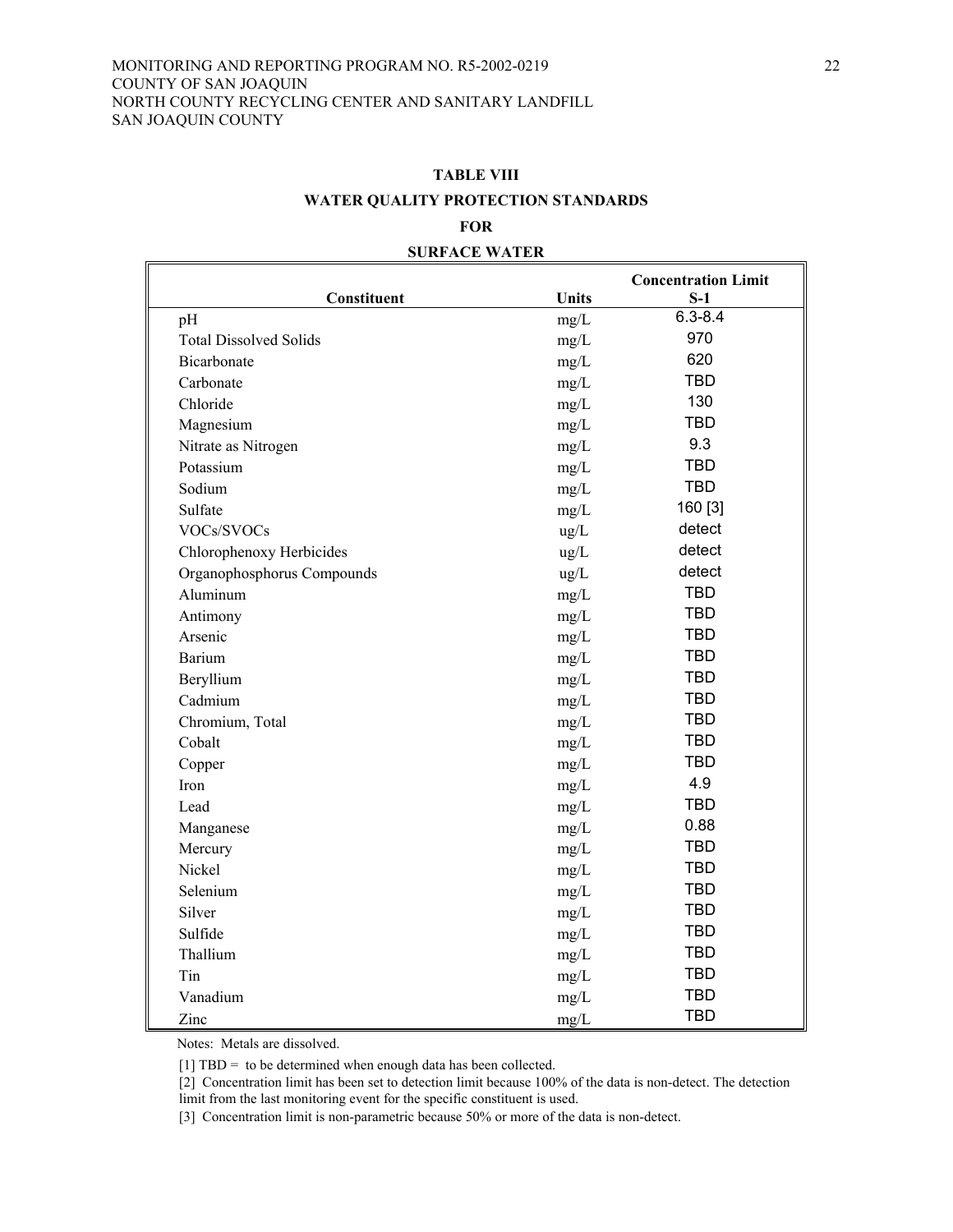## TABLE VIII

## WATER QUALITY PROTECTION STANDARDS

## FOR

## SURFACE WATER

| Constituent | Units | Concentration Limit S-1 |
|---|---|---|
| pH | mg/L | 6.3-8.4 |
| Total Dissolved Solids | mg/L | 970 |
| Bicarbonate | mg/L | 620 |
| Carbonate | mg/L | TBD |
| Chloride | mg/L | 130 |
| Magnesium | mg/L | TBD |
| Nitrate as Nitrogen | mg/L | 9.3 |
| Potassium | mg/L | TBD |
| Sodium | mg/L | TBD |
| Sulfate | mg/L | 160 [3] |
| VOCs/SVOCs | ug/L | detect |
| Chlorophenoxy Herbicides | ug/L | detect |
| Organophosphorus Compounds | ug/L | detect |
| Aluminum | mg/L | TBD |
| Antimony | mg/L | TBD |
| Arsenic | mg/L | TBD |
| Barium | mg/L | TBD |
| Beryllium | mg/L | TBD |
| Cadmium | mg/L | TBD |
| Chromium, Total | mg/L | TBD |
| Cobalt | mg/L | TBD |
| Copper | mg/L | TBD |
| Iron | mg/L | 4.9 |
| Lead | mg/L | TBD |
| Manganese | mg/L | 0.88 |
| Mercury | mg/L | TBD |
| Nickel | mg/L | TBD |
| Selenium | mg/L | TBD |
| Silver | mg/L | TBD |
| Sulfide | mg/L | TBD |
| Thallium | mg/L | TBD |
| Tin | mg/L | TBD |
| Vanadium | mg/L | TBD |
| Zinc | mg/L | TBD |

Notes: Metals are dissolved.

[1] TBD = to be determined when enough data has been collected.

[2] Concentration limit has been set to detection limit because 100% of the data is non-detect. The detection limit from the last monitoring event for the specific constituent is used.

[3] Concentration limit is non-parametric because 50% or more of the data is non-detect.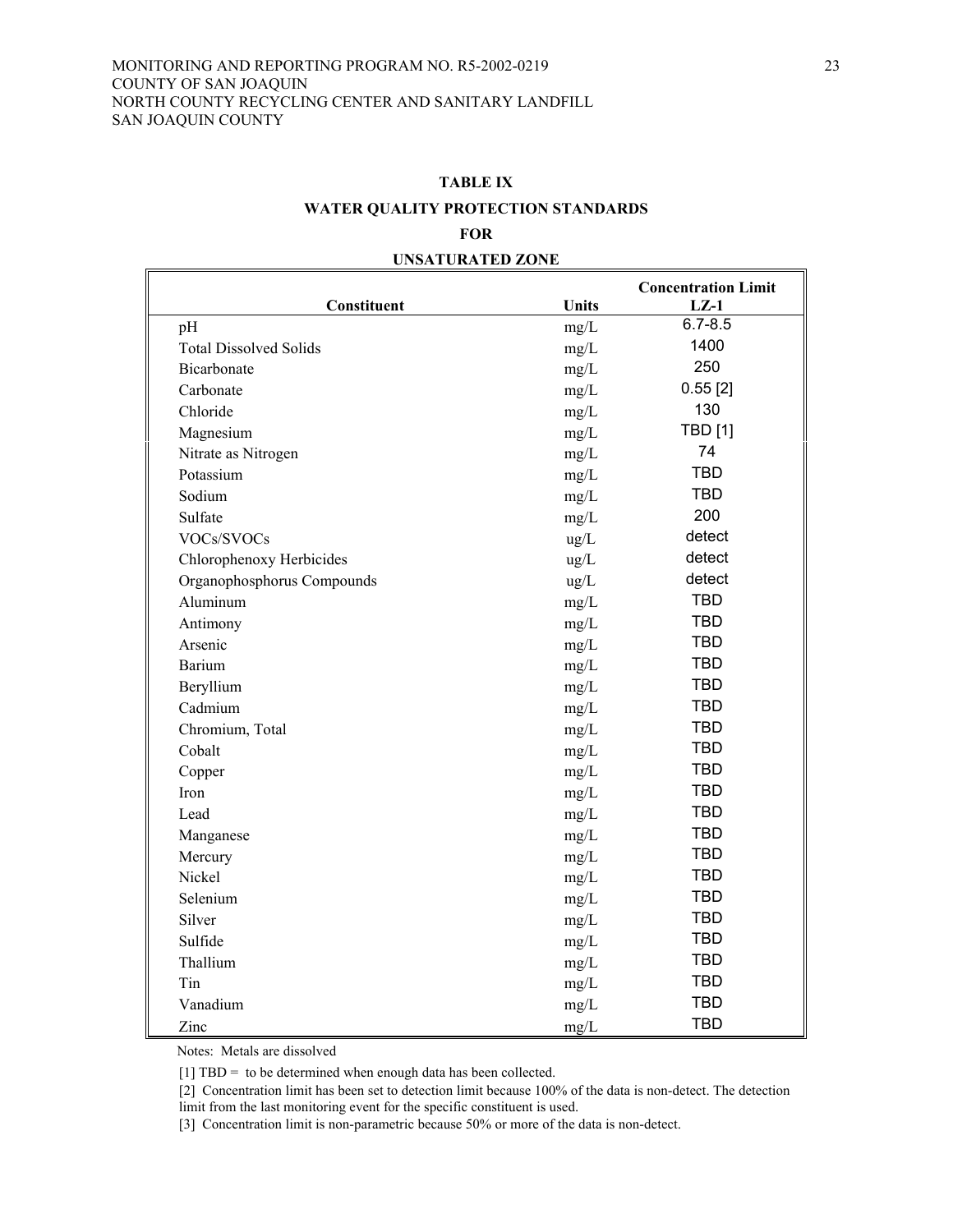MONITORING AND REPORTING PROGRAM NO. R5-2002-0219
COUNTY OF SAN JOAQUIN
NORTH COUNTY RECYCLING CENTER AND SANITARY LANDFILL
SAN JOAQUIN COUNTY

**TABLE IX**

**WATER QUALITY PROTECTION STANDARDS**

**FOR**

**UNSATURATED ZONE**

| Constituent | Units | Concentration Limit LZ-1 |
|---|---|---|
| pH | mg/L | 6.7-8.5 |
| Total Dissolved Solids | mg/L | 1400 |
| Bicarbonate | mg/L | 250 |
| Carbonate | mg/L | 0.55 [2] |
| Chloride | mg/L | 130 |
| Magnesium | mg/L | TBD [1] |
| Nitrate as Nitrogen | mg/L | 74 |
| Potassium | mg/L | TBD |
| Sodium | mg/L | TBD |
| Sulfate | mg/L | 200 |
| VOCs/SVOCs | ug/L | detect |
| Chlorophenoxy Herbicides | ug/L | detect |
| Organophosphorus Compounds | ug/L | detect |
| Aluminum | mg/L | TBD |
| Antimony | mg/L | TBD |
| Arsenic | mg/L | TBD |
| Barium | mg/L | TBD |
| Beryllium | mg/L | TBD |
| Cadmium | mg/L | TBD |
| Chromium, Total | mg/L | TBD |
| Cobalt | mg/L | TBD |
| Copper | mg/L | TBD |
| Iron | mg/L | TBD |
| Lead | mg/L | TBD |
| Manganese | mg/L | TBD |
| Mercury | mg/L | TBD |
| Nickel | mg/L | TBD |
| Selenium | mg/L | TBD |
| Silver | mg/L | TBD |
| Sulfide | mg/L | TBD |
| Thallium | mg/L | TBD |
| Tin | mg/L | TBD |
| Vanadium | mg/L | TBD |
| Zinc | mg/L | TBD |

Notes: Metals are dissolved

[1] TBD = to be determined when enough data has been collected.

[2] Concentration limit has been set to detection limit because 100% of the data is non-detect. The detection limit from the last monitoring event for the specific constituent is used.

[3] Concentration limit is non-parametric because 50% or more of the data is non-detect.